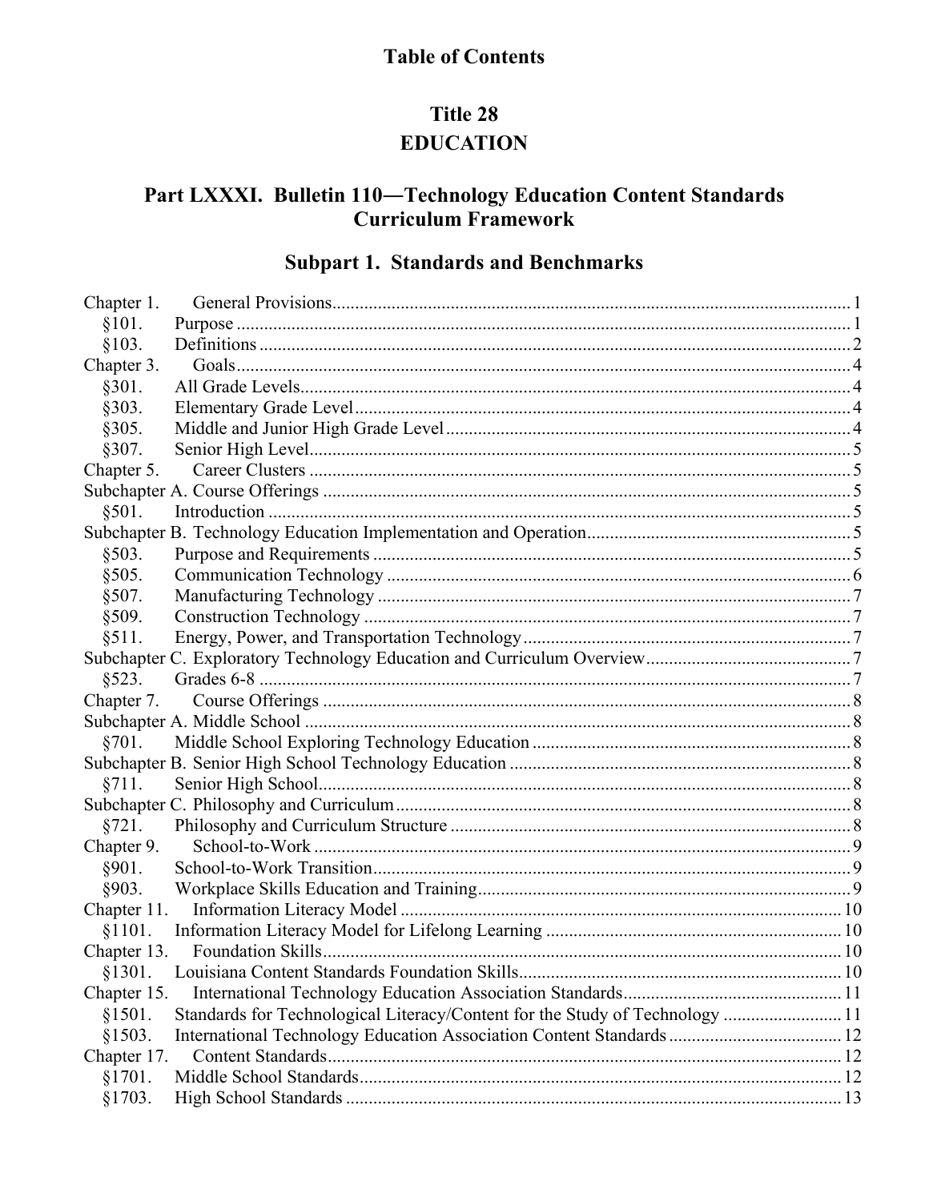# Table of Contents

## Title 28
## EDUCATION

## Part LXXXI. Bulletin 110―Technology Education Content Standards Curriculum Framework

## Subpart 1. Standards and Benchmarks

Chapter 1. General Provisions ........ 1
- §101. Purpose ........ 1
- §103. Definitions ........ 2

Chapter 3. Goals ........ 4
- §301. All Grade Levels ........ 4
- §303. Elementary Grade Level ........ 4
- §305. Middle and Junior High Grade Level ........ 4
- §307. Senior High Level ........ 5

Chapter 5. Career Clusters ........ 5

Subchapter A. Course Offerings ........ 5
- §501. Introduction ........ 5

Subchapter B. Technology Education Implementation and Operation ........ 5
- §503. Purpose and Requirements ........ 5
- §505. Communication Technology ........ 6
- §507. Manufacturing Technology ........ 7
- §509. Construction Technology ........ 7
- §511. Energy, Power, and Transportation Technology ........ 7

Subchapter C. Exploratory Technology Education and Curriculum Overview ........ 7
- §523. Grades 6-8 ........ 7

Chapter 7. Course Offerings ........ 8

Subchapter A. Middle School ........ 8
- §701. Middle School Exploring Technology Education ........ 8

Subchapter B. Senior High School Technology Education ........ 8
- §711. Senior High School ........ 8

Subchapter C. Philosophy and Curriculum ........ 8
- §721. Philosophy and Curriculum Structure ........ 8

Chapter 9. School-to-Work ........ 9
- §901. School-to-Work Transition ........ 9
- §903. Workplace Skills Education and Training ........ 9

Chapter 11. Information Literacy Model ........ 10
- §1101. Information Literacy Model for Lifelong Learning ........ 10

Chapter 13. Foundation Skills ........ 10
- §1301. Louisiana Content Standards Foundation Skills ........ 10

Chapter 15. International Technology Education Association Standards ........ 11
- §1501. Standards for Technological Literacy/Content for the Study of Technology ........ 11
- §1503. International Technology Education Association Content Standards ........ 12

Chapter 17. Content Standards ........ 12
- §1701. Middle School Standards ........ 12
- §1703. High School Standards ........ 13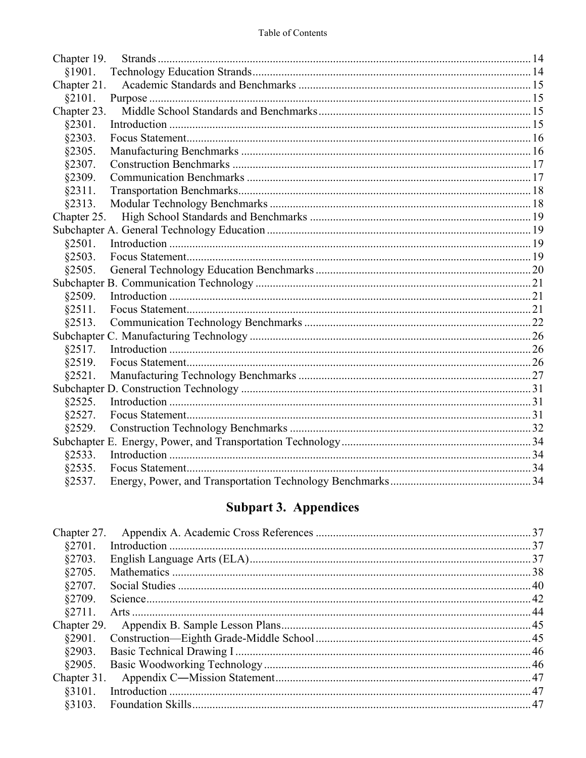Chapter 19. Strands ... 14
§1901. Technology Education Strands ... 14
Chapter 21. Academic Standards and Benchmarks ... 15
§2101. Purpose ... 15
Chapter 23. Middle School Standards and Benchmarks ... 15
§2301. Introduction ... 15
§2303. Focus Statement ... 16
§2305. Manufacturing Benchmarks ... 16
§2307. Construction Benchmarks ... 17
§2309. Communication Benchmarks ... 17
§2311. Transportation Benchmarks ... 18
§2313. Modular Technology Benchmarks ... 18
Chapter 25. High School Standards and Benchmarks ... 19
Subchapter A. General Technology Education ... 19
§2501. Introduction ... 19
§2503. Focus Statement ... 19
§2505. General Technology Education Benchmarks ... 20
Subchapter B. Communication Technology ... 21
§2509. Introduction ... 21
§2511. Focus Statement ... 21
§2513. Communication Technology Benchmarks ... 22
Subchapter C. Manufacturing Technology ... 26
§2517. Introduction ... 26
§2519. Focus Statement ... 26
§2521. Manufacturing Technology Benchmarks ... 27
Subchapter D. Construction Technology ... 31
§2525. Introduction ... 31
§2527. Focus Statement ... 31
§2529. Construction Technology Benchmarks ... 32
Subchapter E. Energy, Power, and Transportation Technology ... 34
§2533. Introduction ... 34
§2535. Focus Statement ... 34
§2537. Energy, Power, and Transportation Technology Benchmarks ... 34

## Subpart 3. Appendices

Chapter 27. Appendix A. Academic Cross References ... 37
§2701. Introduction ... 37
§2703. English Language Arts (ELA) ... 37
§2705. Mathematics ... 38
§2707. Social Studies ... 40
§2709. Science ... 42
§2711. Arts ... 44
Chapter 29. Appendix B. Sample Lesson Plans ... 45
§2901. Construction—Eighth Grade-Middle School ... 45
§2903. Basic Technical Drawing I ... 46
§2905. Basic Woodworking Technology ... 46
Chapter 31. Appendix C―Mission Statement ... 47
§3101. Introduction ... 47
§3103. Foundation Skills ... 47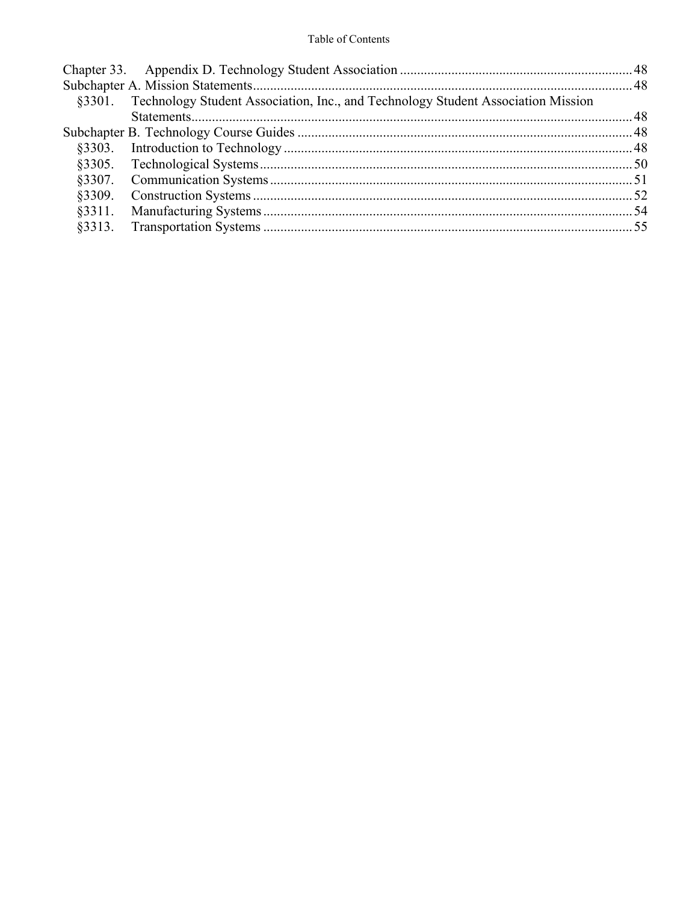Chapter 33. Appendix D. Technology Student Association ... 48

Subchapter A. Mission Statements ... 48

- §3301. Technology Student Association, Inc., and Technology Student Association Mission Statements ... 48

Subchapter B. Technology Course Guides ... 48

- §3303. Introduction to Technology ... 48
- §3305. Technological Systems ... 50
- §3307. Communication Systems ... 51
- §3309. Construction Systems ... 52
- §3311. Manufacturing Systems ... 54
- §3313. Transportation Systems ... 55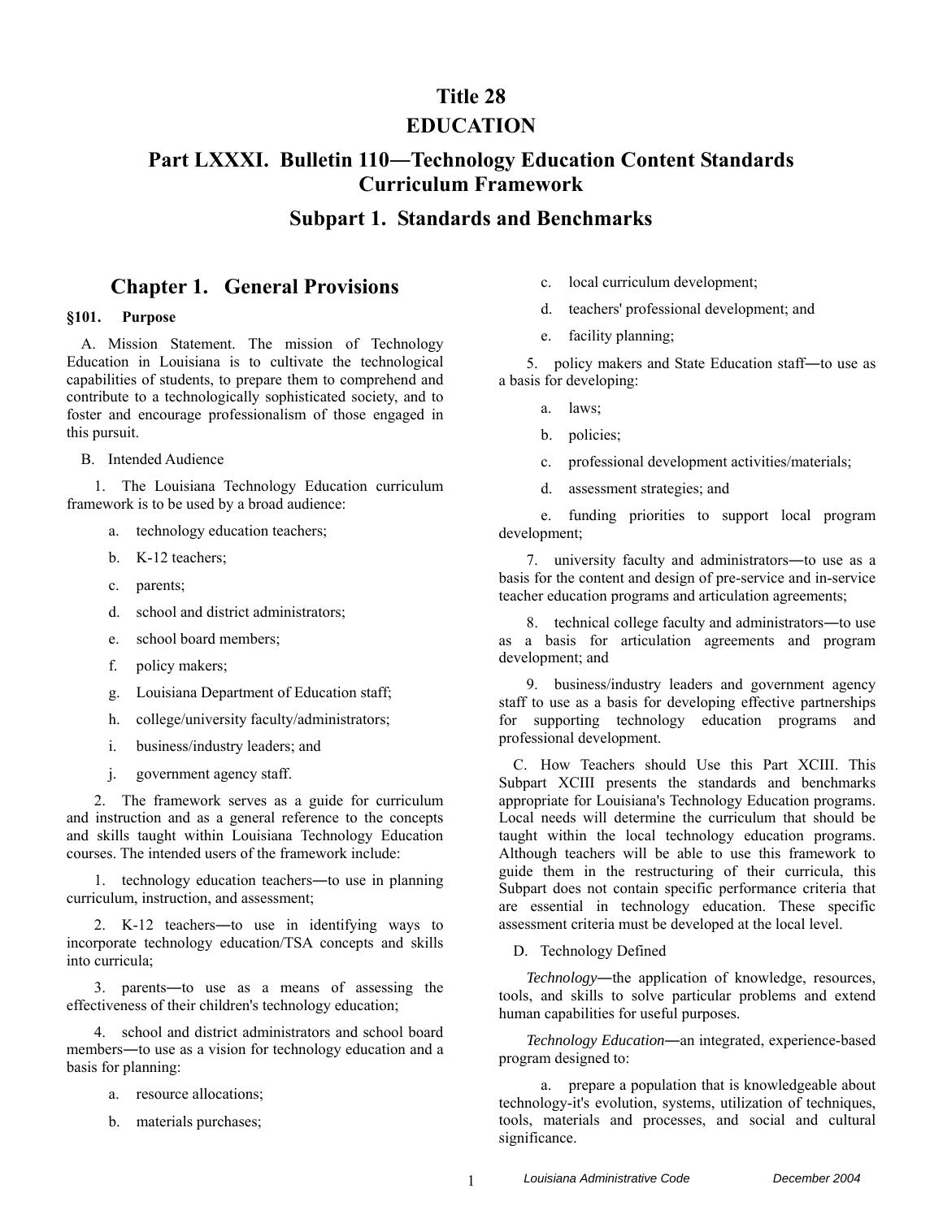# Title 28
# EDUCATION

## Part LXXXI. Bulletin 110―Technology Education Content Standards Curriculum Framework

## Subpart 1. Standards and Benchmarks

## Chapter 1. General Provisions

### §101. Purpose

A. Mission Statement. The mission of Technology Education in Louisiana is to cultivate the technological capabilities of students, to prepare them to comprehend and contribute to a technologically sophisticated society, and to foster and encourage professionalism of those engaged in this pursuit.

B. Intended Audience

1. The Louisiana Technology Education curriculum framework is to be used by a broad audience:

a. technology education teachers;

b. K-12 teachers;

c. parents;

d. school and district administrators;

e. school board members;

f. policy makers;

g. Louisiana Department of Education staff;

h. college/university faculty/administrators;

i. business/industry leaders; and

j. government agency staff.

2. The framework serves as a guide for curriculum and instruction and as a general reference to the concepts and skills taught within Louisiana Technology Education courses. The intended users of the framework include:

1. technology education teachers―to use in planning curriculum, instruction, and assessment;

2. K-12 teachers―to use in identifying ways to incorporate technology education/TSA concepts and skills into curricula;

3. parents―to use as a means of assessing the effectiveness of their children's technology education;

4. school and district administrators and school board members―to use as a vision for technology education and a basis for planning:

a. resource allocations;

b. materials purchases;

c. local curriculum development;

d. teachers' professional development; and

e. facility planning;

5. policy makers and State Education staff―to use as a basis for developing:

a. laws;

b. policies;

c. professional development activities/materials;

d. assessment strategies; and

e. funding priorities to support local program development;

7. university faculty and administrators―to use as a basis for the content and design of pre-service and in-service teacher education programs and articulation agreements;

8. technical college faculty and administrators―to use as a basis for articulation agreements and program development; and

9. business/industry leaders and government agency staff to use as a basis for developing effective partnerships for supporting technology education programs and professional development.

C. How Teachers should Use this Part XCIII. This Subpart XCIII presents the standards and benchmarks appropriate for Louisiana's Technology Education programs. Local needs will determine the curriculum that should be taught within the local technology education programs. Although teachers will be able to use this framework to guide them in the restructuring of their curricula, this Subpart does not contain specific performance criteria that are essential in technology education. These specific assessment criteria must be developed at the local level.

D. Technology Defined

*Technology*―the application of knowledge, resources, tools, and skills to solve particular problems and extend human capabilities for useful purposes.

*Technology Education*―an integrated, experience-based program designed to:

a. prepare a population that is knowledgeable about technology-it's evolution, systems, utilization of techniques, tools, materials and processes, and social and cultural significance.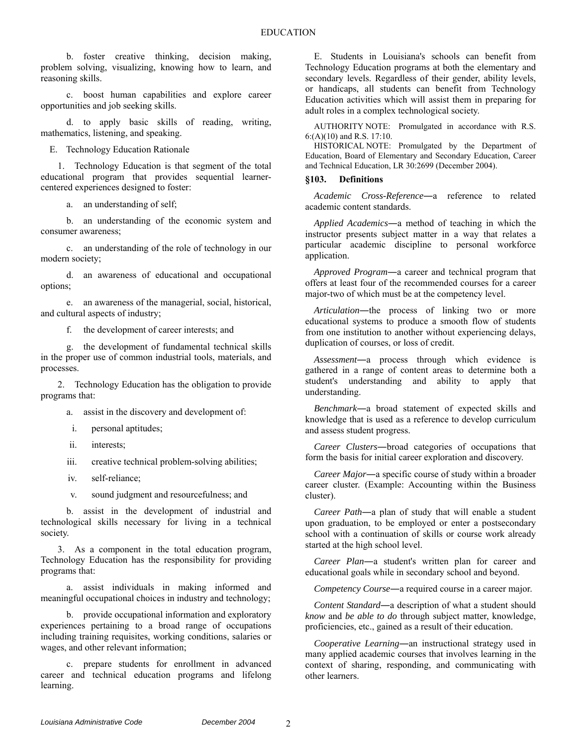b. foster creative thinking, decision making, problem solving, visualizing, knowing how to learn, and reasoning skills.

c. boost human capabilities and explore career opportunities and job seeking skills.

d. to apply basic skills of reading, writing, mathematics, listening, and speaking.

E. Technology Education Rationale

1. Technology Education is that segment of the total educational program that provides sequential learner-centered experiences designed to foster:

a. an understanding of self;

b. an understanding of the economic system and consumer awareness;

c. an understanding of the role of technology in our modern society;

d. an awareness of educational and occupational options;

e. an awareness of the managerial, social, historical, and cultural aspects of industry;

f. the development of career interests; and

g. the development of fundamental technical skills in the proper use of common industrial tools, materials, and processes.

2. Technology Education has the obligation to provide programs that:

a. assist in the discovery and development of:

i. personal aptitudes;

ii. interests;

iii. creative technical problem-solving abilities;

iv. self-reliance;

v. sound judgment and resourcefulness; and

b. assist in the development of industrial and technological skills necessary for living in a technical society.

3. As a component in the total education program, Technology Education has the responsibility for providing programs that:

a. assist individuals in making informed and meaningful occupational choices in industry and technology;

b. provide occupational information and exploratory experiences pertaining to a broad range of occupations including training requisites, working conditions, salaries or wages, and other relevant information;

c. prepare students for enrollment in advanced career and technical education programs and lifelong learning.

E. Students in Louisiana's schools can benefit from Technology Education programs at both the elementary and secondary levels. Regardless of their gender, ability levels, or handicaps, all students can benefit from Technology Education activities which will assist them in preparing for adult roles in a complex technological society.

AUTHORITY NOTE: Promulgated in accordance with R.S. 6:(A)(10) and R.S. 17:10.

HISTORICAL NOTE: Promulgated by the Department of Education, Board of Elementary and Secondary Education, Career and Technical Education, LR 30:2699 (December 2004).

### §103. Definitions

*Academic Cross-Reference*—a reference to related academic content standards.

*Applied Academics*—a method of teaching in which the instructor presents subject matter in a way that relates a particular academic discipline to personal workforce application.

*Approved Program*—a career and technical program that offers at least four of the recommended courses for a career major-two of which must be at the competency level.

*Articulation*—the process of linking two or more educational systems to produce a smooth flow of students from one institution to another without experiencing delays, duplication of courses, or loss of credit.

*Assessment*—a process through which evidence is gathered in a range of content areas to determine both a student's understanding and ability to apply that understanding.

*Benchmark*—a broad statement of expected skills and knowledge that is used as a reference to develop curriculum and assess student progress.

*Career Clusters*—broad categories of occupations that form the basis for initial career exploration and discovery.

*Career Major*—a specific course of study within a broader career cluster. (Example: Accounting within the Business cluster).

*Career Path*—a plan of study that will enable a student upon graduation, to be employed or enter a postsecondary school with a continuation of skills or course work already started at the high school level.

*Career Plan*—a student's written plan for career and educational goals while in secondary school and beyond.

*Competency Course*—a required course in a career major.

*Content Standard*—a description of what a student should *know* and *be able to do* through subject matter, knowledge, proficiencies, etc., gained as a result of their education.

*Cooperative Learning*—an instructional strategy used in many applied academic courses that involves learning in the context of sharing, responding, and communicating with other learners.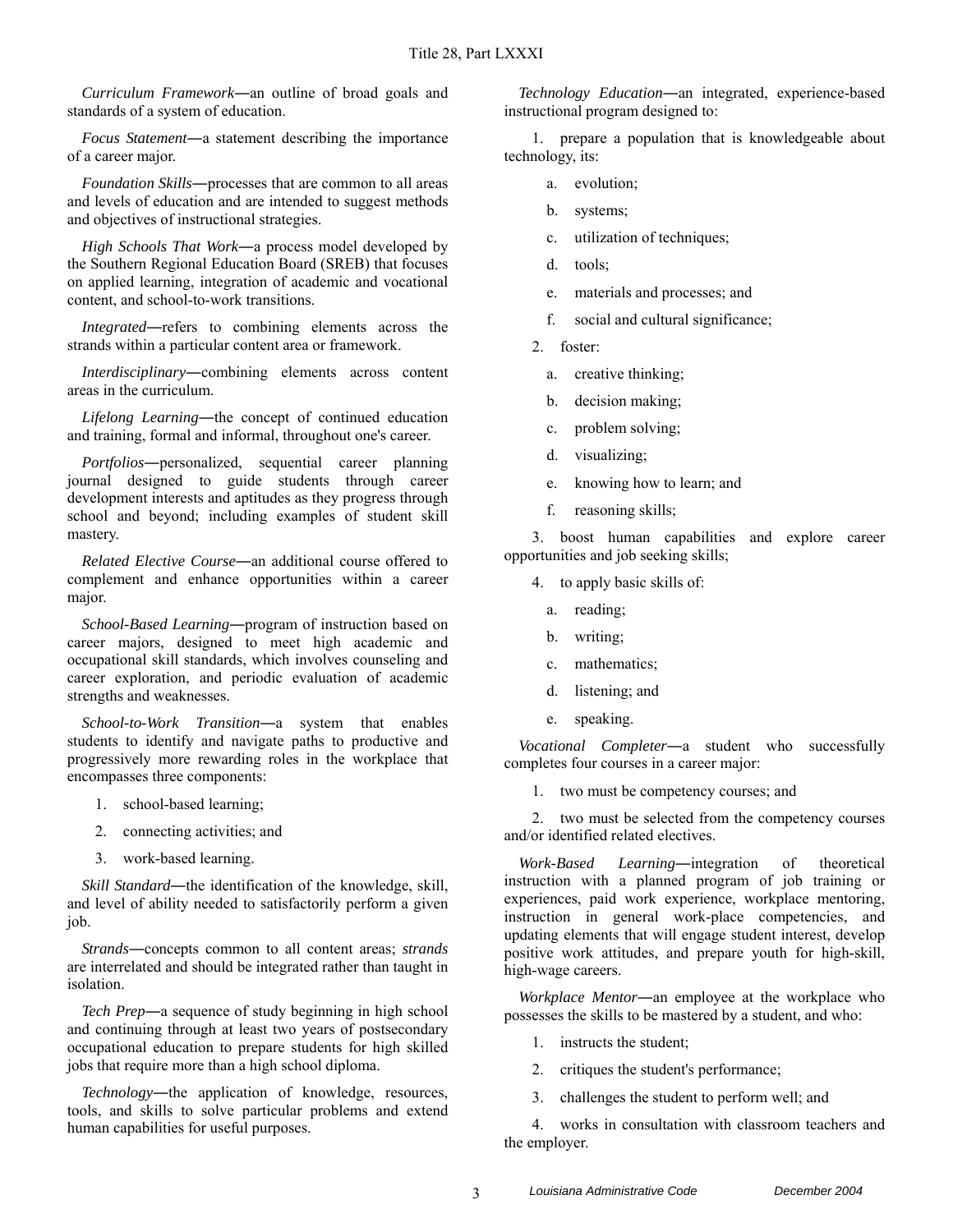*Curriculum Framework*—an outline of broad goals and standards of a system of education.

*Focus Statement*—a statement describing the importance of a career major.

*Foundation Skills*—processes that are common to all areas and levels of education and are intended to suggest methods and objectives of instructional strategies.

*High Schools That Work*—a process model developed by the Southern Regional Education Board (SREB) that focuses on applied learning, integration of academic and vocational content, and school-to-work transitions.

*Integrated*—refers to combining elements across the strands within a particular content area or framework.

*Interdisciplinary*—combining elements across content areas in the curriculum.

*Lifelong Learning*—the concept of continued education and training, formal and informal, throughout one's career.

*Portfolios*—personalized, sequential career planning journal designed to guide students through career development interests and aptitudes as they progress through school and beyond; including examples of student skill mastery.

*Related Elective Course*—an additional course offered to complement and enhance opportunities within a career major.

*School-Based Learning*—program of instruction based on career majors, designed to meet high academic and occupational skill standards, which involves counseling and career exploration, and periodic evaluation of academic strengths and weaknesses.

*School-to-Work Transition*—a system that enables students to identify and navigate paths to productive and progressively more rewarding roles in the workplace that encompasses three components:

1. school-based learning;
2. connecting activities; and
3. work-based learning.

*Skill Standard*—the identification of the knowledge, skill, and level of ability needed to satisfactorily perform a given job.

*Strands*—concepts common to all content areas; *strands* are interrelated and should be integrated rather than taught in isolation.

*Tech Prep*—a sequence of study beginning in high school and continuing through at least two years of postsecondary occupational education to prepare students for high skilled jobs that require more than a high school diploma.

*Technology*—the application of knowledge, resources, tools, and skills to solve particular problems and extend human capabilities for useful purposes.

*Technology Education*—an integrated, experience-based instructional program designed to:

1. prepare a population that is knowledgeable about technology, its:
   a. evolution;
   b. systems;
   c. utilization of techniques;
   d. tools;
   e. materials and processes; and
   f. social and cultural significance;
2. foster:
   a. creative thinking;
   b. decision making;
   c. problem solving;
   d. visualizing;
   e. knowing how to learn; and
   f. reasoning skills;
3. boost human capabilities and explore career opportunities and job seeking skills;
4. to apply basic skills of:
   a. reading;
   b. writing;
   c. mathematics;
   d. listening; and
   e. speaking.

*Vocational Completer*—a student who successfully completes four courses in a career major:

1. two must be competency courses; and
2. two must be selected from the competency courses and/or identified related electives.

*Work-Based Learning*—integration of theoretical instruction with a planned program of job training or experiences, paid work experience, workplace mentoring, instruction in general work-place competencies, and updating elements that will engage student interest, develop positive work attitudes, and prepare youth for high-skill, high-wage careers.

*Workplace Mentor*—an employee at the workplace who possesses the skills to be mastered by a student, and who:

1. instructs the student;
2. critiques the student's performance;
3. challenges the student to perform well; and
4. works in consultation with classroom teachers and the employer.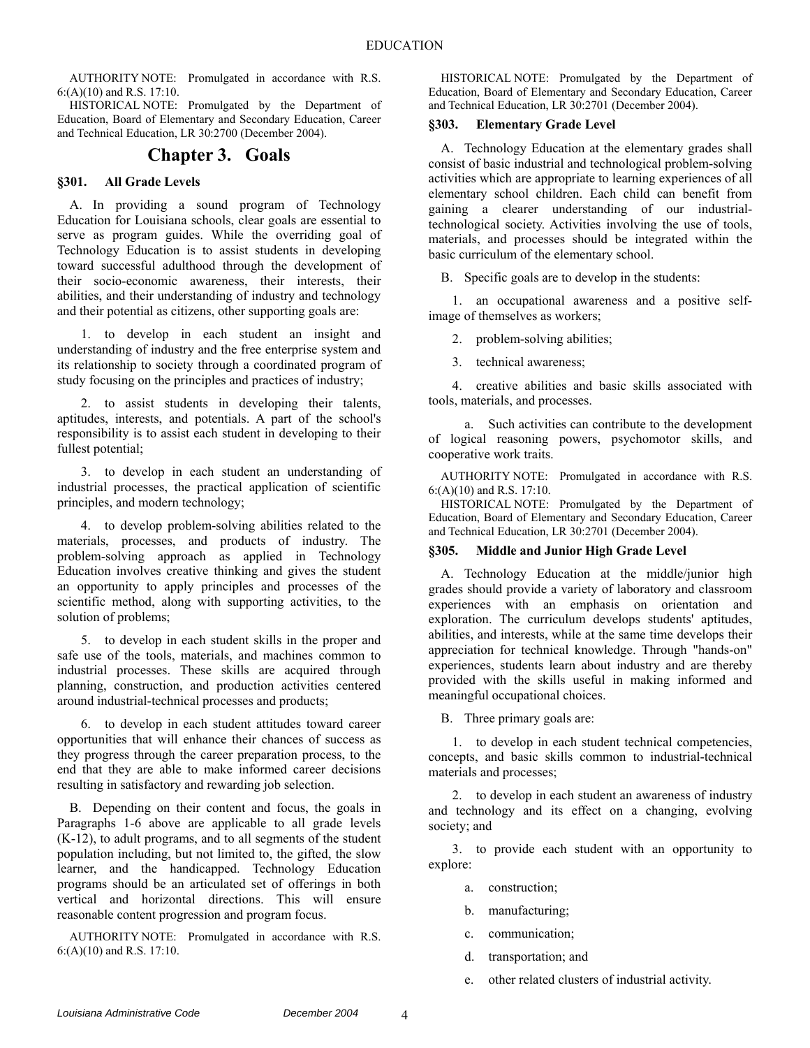AUTHORITY NOTE: Promulgated in accordance with R.S. 6:(A)(10) and R.S. 17:10.

HISTORICAL NOTE: Promulgated by the Department of Education, Board of Elementary and Secondary Education, Career and Technical Education, LR 30:2700 (December 2004).

# Chapter 3. Goals

### §301. All Grade Levels

A. In providing a sound program of Technology Education for Louisiana schools, clear goals are essential to serve as program guides. While the overriding goal of Technology Education is to assist students in developing toward successful adulthood through the development of their socio-economic awareness, their interests, their abilities, and their understanding of industry and technology and their potential as citizens, other supporting goals are:

1. to develop in each student an insight and understanding of industry and the free enterprise system and its relationship to society through a coordinated program of study focusing on the principles and practices of industry;

2. to assist students in developing their talents, aptitudes, interests, and potentials. A part of the school's responsibility is to assist each student in developing to their fullest potential;

3. to develop in each student an understanding of industrial processes, the practical application of scientific principles, and modern technology;

4. to develop problem-solving abilities related to the materials, processes, and products of industry. The problem-solving approach as applied in Technology Education involves creative thinking and gives the student an opportunity to apply principles and processes of the scientific method, along with supporting activities, to the solution of problems;

5. to develop in each student skills in the proper and safe use of the tools, materials, and machines common to industrial processes. These skills are acquired through planning, construction, and production activities centered around industrial-technical processes and products;

6. to develop in each student attitudes toward career opportunities that will enhance their chances of success as they progress through the career preparation process, to the end that they are able to make informed career decisions resulting in satisfactory and rewarding job selection.

B. Depending on their content and focus, the goals in Paragraphs 1-6 above are applicable to all grade levels (K-12), to adult programs, and to all segments of the student population including, but not limited to, the gifted, the slow learner, and the handicapped. Technology Education programs should be an articulated set of offerings in both vertical and horizontal directions. This will ensure reasonable content progression and program focus.

AUTHORITY NOTE: Promulgated in accordance with R.S. 6:(A)(10) and R.S. 17:10.

HISTORICAL NOTE: Promulgated by the Department of Education, Board of Elementary and Secondary Education, Career and Technical Education, LR 30:2701 (December 2004).

### §303. Elementary Grade Level

A. Technology Education at the elementary grades shall consist of basic industrial and technological problem-solving activities which are appropriate to learning experiences of all elementary school children. Each child can benefit from gaining a clearer understanding of our industrial-technological society. Activities involving the use of tools, materials, and processes should be integrated within the basic curriculum of the elementary school.

B. Specific goals are to develop in the students:

1. an occupational awareness and a positive self-image of themselves as workers;

2. problem-solving abilities;

3. technical awareness;

4. creative abilities and basic skills associated with tools, materials, and processes.

a. Such activities can contribute to the development of logical reasoning powers, psychomotor skills, and cooperative work traits.

AUTHORITY NOTE: Promulgated in accordance with R.S. 6:(A)(10) and R.S. 17:10.

HISTORICAL NOTE: Promulgated by the Department of Education, Board of Elementary and Secondary Education, Career and Technical Education, LR 30:2701 (December 2004).

### §305. Middle and Junior High Grade Level

A. Technology Education at the middle/junior high grades should provide a variety of laboratory and classroom experiences with an emphasis on orientation and exploration. The curriculum develops students' aptitudes, abilities, and interests, while at the same time develops their appreciation for technical knowledge. Through "hands-on" experiences, students learn about industry and are thereby provided with the skills useful in making informed and meaningful occupational choices.

B. Three primary goals are:

1. to develop in each student technical competencies, concepts, and basic skills common to industrial-technical materials and processes;

2. to develop in each student an awareness of industry and technology and its effect on a changing, evolving society; and

3. to provide each student with an opportunity to explore:

a. construction;

b. manufacturing;

c. communication;

d. transportation; and

e. other related clusters of industrial activity.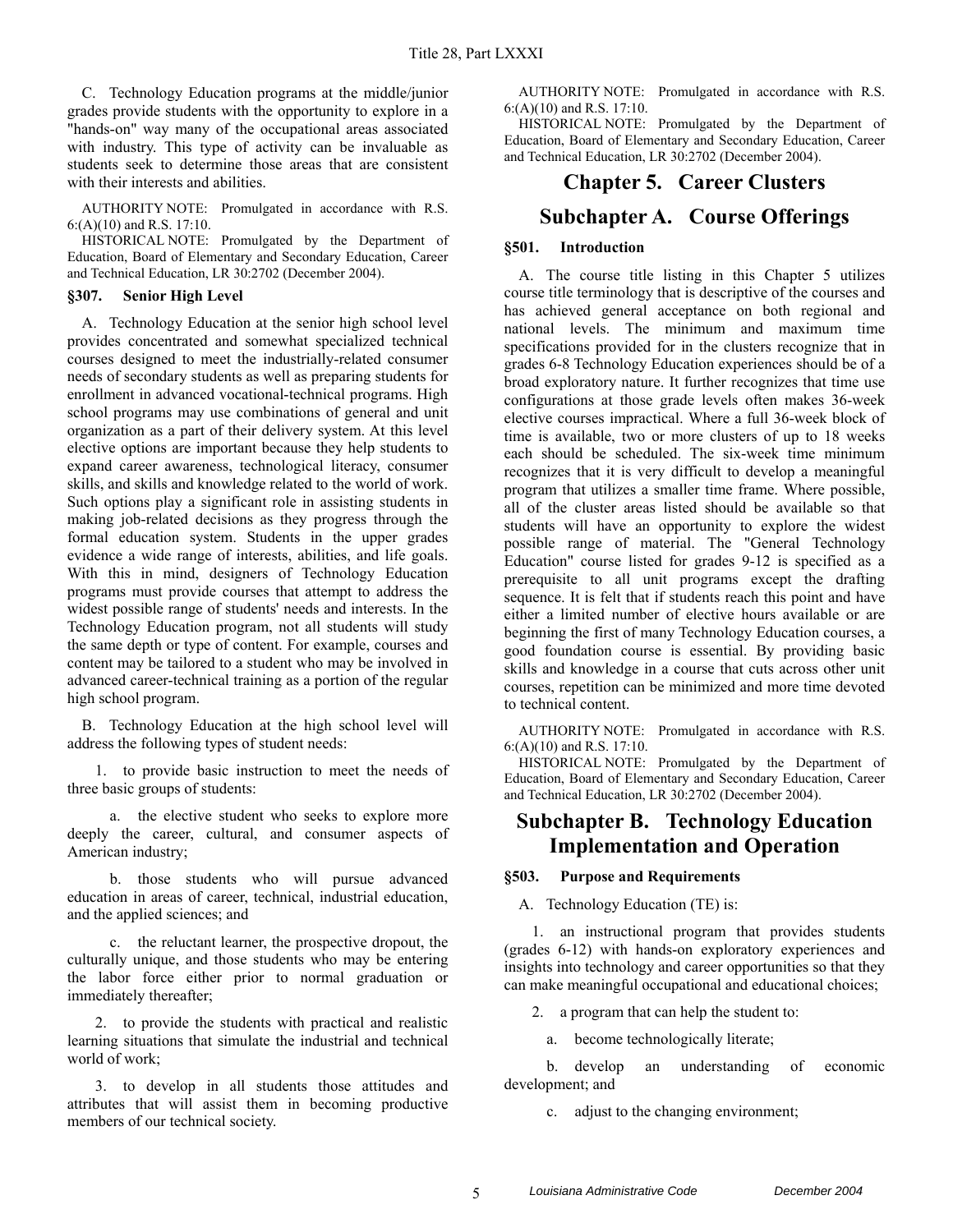C. Technology Education programs at the middle/junior grades provide students with the opportunity to explore in a "hands-on" way many of the occupational areas associated with industry. This type of activity can be invaluable as students seek to determine those areas that are consistent with their interests and abilities.

AUTHORITY NOTE: Promulgated in accordance with R.S. 6:(A)(10) and R.S. 17:10.

HISTORICAL NOTE: Promulgated by the Department of Education, Board of Elementary and Secondary Education, Career and Technical Education, LR 30:2702 (December 2004).

### §307. Senior High Level

A. Technology Education at the senior high school level provides concentrated and somewhat specialized technical courses designed to meet the industrially-related consumer needs of secondary students as well as preparing students for enrollment in advanced vocational-technical programs. High school programs may use combinations of general and unit organization as a part of their delivery system. At this level elective options are important because they help students to expand career awareness, technological literacy, consumer skills, and skills and knowledge related to the world of work. Such options play a significant role in assisting students in making job-related decisions as they progress through the formal education system. Students in the upper grades evidence a wide range of interests, abilities, and life goals. With this in mind, designers of Technology Education programs must provide courses that attempt to address the widest possible range of students' needs and interests. In the Technology Education program, not all students will study the same depth or type of content. For example, courses and content may be tailored to a student who may be involved in advanced career-technical training as a portion of the regular high school program.

B. Technology Education at the high school level will address the following types of student needs:

1. to provide basic instruction to meet the needs of three basic groups of students:

a. the elective student who seeks to explore more deeply the career, cultural, and consumer aspects of American industry;

b. those students who will pursue advanced education in areas of career, technical, industrial education, and the applied sciences; and

c. the reluctant learner, the prospective dropout, the culturally unique, and those students who may be entering the labor force either prior to normal graduation or immediately thereafter;

2. to provide the students with practical and realistic learning situations that simulate the industrial and technical world of work;

3. to develop in all students those attitudes and attributes that will assist them in becoming productive members of our technical society.

AUTHORITY NOTE: Promulgated in accordance with R.S. 6:(A)(10) and R.S. 17:10.

HISTORICAL NOTE: Promulgated by the Department of Education, Board of Elementary and Secondary Education, Career and Technical Education, LR 30:2702 (December 2004).

# Chapter 5. Career Clusters

## Subchapter A. Course Offerings

### §501. Introduction

A. The course title listing in this Chapter 5 utilizes course title terminology that is descriptive of the courses and has achieved general acceptance on both regional and national levels. The minimum and maximum time specifications provided for in the clusters recognize that in grades 6-8 Technology Education experiences should be of a broad exploratory nature. It further recognizes that time use configurations at those grade levels often makes 36-week elective courses impractical. Where a full 36-week block of time is available, two or more clusters of up to 18 weeks each should be scheduled. The six-week time minimum recognizes that it is very difficult to develop a meaningful program that utilizes a smaller time frame. Where possible, all of the cluster areas listed should be available so that students will have an opportunity to explore the widest possible range of material. The "General Technology Education" course listed for grades 9-12 is specified as a prerequisite to all unit programs except the drafting sequence. It is felt that if students reach this point and have either a limited number of elective hours available or are beginning the first of many Technology Education courses, a good foundation course is essential. By providing basic skills and knowledge in a course that cuts across other unit courses, repetition can be minimized and more time devoted to technical content.

AUTHORITY NOTE: Promulgated in accordance with R.S. 6:(A)(10) and R.S. 17:10.

HISTORICAL NOTE: Promulgated by the Department of Education, Board of Elementary and Secondary Education, Career and Technical Education, LR 30:2702 (December 2004).

## Subchapter B. Technology Education Implementation and Operation

### §503. Purpose and Requirements

A. Technology Education (TE) is:

1. an instructional program that provides students (grades 6-12) with hands-on exploratory experiences and insights into technology and career opportunities so that they can make meaningful occupational and educational choices;

2. a program that can help the student to:

a. become technologically literate;

b. develop an understanding of economic development; and

c. adjust to the changing environment;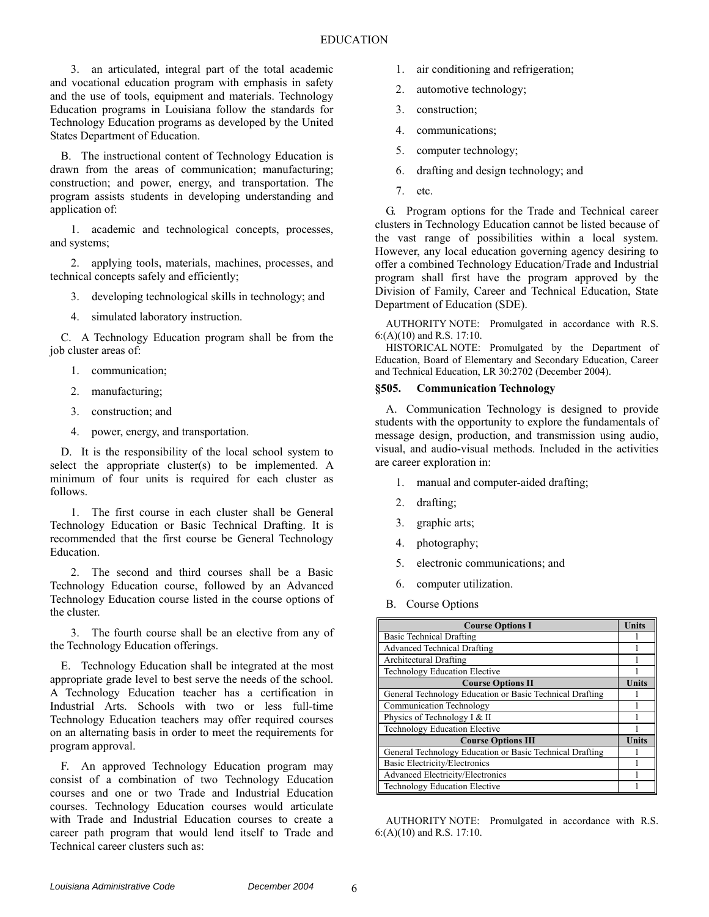3. an articulated, integral part of the total academic and vocational education program with emphasis in safety and the use of tools, equipment and materials. Technology Education programs in Louisiana follow the standards for Technology Education programs as developed by the United States Department of Education.

B. The instructional content of Technology Education is drawn from the areas of communication; manufacturing; construction; and power, energy, and transportation. The program assists students in developing understanding and application of:

1. academic and technological concepts, processes, and systems;

2. applying tools, materials, machines, processes, and technical concepts safely and efficiently;

3. developing technological skills in technology; and

4. simulated laboratory instruction.

C. A Technology Education program shall be from the job cluster areas of:

1. communication;

2. manufacturing;

3. construction; and

4. power, energy, and transportation.

D. It is the responsibility of the local school system to select the appropriate cluster(s) to be implemented. A minimum of four units is required for each cluster as follows.

1. The first course in each cluster shall be General Technology Education or Basic Technical Drafting. It is recommended that the first course be General Technology Education.

2. The second and third courses shall be a Basic Technology Education course, followed by an Advanced Technology Education course listed in the course options of the cluster.

3. The fourth course shall be an elective from any of the Technology Education offerings.

E. Technology Education shall be integrated at the most appropriate grade level to best serve the needs of the school. A Technology Education teacher has a certification in Industrial Arts. Schools with two or less full-time Technology Education teachers may offer required courses on an alternating basis in order to meet the requirements for program approval.

F. An approved Technology Education program may consist of a combination of two Technology Education courses and one or two Trade and Industrial Education courses. Technology Education courses would articulate with Trade and Industrial Education courses to create a career path program that would lend itself to Trade and Technical career clusters such as:

1. air conditioning and refrigeration;

2. automotive technology;

3. construction;

4. communications;

5. computer technology;

6. drafting and design technology; and

7. etc.

G. Program options for the Trade and Technical career clusters in Technology Education cannot be listed because of the vast range of possibilities within a local system. However, any local education governing agency desiring to offer a combined Technology Education/Trade and Industrial program shall first have the program approved by the Division of Family, Career and Technical Education, State Department of Education (SDE).

AUTHORITY NOTE: Promulgated in accordance with R.S. 6:(A)(10) and R.S. 17:10.

HISTORICAL NOTE: Promulgated by the Department of Education, Board of Elementary and Secondary Education, Career and Technical Education, LR 30:2702 (December 2004).

### §505. Communication Technology

A. Communication Technology is designed to provide students with the opportunity to explore the fundamentals of message design, production, and transmission using audio, visual, and audio-visual methods. Included in the activities are career exploration in:

1. manual and computer-aided drafting;

2. drafting;

3. graphic arts;

4. photography;

5. electronic communications; and

6. computer utilization.

B. Course Options

| Course Options I | Units |
|---|---|
| Basic Technical Drafting | 1 |
| Advanced Technical Drafting | 1 |
| Architectural Drafting | 1 |
| Technology Education Elective | 1 |
| **Course Options II** | **Units** |
| General Technology Education or Basic Technical Drafting | 1 |
| Communication Technology | 1 |
| Physics of Technology I & II | 1 |
| Technology Education Elective | 1 |
| **Course Options III** | **Units** |
| General Technology Education or Basic Technical Drafting | 1 |
| Basic Electricity/Electronics | 1 |
| Advanced Electricity/Electronics | 1 |
| Technology Education Elective | 1 |

AUTHORITY NOTE: Promulgated in accordance with R.S. 6:(A)(10) and R.S. 17:10.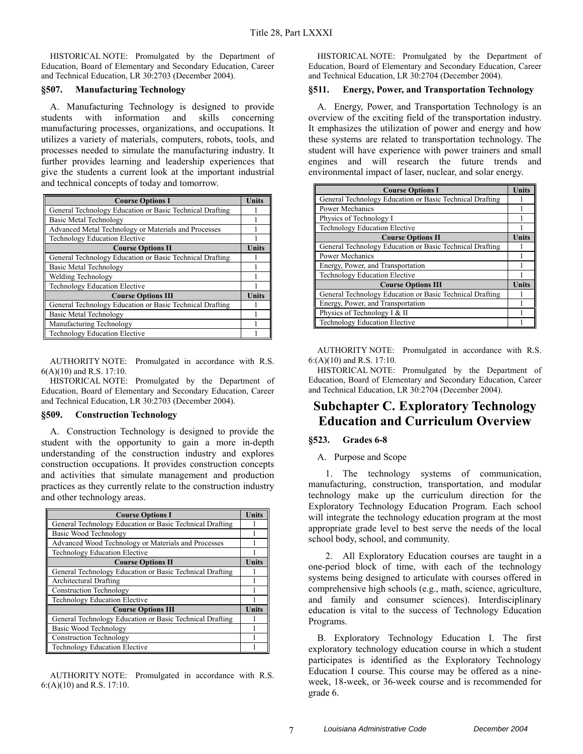HISTORICAL NOTE: Promulgated by the Department of Education, Board of Elementary and Secondary Education, Career and Technical Education, LR 30:2703 (December 2004).

### §507. Manufacturing Technology

A. Manufacturing Technology is designed to provide students with information and skills concerning manufacturing processes, organizations, and occupations. It utilizes a variety of materials, computers, robots, tools, and processes needed to simulate the manufacturing industry. It further provides learning and leadership experiences that give the students a current look at the important industrial and technical concepts of today and tomorrow.

| Course Options I | Units |
|---|---|
| General Technology Education or Basic Technical Drafting | 1 |
| Basic Metal Technology | 1 |
| Advanced Metal Technology or Materials and Processes | 1 |
| Technology Education Elective | 1 |
| **Course Options II** | **Units** |
| General Technology Education or Basic Technical Drafting | 1 |
| Basic Metal Technology | 1 |
| Welding Technology | 1 |
| Technology Education Elective | 1 |
| **Course Options III** | **Units** |
| General Technology Education or Basic Technical Drafting | 1 |
| Basic Metal Technology | 1 |
| Manufacturing Technology | 1 |
| Technology Education Elective | 1 |

AUTHORITY NOTE: Promulgated in accordance with R.S. 6(A)(10) and R.S. 17:10.

HISTORICAL NOTE: Promulgated by the Department of Education, Board of Elementary and Secondary Education, Career and Technical Education, LR 30:2703 (December 2004).

### §509. Construction Technology

A. Construction Technology is designed to provide the student with the opportunity to gain a more in-depth understanding of the construction industry and explores construction occupations. It provides construction concepts and activities that simulate management and production practices as they currently relate to the construction industry and other technology areas.

| Course Options I | Units |
|---|---|
| General Technology Education or Basic Technical Drafting | 1 |
| Basic Wood Technology | 1 |
| Advanced Wood Technology or Materials and Processes | 1 |
| Technology Education Elective | 1 |
| **Course Options II** | **Units** |
| General Technology Education or Basic Technical Drafting | 1 |
| Architectural Drafting | 1 |
| Construction Technology | 1 |
| Technology Education Elective | 1 |
| **Course Options III** | **Units** |
| General Technology Education or Basic Technical Drafting | 1 |
| Basic Wood Technology | 1 |
| Construction Technology | 1 |
| Technology Education Elective | 1 |

AUTHORITY NOTE: Promulgated in accordance with R.S. 6:(A)(10) and R.S. 17:10.

HISTORICAL NOTE: Promulgated by the Department of Education, Board of Elementary and Secondary Education, Career and Technical Education, LR 30:2704 (December 2004).

### §511. Energy, Power, and Transportation Technology

A. Energy, Power, and Transportation Technology is an overview of the exciting field of the transportation industry. It emphasizes the utilization of power and energy and how these systems are related to transportation technology. The student will have experience with power trainers and small engines and will research the future trends and environmental impact of laser, nuclear, and solar energy.

| Course Options I | Units |
|---|---|
| General Technology Education or Basic Technical Drafting | 1 |
| Power Mechanics | 1 |
| Physics of Technology I | 1 |
| Technology Education Elective | 1 |
| **Course Options II** | **Units** |
| General Technology Education or Basic Technical Drafting | 1 |
| Power Mechanics | 1 |
| Energy, Power, and Transportation | 1 |
| Technology Education Elective | 1 |
| **Course Options III** | **Units** |
| General Technology Education or Basic Technical Drafting | 1 |
| Energy, Power, and Transportation | 1 |
| Physics of Technology I & II | 1 |
| Technology Education Elective | 1 |

AUTHORITY NOTE: Promulgated in accordance with R.S. 6:(A)(10) and R.S. 17:10.

HISTORICAL NOTE: Promulgated by the Department of Education, Board of Elementary and Secondary Education, Career and Technical Education, LR 30:2704 (December 2004).

## Subchapter C. Exploratory Technology Education and Curriculum Overview

### §523. Grades 6-8

A. Purpose and Scope

1. The technology systems of communication, manufacturing, construction, transportation, and modular technology make up the curriculum direction for the Exploratory Technology Education Program. Each school will integrate the technology education program at the most appropriate grade level to best serve the needs of the local school body, school, and community.

2. All Exploratory Education courses are taught in a one-period block of time, with each of the technology systems being designed to articulate with courses offered in comprehensive high schools (e.g., math, science, agriculture, and family and consumer sciences). Interdisciplinary education is vital to the success of Technology Education Programs.

B. Exploratory Technology Education I. The first exploratory technology education course in which a student participates is identified as the Exploratory Technology Education I course. This course may be offered as a nine-week, 18-week, or 36-week course and is recommended for grade 6.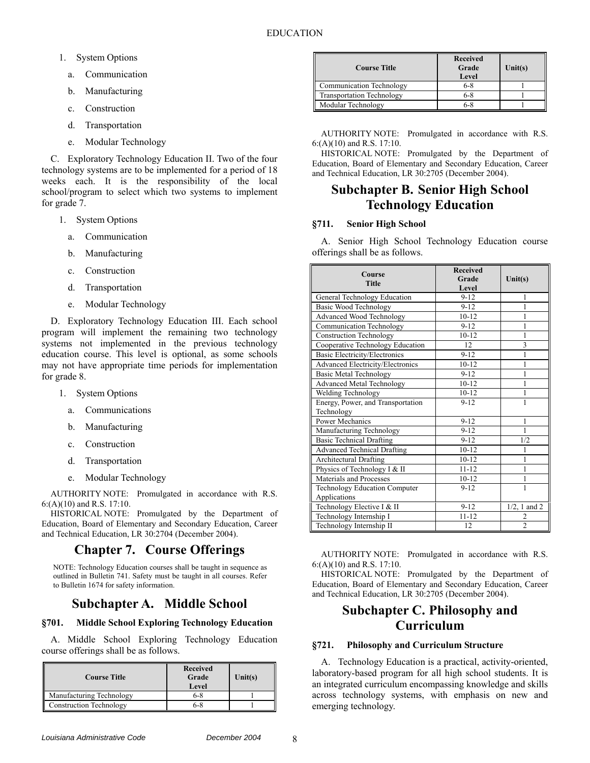1. System Options
   a. Communication
   b. Manufacturing
   c. Construction
   d. Transportation
   e. Modular Technology

C. Exploratory Technology Education II. Two of the four technology systems are to be implemented for a period of 18 weeks each. It is the responsibility of the local school/program to select which two systems to implement for grade 7.

1. System Options
   a. Communication
   b. Manufacturing
   c. Construction
   d. Transportation
   e. Modular Technology

D. Exploratory Technology Education III. Each school program will implement the remaining two technology systems not implemented in the previous technology education course. This level is optional, as some schools may not have appropriate time periods for implementation for grade 8.

1. System Options
   a. Communications
   b. Manufacturing
   c. Construction
   d. Transportation
   e. Modular Technology

AUTHORITY NOTE: Promulgated in accordance with R.S. 6:(A)(10) and R.S. 17:10.

HISTORICAL NOTE: Promulgated by the Department of Education, Board of Elementary and Secondary Education, Career and Technical Education, LR 30:2704 (December 2004).

# Chapter 7. Course Offerings

NOTE: Technology Education courses shall be taught in sequence as outlined in Bulletin 741. Safety must be taught in all courses. Refer to Bulletin 1674 for safety information.

## Subchapter A. Middle School

### §701. Middle School Exploring Technology Education

A. Middle School Exploring Technology Education course offerings shall be as follows.

| Course Title | Received Grade Level | Unit(s) |
|---|---|---|
| Manufacturing Technology | 6-8 | 1 |
| Construction Technology | 6-8 | 1 |
| Communication Technology | 6-8 | 1 |
| Transportation Technology | 6-8 | 1 |
| Modular Technology | 6-8 | 1 |

AUTHORITY NOTE: Promulgated in accordance with R.S. 6:(A)(10) and R.S. 17:10.

HISTORICAL NOTE: Promulgated by the Department of Education, Board of Elementary and Secondary Education, Career and Technical Education, LR 30:2705 (December 2004).

## Subchapter B. Senior High School Technology Education

### §711. Senior High School

A. Senior High School Technology Education course offerings shall be as follows.

| Course Title | Received Grade Level | Unit(s) |
|---|---|---|
| General Technology Education | 9-12 | 1 |
| Basic Wood Technology | 9-12 | 1 |
| Advanced Wood Technology | 10-12 | 1 |
| Communication Technology | 9-12 | 1 |
| Construction Technology | 10-12 | 1 |
| Cooperative Technology Education | 12 | 3 |
| Basic Electricity/Electronics | 9-12 | 1 |
| Advanced Electricity/Electronics | 10-12 | 1 |
| Basic Metal Technology | 9-12 | 1 |
| Advanced Metal Technology | 10-12 | 1 |
| Welding Technology | 10-12 | 1 |
| Energy, Power, and Transportation Technology | 9-12 | 1 |
| Power Mechanics | 9-12 | 1 |
| Manufacturing Technology | 9-12 | 1 |
| Basic Technical Drafting | 9-12 | 1/2 |
| Advanced Technical Drafting | 10-12 | 1 |
| Architectural Drafting | 10-12 | 1 |
| Physics of Technology I & II | 11-12 | 1 |
| Materials and Processes | 10-12 | 1 |
| Technology Education Computer Applications | 9-12 | 1 |
| Technology Elective I & II | 9-12 | 1/2, 1 and 2 |
| Technology Internship I | 11-12 | 2 |
| Technology Internship II | 12 | 2 |

AUTHORITY NOTE: Promulgated in accordance with R.S. 6:(A)(10) and R.S. 17:10.

HISTORICAL NOTE: Promulgated by the Department of Education, Board of Elementary and Secondary Education, Career and Technical Education, LR 30:2705 (December 2004).

## Subchapter C. Philosophy and Curriculum

### §721. Philosophy and Curriculum Structure

A. Technology Education is a practical, activity-oriented, laboratory-based program for all high school students. It is an integrated curriculum encompassing knowledge and skills across technology systems, with emphasis on new and emerging technology.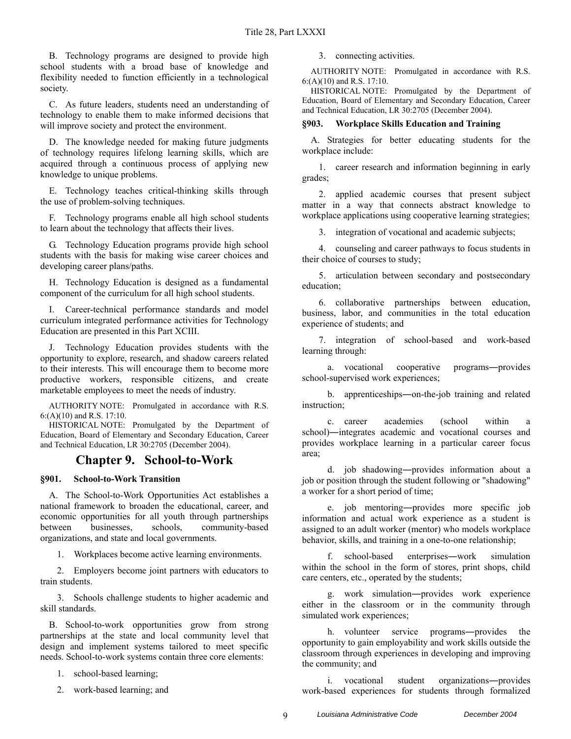B. Technology programs are designed to provide high school students with a broad base of knowledge and flexibility needed to function efficiently in a technological society.

C. As future leaders, students need an understanding of technology to enable them to make informed decisions that will improve society and protect the environment.

D. The knowledge needed for making future judgments of technology requires lifelong learning skills, which are acquired through a continuous process of applying new knowledge to unique problems.

E. Technology teaches critical-thinking skills through the use of problem-solving techniques.

F. Technology programs enable all high school students to learn about the technology that affects their lives.

G. Technology Education programs provide high school students with the basis for making wise career choices and developing career plans/paths.

H. Technology Education is designed as a fundamental component of the curriculum for all high school students.

I. Career-technical performance standards and model curriculum integrated performance activities for Technology Education are presented in this Part XCIII.

J. Technology Education provides students with the opportunity to explore, research, and shadow careers related to their interests. This will encourage them to become more productive workers, responsible citizens, and create marketable employees to meet the needs of industry.

AUTHORITY NOTE: Promulgated in accordance with R.S. 6:(A)(10) and R.S. 17:10.

HISTORICAL NOTE: Promulgated by the Department of Education, Board of Elementary and Secondary Education, Career and Technical Education, LR 30:2705 (December 2004).

## Chapter 9. School-to-Work

### §901. School-to-Work Transition

A. The School-to-Work Opportunities Act establishes a national framework to broaden the educational, career, and economic opportunities for all youth through partnerships between businesses, schools, community-based organizations, and state and local governments.

1. Workplaces become active learning environments.

2. Employers become joint partners with educators to train students.

3. Schools challenge students to higher academic and skill standards.

B. School-to-work opportunities grow from strong partnerships at the state and local community level that design and implement systems tailored to meet specific needs. School-to-work systems contain three core elements:

1. school-based learning;

2. work-based learning; and

3. connecting activities.

AUTHORITY NOTE: Promulgated in accordance with R.S. 6:(A)(10) and R.S. 17:10.

HISTORICAL NOTE: Promulgated by the Department of Education, Board of Elementary and Secondary Education, Career and Technical Education, LR 30:2705 (December 2004).

### §903. Workplace Skills Education and Training

A. Strategies for better educating students for the workplace include:

1. career research and information beginning in early grades;

2. applied academic courses that present subject matter in a way that connects abstract knowledge to workplace applications using cooperative learning strategies;

3. integration of vocational and academic subjects;

4. counseling and career pathways to focus students in their choice of courses to study;

5. articulation between secondary and postsecondary education;

6. collaborative partnerships between education, business, labor, and communities in the total education experience of students; and

7. integration of school-based and work-based learning through:

a. vocational cooperative programs―provides school-supervised work experiences;

b. apprenticeships―on-the-job training and related instruction;

c. career academies (school within a school)―integrates academic and vocational courses and provides workplace learning in a particular career focus area;

d. job shadowing―provides information about a job or position through the student following or "shadowing" a worker for a short period of time;

e. job mentoring―provides more specific job information and actual work experience as a student is assigned to an adult worker (mentor) who models workplace behavior, skills, and training in a one-to-one relationship;

f. school-based enterprises―work simulation within the school in the form of stores, print shops, child care centers, etc., operated by the students;

g. work simulation―provides work experience either in the classroom or in the community through simulated work experiences;

h. volunteer service programs―provides the opportunity to gain employability and work skills outside the classroom through experiences in developing and improving the community; and

i. vocational student organizations―provides work-based experiences for students through formalized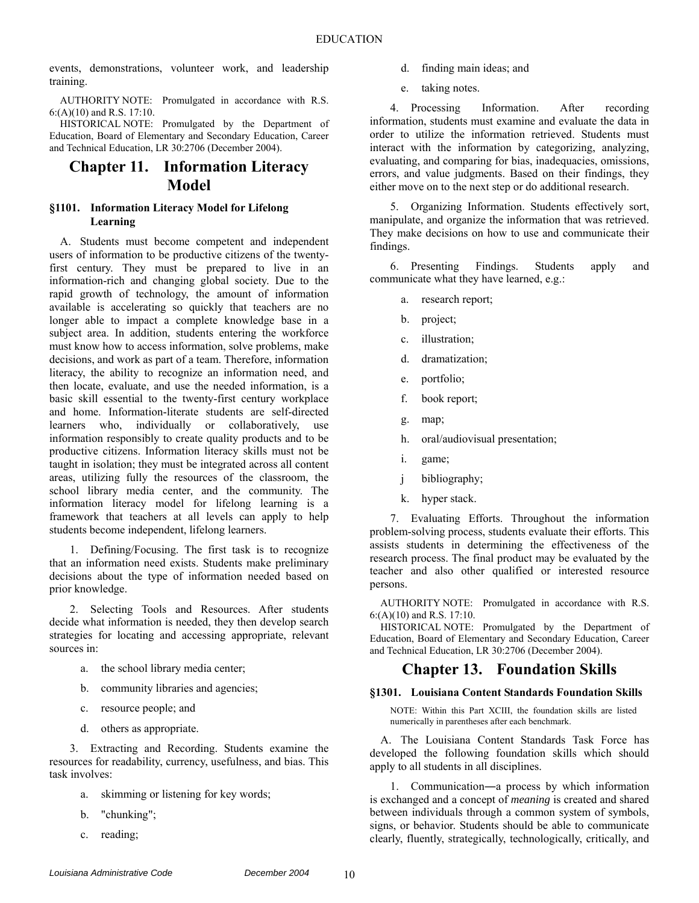events, demonstrations, volunteer work, and leadership training.

AUTHORITY NOTE: Promulgated in accordance with R.S. 6:(A)(10) and R.S. 17:10.

HISTORICAL NOTE: Promulgated by the Department of Education, Board of Elementary and Secondary Education, Career and Technical Education, LR 30:2706 (December 2004).

# Chapter 11. Information Literacy Model

### §1101. Information Literacy Model for Lifelong Learning

A. Students must become competent and independent users of information to be productive citizens of the twenty-first century. They must be prepared to live in an information-rich and changing global society. Due to the rapid growth of technology, the amount of information available is accelerating so quickly that teachers are no longer able to impact a complete knowledge base in a subject area. In addition, students entering the workforce must know how to access information, solve problems, make decisions, and work as part of a team. Therefore, information literacy, the ability to recognize an information need, and then locate, evaluate, and use the needed information, is a basic skill essential to the twenty-first century workplace and home. Information-literate students are self-directed learners who, individually or collaboratively, use information responsibly to create quality products and to be productive citizens. Information literacy skills must not be taught in isolation; they must be integrated across all content areas, utilizing fully the resources of the classroom, the school library media center, and the community. The information literacy model for lifelong learning is a framework that teachers at all levels can apply to help students become independent, lifelong learners.

1. Defining/Focusing. The first task is to recognize that an information need exists. Students make preliminary decisions about the type of information needed based on prior knowledge.

2. Selecting Tools and Resources. After students decide what information is needed, they then develop search strategies for locating and accessing appropriate, relevant sources in:

   a. the school library media center;

   b. community libraries and agencies;

   c. resource people; and

   d. others as appropriate.

3. Extracting and Recording. Students examine the resources for readability, currency, usefulness, and bias. This task involves:

   a. skimming or listening for key words;

   b. "chunking";

   c. reading;

   d. finding main ideas; and

   e. taking notes.

4. Processing Information. After recording information, students must examine and evaluate the data in order to utilize the information retrieved. Students must interact with the information by categorizing, analyzing, evaluating, and comparing for bias, inadequacies, omissions, errors, and value judgments. Based on their findings, they either move on to the next step or do additional research.

5. Organizing Information. Students effectively sort, manipulate, and organize the information that was retrieved. They make decisions on how to use and communicate their findings.

6. Presenting Findings. Students apply and communicate what they have learned, e.g.:

   a. research report;

   b. project;

   c. illustration;

   d. dramatization;

   e. portfolio;

   f. book report;

   g. map;

   h. oral/audiovisual presentation;

   i. game;

   j bibliography;

   k. hyper stack.

7. Evaluating Efforts. Throughout the information problem-solving process, students evaluate their efforts. This assists students in determining the effectiveness of the research process. The final product may be evaluated by the teacher and also other qualified or interested resource persons.

AUTHORITY NOTE: Promulgated in accordance with R.S. 6:(A)(10) and R.S. 17:10.

HISTORICAL NOTE: Promulgated by the Department of Education, Board of Elementary and Secondary Education, Career and Technical Education, LR 30:2706 (December 2004).

# Chapter 13. Foundation Skills

### §1301. Louisiana Content Standards Foundation Skills

NOTE: Within this Part XCIII, the foundation skills are listed numerically in parentheses after each benchmark.

A. The Louisiana Content Standards Task Force has developed the following foundation skills which should apply to all students in all disciplines.

1. Communication―a process by which information is exchanged and a concept of *meaning* is created and shared between individuals through a common system of symbols, signs, or behavior. Students should be able to communicate clearly, fluently, strategically, technologically, critically, and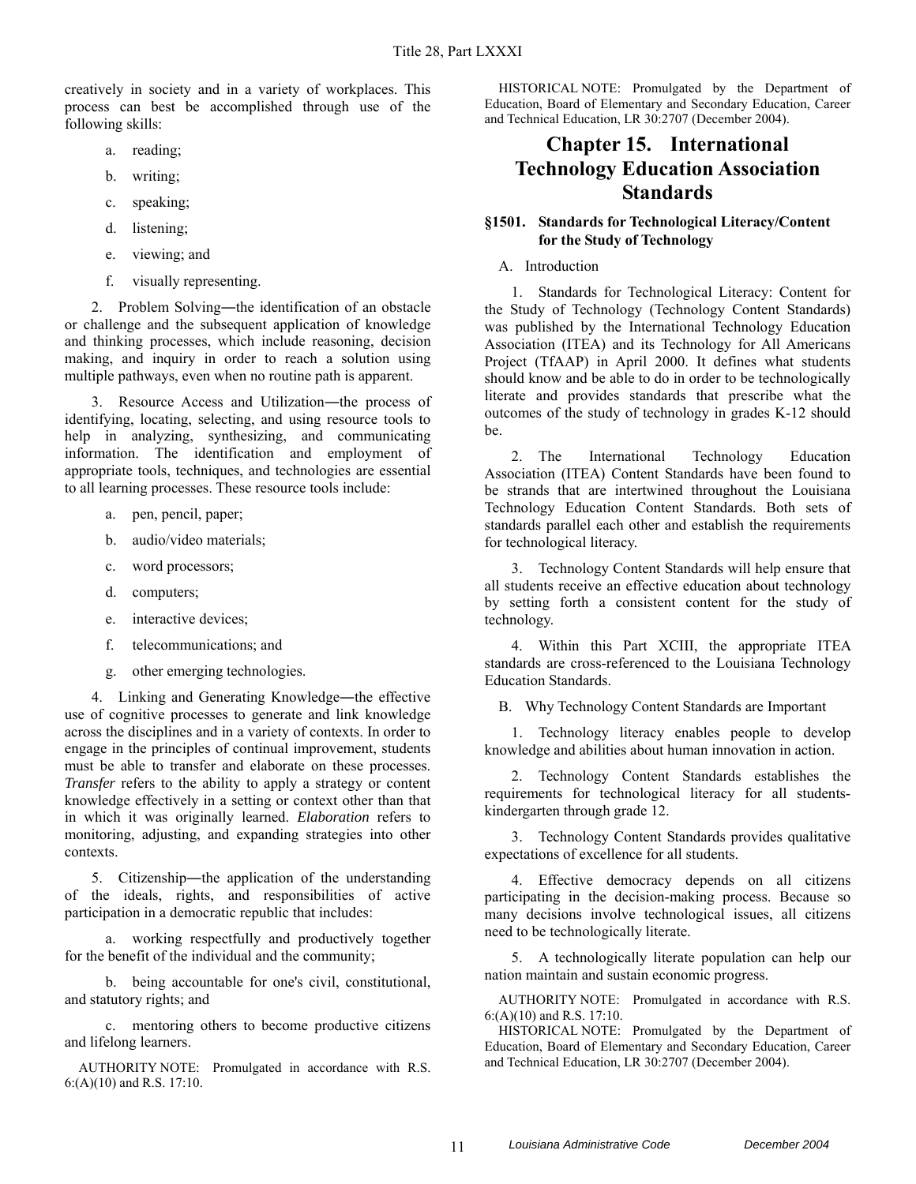creatively in society and in a variety of workplaces. This process can best be accomplished through use of the following skills:

a. reading;

b. writing;

c. speaking;

d. listening;

e. viewing; and

f. visually representing.

2. Problem Solving―the identification of an obstacle or challenge and the subsequent application of knowledge and thinking processes, which include reasoning, decision making, and inquiry in order to reach a solution using multiple pathways, even when no routine path is apparent.

3. Resource Access and Utilization―the process of identifying, locating, selecting, and using resource tools to help in analyzing, synthesizing, and communicating information. The identification and employment of appropriate tools, techniques, and technologies are essential to all learning processes. These resource tools include:

a. pen, pencil, paper;

b. audio/video materials;

c. word processors;

d. computers;

e. interactive devices;

f. telecommunications; and

g. other emerging technologies.

4. Linking and Generating Knowledge―the effective use of cognitive processes to generate and link knowledge across the disciplines and in a variety of contexts. In order to engage in the principles of continual improvement, students must be able to transfer and elaborate on these processes. *Transfer* refers to the ability to apply a strategy or content knowledge effectively in a setting or context other than that in which it was originally learned. *Elaboration* refers to monitoring, adjusting, and expanding strategies into other contexts.

5. Citizenship―the application of the understanding of the ideals, rights, and responsibilities of active participation in a democratic republic that includes:

a. working respectfully and productively together for the benefit of the individual and the community;

b. being accountable for one's civil, constitutional, and statutory rights; and

c. mentoring others to become productive citizens and lifelong learners.

AUTHORITY NOTE: Promulgated in accordance with R.S. 6:(A)(10) and R.S. 17:10.

HISTORICAL NOTE: Promulgated by the Department of Education, Board of Elementary and Secondary Education, Career and Technical Education, LR 30:2707 (December 2004).

# Chapter 15. International Technology Education Association Standards

### §1501. Standards for Technological Literacy/Content for the Study of Technology

A. Introduction

1. Standards for Technological Literacy: Content for the Study of Technology (Technology Content Standards) was published by the International Technology Education Association (ITEA) and its Technology for All Americans Project (TfAAP) in April 2000. It defines what students should know and be able to do in order to be technologically literate and provides standards that prescribe what the outcomes of the study of technology in grades K-12 should be.

2. The International Technology Education Association (ITEA) Content Standards have been found to be strands that are intertwined throughout the Louisiana Technology Education Content Standards. Both sets of standards parallel each other and establish the requirements for technological literacy.

3. Technology Content Standards will help ensure that all students receive an effective education about technology by setting forth a consistent content for the study of technology.

4. Within this Part XCIII, the appropriate ITEA standards are cross-referenced to the Louisiana Technology Education Standards.

B. Why Technology Content Standards are Important

1. Technology literacy enables people to develop knowledge and abilities about human innovation in action.

2. Technology Content Standards establishes the requirements for technological literacy for all students-kindergarten through grade 12.

3. Technology Content Standards provides qualitative expectations of excellence for all students.

4. Effective democracy depends on all citizens participating in the decision-making process. Because so many decisions involve technological issues, all citizens need to be technologically literate.

5. A technologically literate population can help our nation maintain and sustain economic progress.

AUTHORITY NOTE: Promulgated in accordance with R.S. 6:(A)(10) and R.S. 17:10.

HISTORICAL NOTE: Promulgated by the Department of Education, Board of Elementary and Secondary Education, Career and Technical Education, LR 30:2707 (December 2004).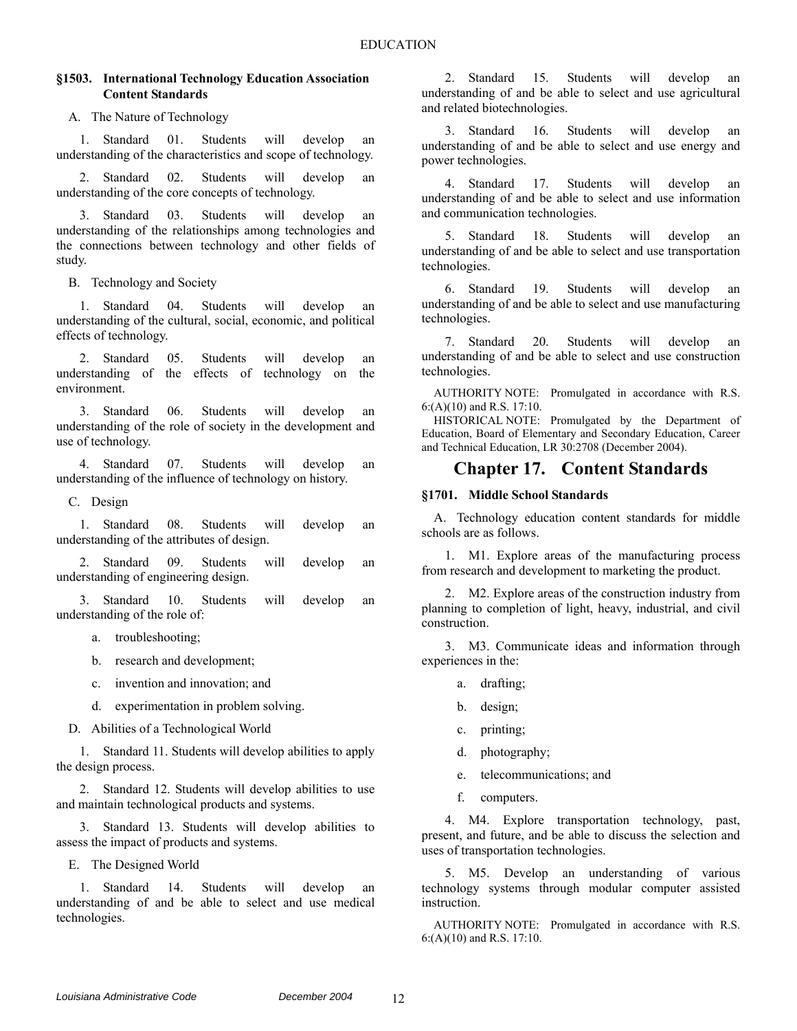### §1503. International Technology Education Association Content Standards

A. The Nature of Technology

1. Standard 01. Students will develop an understanding of the characteristics and scope of technology.

2. Standard 02. Students will develop an understanding of the core concepts of technology.

3. Standard 03. Students will develop an understanding of the relationships among technologies and the connections between technology and other fields of study.

B. Technology and Society

1. Standard 04. Students will develop an understanding of the cultural, social, economic, and political effects of technology.

2. Standard 05. Students will develop an understanding of the effects of technology on the environment.

3. Standard 06. Students will develop an understanding of the role of society in the development and use of technology.

4. Standard 07. Students will develop an understanding of the influence of technology on history.

C. Design

1. Standard 08. Students will develop an understanding of the attributes of design.

2. Standard 09. Students will develop an understanding of engineering design.

3. Standard 10. Students will develop an understanding of the role of:

a. troubleshooting;

b. research and development;

c. invention and innovation; and

d. experimentation in problem solving.

D. Abilities of a Technological World

1. Standard 11. Students will develop abilities to apply the design process.

2. Standard 12. Students will develop abilities to use and maintain technological products and systems.

3. Standard 13. Students will develop abilities to assess the impact of products and systems.

E. The Designed World

1. Standard 14. Students will develop an understanding of and be able to select and use medical technologies.

2. Standard 15. Students will develop an understanding of and be able to select and use agricultural and related biotechnologies.

3. Standard 16. Students will develop an understanding of and be able to select and use energy and power technologies.

4. Standard 17. Students will develop an understanding of and be able to select and use information and communication technologies.

5. Standard 18. Students will develop an understanding of and be able to select and use transportation technologies.

6. Standard 19. Students will develop an understanding of and be able to select and use manufacturing technologies.

7. Standard 20. Students will develop an understanding of and be able to select and use construction technologies.

AUTHORITY NOTE: Promulgated in accordance with R.S. 6:(A)(10) and R.S. 17:10.

HISTORICAL NOTE: Promulgated by the Department of Education, Board of Elementary and Secondary Education, Career and Technical Education, LR 30:2708 (December 2004).

## Chapter 17. Content Standards

### §1701. Middle School Standards

A. Technology education content standards for middle schools are as follows.

1. M1. Explore areas of the manufacturing process from research and development to marketing the product.

2. M2. Explore areas of the construction industry from planning to completion of light, heavy, industrial, and civil construction.

3. M3. Communicate ideas and information through experiences in the:

a. drafting;

b. design;

c. printing;

d. photography;

e. telecommunications; and

f. computers.

4. M4. Explore transportation technology, past, present, and future, and be able to discuss the selection and uses of transportation technologies.

5. M5. Develop an understanding of various technology systems through modular computer assisted instruction.

AUTHORITY NOTE: Promulgated in accordance with R.S. 6:(A)(10) and R.S. 17:10.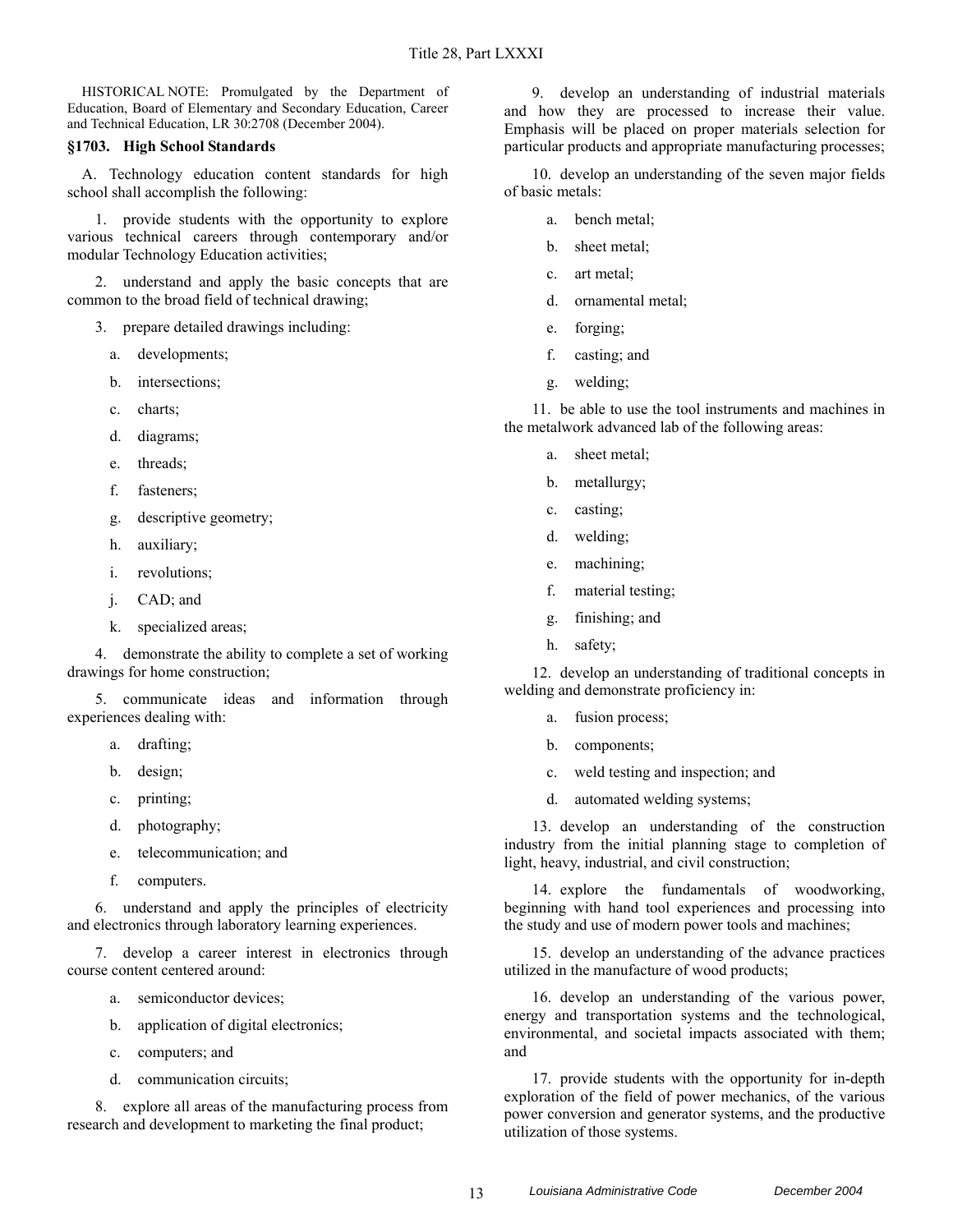HISTORICAL NOTE: Promulgated by the Department of Education, Board of Elementary and Secondary Education, Career and Technical Education, LR 30:2708 (December 2004).

### §1703. High School Standards

A. Technology education content standards for high school shall accomplish the following:

1. provide students with the opportunity to explore various technical careers through contemporary and/or modular Technology Education activities;

2. understand and apply the basic concepts that are common to the broad field of technical drawing;

3. prepare detailed drawings including:

   a. developments;

   b. intersections;

   c. charts;

   d. diagrams;

   e. threads;

   f. fasteners;

   g. descriptive geometry;

   h. auxiliary;

   i. revolutions;

   j. CAD; and

   k. specialized areas;

4. demonstrate the ability to complete a set of working drawings for home construction;

5. communicate ideas and information through experiences dealing with:

   a. drafting;

   b. design;

   c. printing;

   d. photography;

   e. telecommunication; and

   f. computers.

6. understand and apply the principles of electricity and electronics through laboratory learning experiences.

7. develop a career interest in electronics through course content centered around:

   a. semiconductor devices;

   b. application of digital electronics;

   c. computers; and

   d. communication circuits;

8. explore all areas of the manufacturing process from research and development to marketing the final product;

9. develop an understanding of industrial materials and how they are processed to increase their value. Emphasis will be placed on proper materials selection for particular products and appropriate manufacturing processes;

10. develop an understanding of the seven major fields of basic metals:

   a. bench metal;

   b. sheet metal;

   c. art metal;

   d. ornamental metal;

   e. forging;

   f. casting; and

   g. welding;

11. be able to use the tool instruments and machines in the metalwork advanced lab of the following areas:

   a. sheet metal;

   b. metallurgy;

   c. casting;

   d. welding;

   e. machining;

   f. material testing;

   g. finishing; and

   h. safety;

12. develop an understanding of traditional concepts in welding and demonstrate proficiency in:

   a. fusion process;

   b. components;

   c. weld testing and inspection; and

   d. automated welding systems;

13. develop an understanding of the construction industry from the initial planning stage to completion of light, heavy, industrial, and civil construction;

14. explore the fundamentals of woodworking, beginning with hand tool experiences and processing into the study and use of modern power tools and machines;

15. develop an understanding of the advance practices utilized in the manufacture of wood products;

16. develop an understanding of the various power, energy and transportation systems and the technological, environmental, and societal impacts associated with them; and

17. provide students with the opportunity for in-depth exploration of the field of power mechanics, of the various power conversion and generator systems, and the productive utilization of those systems.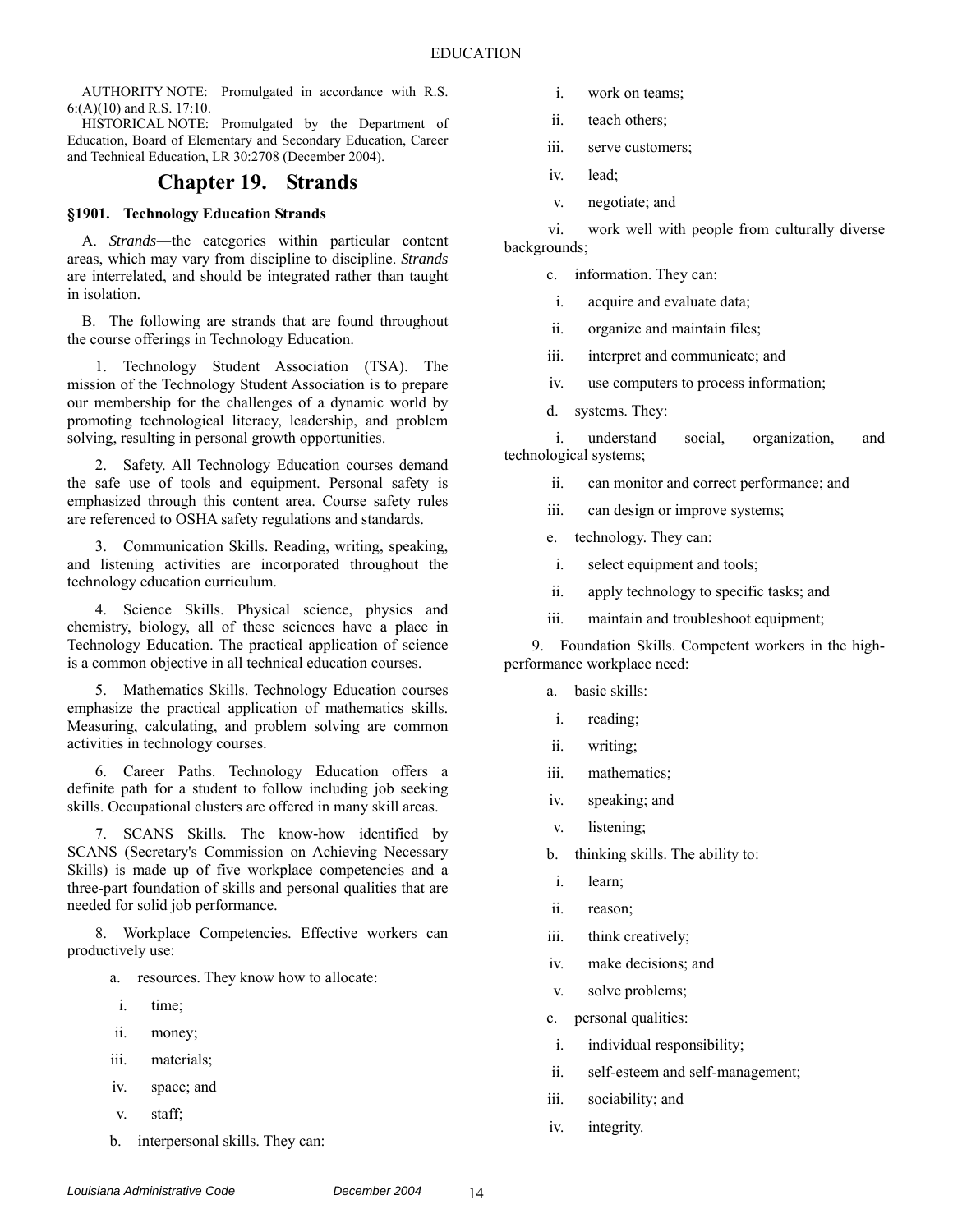AUTHORITY NOTE: Promulgated in accordance with R.S. 6:(A)(10) and R.S. 17:10.

HISTORICAL NOTE: Promulgated by the Department of Education, Board of Elementary and Secondary Education, Career and Technical Education, LR 30:2708 (December 2004).

## Chapter 19. Strands

### §1901. Technology Education Strands

A. *Strands*―the categories within particular content areas, which may vary from discipline to discipline. *Strands* are interrelated, and should be integrated rather than taught in isolation.

B. The following are strands that are found throughout the course offerings in Technology Education.

1. Technology Student Association (TSA). The mission of the Technology Student Association is to prepare our membership for the challenges of a dynamic world by promoting technological literacy, leadership, and problem solving, resulting in personal growth opportunities.

2. Safety. All Technology Education courses demand the safe use of tools and equipment. Personal safety is emphasized through this content area. Course safety rules are referenced to OSHA safety regulations and standards.

3. Communication Skills. Reading, writing, speaking, and listening activities are incorporated throughout the technology education curriculum.

4. Science Skills. Physical science, physics and chemistry, biology, all of these sciences have a place in Technology Education. The practical application of science is a common objective in all technical education courses.

5. Mathematics Skills. Technology Education courses emphasize the practical application of mathematics skills. Measuring, calculating, and problem solving are common activities in technology courses.

6. Career Paths. Technology Education offers a definite path for a student to follow including job seeking skills. Occupational clusters are offered in many skill areas.

7. SCANS Skills. The know-how identified by SCANS (Secretary's Commission on Achieving Necessary Skills) is made up of five workplace competencies and a three-part foundation of skills and personal qualities that are needed for solid job performance.

8. Workplace Competencies. Effective workers can productively use:

a. resources. They know how to allocate:

i. time;

ii. money;

iii. materials;

iv. space; and

v. staff;

b. interpersonal skills. They can:

i. work on teams;

ii. teach others;

iii. serve customers;

iv. lead;

v. negotiate; and

vi. work well with people from culturally diverse backgrounds;

c. information. They can:

i. acquire and evaluate data;

ii. organize and maintain files;

iii. interpret and communicate; and

iv. use computers to process information;

d. systems. They:

i. understand social, organization, and technological systems;

ii. can monitor and correct performance; and

iii. can design or improve systems;

e. technology. They can:

i. select equipment and tools;

ii. apply technology to specific tasks; and

iii. maintain and troubleshoot equipment;

9. Foundation Skills. Competent workers in the high-performance workplace need:

a. basic skills:

i. reading;

ii. writing;

iii. mathematics;

iv. speaking; and

v. listening;

b. thinking skills. The ability to:

i. learn;

ii. reason;

iii. think creatively;

iv. make decisions; and

v. solve problems;

c. personal qualities:

i. individual responsibility;

ii. self-esteem and self-management;

iii. sociability; and

iv. integrity.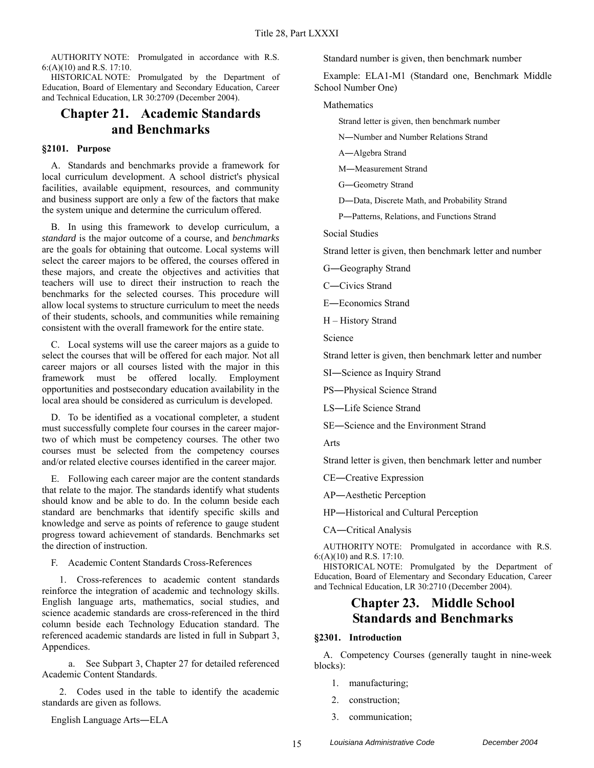AUTHORITY NOTE: Promulgated in accordance with R.S. 6:(A)(10) and R.S. 17:10.

HISTORICAL NOTE: Promulgated by the Department of Education, Board of Elementary and Secondary Education, Career and Technical Education, LR 30:2709 (December 2004).

# Chapter 21. Academic Standards and Benchmarks

### §2101. Purpose

A. Standards and benchmarks provide a framework for local curriculum development. A school district's physical facilities, available equipment, resources, and community and business support are only a few of the factors that make the system unique and determine the curriculum offered.

B. In using this framework to develop curriculum, a *standard* is the major outcome of a course, and *benchmarks* are the goals for obtaining that outcome. Local systems will select the career majors to be offered, the courses offered in these majors, and create the objectives and activities that teachers will use to direct their instruction to reach the benchmarks for the selected courses. This procedure will allow local systems to structure curriculum to meet the needs of their students, schools, and communities while remaining consistent with the overall framework for the entire state.

C. Local systems will use the career majors as a guide to select the courses that will be offered for each major. Not all career majors or all courses listed with the major in this framework must be offered locally. Employment opportunities and postsecondary education availability in the local area should be considered as curriculum is developed.

D. To be identified as a vocational completer, a student must successfully complete four courses in the career major-two of which must be competency courses. The other two courses must be selected from the competency courses and/or related elective courses identified in the career major.

E. Following each career major are the content standards that relate to the major. The standards identify what students should know and be able to do. In the column beside each standard are benchmarks that identify specific skills and knowledge and serve as points of reference to gauge student progress toward achievement of standards. Benchmarks set the direction of instruction.

F. Academic Content Standards Cross-References

1. Cross-references to academic content standards reinforce the integration of academic and technology skills. English language arts, mathematics, social studies, and science academic standards are cross-referenced in the third column beside each Technology Education standard. The referenced academic standards are listed in full in Subpart 3, Appendices.

a. See Subpart 3, Chapter 27 for detailed referenced Academic Content Standards.

2. Codes used in the table to identify the academic standards are given as follows.

English Language Arts—ELA

Standard number is given, then benchmark number

Example: ELA1-M1 (Standard one, Benchmark Middle School Number One)

Mathematics

Strand letter is given, then benchmark number

N—Number and Number Relations Strand

A—Algebra Strand

M—Measurement Strand

G—Geometry Strand

D—Data, Discrete Math, and Probability Strand

P—Patterns, Relations, and Functions Strand

Social Studies

Strand letter is given, then benchmark letter and number

G—Geography Strand

C—Civics Strand

E—Economics Strand

H – History Strand

Science

Strand letter is given, then benchmark letter and number

SI—Science as Inquiry Strand

PS—Physical Science Strand

LS—Life Science Strand

SE—Science and the Environment Strand

Arts

Strand letter is given, then benchmark letter and number

CE—Creative Expression

AP—Aesthetic Perception

HP—Historical and Cultural Perception

CA—Critical Analysis

AUTHORITY NOTE: Promulgated in accordance with R.S. 6:(A)(10) and R.S. 17:10.

HISTORICAL NOTE: Promulgated by the Department of Education, Board of Elementary and Secondary Education, Career and Technical Education, LR 30:2710 (December 2004).

# Chapter 23. Middle School Standards and Benchmarks

### §2301. Introduction

A. Competency Courses (generally taught in nine-week blocks):

1. manufacturing;
2. construction;
3. communication;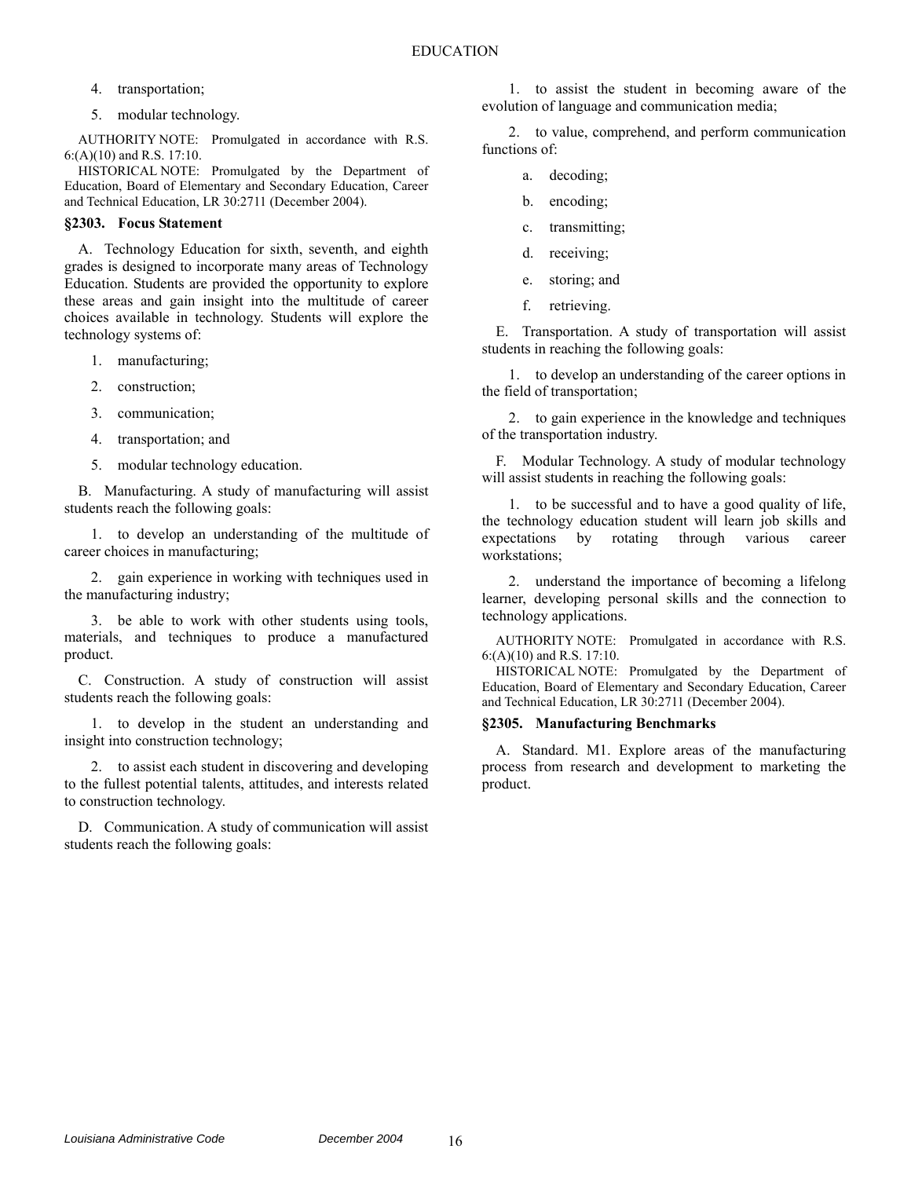4. transportation;

5. modular technology.

AUTHORITY NOTE: Promulgated in accordance with R.S. 6:(A)(10) and R.S. 17:10.

HISTORICAL NOTE: Promulgated by the Department of Education, Board of Elementary and Secondary Education, Career and Technical Education, LR 30:2711 (December 2004).

### §2303. Focus Statement

A. Technology Education for sixth, seventh, and eighth grades is designed to incorporate many areas of Technology Education. Students are provided the opportunity to explore these areas and gain insight into the multitude of career choices available in technology. Students will explore the technology systems of:

1. manufacturing;

2. construction;

3. communication;

4. transportation; and

5. modular technology education.

B. Manufacturing. A study of manufacturing will assist students reach the following goals:

1. to develop an understanding of the multitude of career choices in manufacturing;

2. gain experience in working with techniques used in the manufacturing industry;

3. be able to work with other students using tools, materials, and techniques to produce a manufactured product.

C. Construction. A study of construction will assist students reach the following goals:

1. to develop in the student an understanding and insight into construction technology;

2. to assist each student in discovering and developing to the fullest potential talents, attitudes, and interests related to construction technology.

D. Communication. A study of communication will assist students reach the following goals:

1. to assist the student in becoming aware of the evolution of language and communication media;

2. to value, comprehend, and perform communication functions of:

a. decoding;

b. encoding;

c. transmitting;

d. receiving;

e. storing; and

f. retrieving.

E. Transportation. A study of transportation will assist students in reaching the following goals:

1. to develop an understanding of the career options in the field of transportation;

2. to gain experience in the knowledge and techniques of the transportation industry.

F. Modular Technology. A study of modular technology will assist students in reaching the following goals:

1. to be successful and to have a good quality of life, the technology education student will learn job skills and expectations by rotating through various career workstations;

2. understand the importance of becoming a lifelong learner, developing personal skills and the connection to technology applications.

AUTHORITY NOTE: Promulgated in accordance with R.S. 6:(A)(10) and R.S. 17:10.

HISTORICAL NOTE: Promulgated by the Department of Education, Board of Elementary and Secondary Education, Career and Technical Education, LR 30:2711 (December 2004).

### §2305. Manufacturing Benchmarks

A. Standard. M1. Explore areas of the manufacturing process from research and development to marketing the product.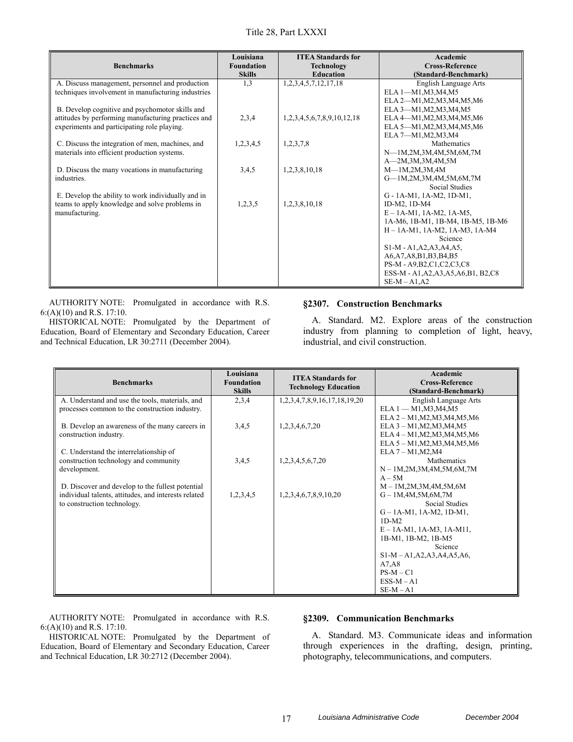| Benchmarks | Louisiana Foundation Skills | ITEA Standards for Technology Education | Academic Cross-Reference (Standard-Benchmark) |
|---|---|---|---|
| A. Discuss management, personnel and production techniques involvement in manufacturing industries | 1,3 | 1,2,3,4,5,7,12,17,18 | English Language Arts<br>ELA 1—M1,M3,M4,M5<br>ELA 2—M1,M2,M3,M4,M5,M6<br>ELA 3—M1,M2,M3,M4,M5<br>ELA 4—M1,M2,M3,M4,M5,M6<br>ELA 5—M1,M2,M3,M4,M5,M6<br>ELA 7—M1,M2,M3,M4<br>Mathematics<br>N—1M,2M,3M,4M,5M,6M,7M<br>A—2M,3M,3M,4M,5M<br>M—1M,2M,3M,4M<br>G—1M,2M,3M,4M,5M,6M,7M<br>Social Studies<br>G - 1A-M1, 1A-M2, 1D-M1, ID-M2, 1D-M4<br>E – 1A-M1, 1A-M2, 1A-M5, 1A-M6, 1B-M1, 1B-M4, 1B-M5, 1B-M6<br>H – 1A-M1, 1A-M2, 1A-M3, 1A-M4<br>Science<br>S1-M - A1,A2,A3,A4,A5, A6,A7,A8,B1,B3,B4,B5<br>PS-M - A9,B2,C1,C2,C3,C8<br>ESS-M - A1,A2,A3,A5,A6,B1, B2,C8<br>SE-M – A1,A2 |
| B. Develop cognitive and psychomotor skills and attitudes by performing manufacturing practices and experiments and participating role playing. | 2,3,4 | 1,2,3,4,5,6,7,8,9,10,12,18 | |
| C. Discuss the integration of men, machines, and materials into efficient production systems. | 1,2,3,4,5 | 1,2,3,7,8 | |
| D. Discuss the many vocations in manufacturing industries. | 3,4,5 | 1,2,3,8,10,18 | |
| E. Develop the ability to work individually and in teams to apply knowledge and solve problems in manufacturing. | 1,2,3,5 | 1,2,3,8,10,18 | |

AUTHORITY NOTE: Promulgated in accordance with R.S. 6:(A)(10) and R.S. 17:10.

HISTORICAL NOTE: Promulgated by the Department of Education, Board of Elementary and Secondary Education, Career and Technical Education, LR 30:2711 (December 2004).

### §2307. Construction Benchmarks

A. Standard. M2. Explore areas of the construction industry from planning to completion of light, heavy, industrial, and civil construction.

| Benchmarks | Louisiana Foundation Skills | ITEA Standards for Technology Education | Academic Cross-Reference (Standard-Benchmark) |
|---|---|---|---|
| A. Understand and use the tools, materials, and processes common to the construction industry. | 2,3,4 | 1,2,3,4,7,8,9,16,17,18,19,20 | English Language Arts<br>ELA 1 — M1,M3,M4,M5<br>ELA 2 – M1,M2,M3,M4,M5,M6<br>ELA 3 – M1,M2,M3,M4,M5<br>ELA 4 – M1,M2,M3,M4,M5,M6<br>ELA 5 – M1,M2,M3,M4,M5,M6<br>ELA 7 – M1,M2,M4<br>Mathematics<br>N – 1M,2M,3M,4M,5M,6M,7M<br>A – 5M<br>M – 1M,2M,3M,4M,5M,6M<br>G – 1M,4M,5M,6M,7M<br>Social Studies<br>G – 1A-M1, 1A-M2, 1D-M1, 1D-M2<br>E – 1A-M1, 1A-M3, 1A-M11, 1B-M1, 1B-M2, 1B-M5<br>Science<br>S1-M – A1,A2,A3,A4,A5,A6, A7,A8<br>PS-M – C1<br>ESS-M – A1<br>SE-M – A1 |
| B. Develop an awareness of the many careers in construction industry. | 3,4,5 | 1,2,3,4,6,7,20 | |
| C. Understand the interrelationship of construction technology and community development. | 3,4,5 | 1,2,3,4,5,6,7,20 | |
| D. Discover and develop to the fullest potential individual talents, attitudes, and interests related to construction technology. | 1,2,3,4,5 | 1,2,3,4,6,7,8,9,10,20 | |

AUTHORITY NOTE: Promulgated in accordance with R.S. 6:(A)(10) and R.S. 17:10.

HISTORICAL NOTE: Promulgated by the Department of Education, Board of Elementary and Secondary Education, Career and Technical Education, LR 30:2712 (December 2004).

### §2309. Communication Benchmarks

A. Standard. M3. Communicate ideas and information through experiences in the drafting, design, printing, photography, telecommunications, and computers.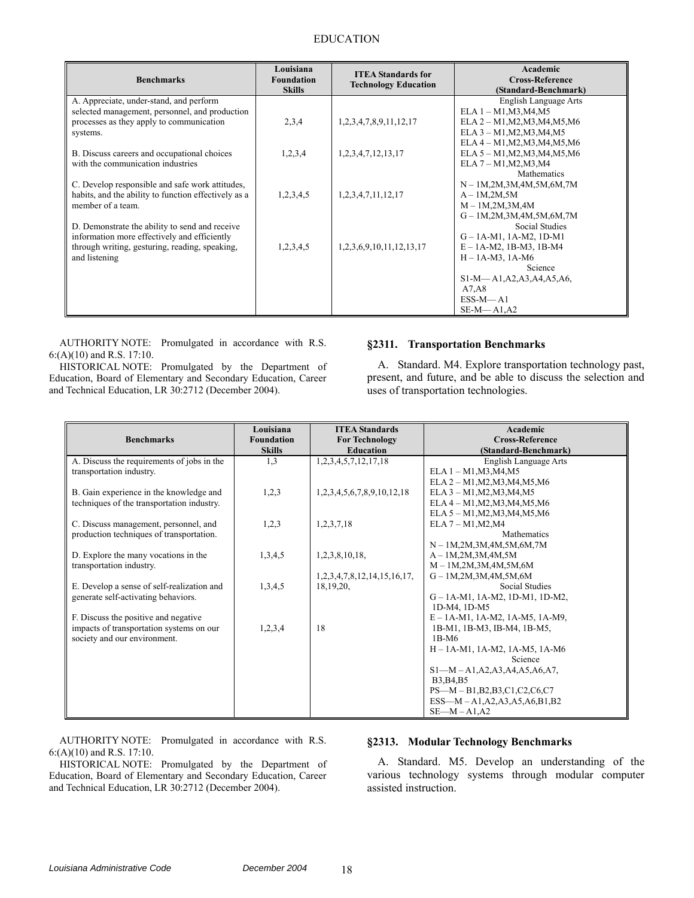| Benchmarks | Louisiana Foundation Skills | ITEA Standards for Technology Education | Academic Cross-Reference (Standard-Benchmark) |
|---|---|---|---|
| A. Appreciate, under-stand, and perform selected management, personnel, and production processes as they apply to communication systems. | 2,3,4 | 1,2,3,4,7,8,9,11,12,17 | English Language Arts<br>ELA 1 – M1,M3,M4,M5<br>ELA 2 – M1,M2,M3,M4,M5,M6<br>ELA 3 – M1,M2,M3,M4,M5<br>ELA 4 – M1,M2,M3,M4,M5,M6<br>ELA 5 – M1,M2,M3,M4,M5,M6<br>ELA 7 – M1,M2,M3,M4<br>Mathematics<br>N – 1M,2M,3M,4M,5M,6M,7M<br>A – 1M,2M,5M<br>M – 1M,2M,3M,4M<br>G – 1M,2M,3M,4M,5M,6M,7M<br>Social Studies<br>G – 1A-M1, 1A-M2, 1D-M1<br>E – 1A-M2, 1B-M3, 1B-M4<br>H – 1A-M3, 1A-M6<br>Science<br>S1-M— A1,A2,A3,A4,A5,A6, A7,A8<br>ESS-M— A1<br>SE-M— A1,A2 |
| B. Discuss careers and occupational choices with the communication industries | 1,2,3,4 | 1,2,3,4,7,12,13,17 | |
| C. Develop responsible and safe work attitudes, habits, and the ability to function effectively as a member of a team. | 1,2,3,4,5 | 1,2,3,4,7,11,12,17 | |
| D. Demonstrate the ability to send and receive information more effectively and efficiently through writing, gesturing, reading, speaking, and listening | 1,2,3,4,5 | 1,2,3,6,9,10,11,12,13,17 | |

AUTHORITY NOTE: Promulgated in accordance with R.S. 6:(A)(10) and R.S. 17:10.

HISTORICAL NOTE: Promulgated by the Department of Education, Board of Elementary and Secondary Education, Career and Technical Education, LR 30:2712 (December 2004).

### §2311. Transportation Benchmarks

A. Standard. M4. Explore transportation technology past, present, and future, and be able to discuss the selection and uses of transportation technologies.

| Benchmarks | Louisiana Foundation Skills | ITEA Standards For Technology Education | Academic Cross-Reference (Standard-Benchmark) |
|---|---|---|---|
| A. Discuss the requirements of jobs in the transportation industry. | 1,3 | 1,2,3,4,5,7,12,17,18 | English Language Arts<br>ELA 1 – M1,M3,M4,M5<br>ELA 2 – M1,M2,M3,M4,M5,M6<br>ELA 3 – M1,M2,M3,M4,M5<br>ELA 4 – M1,M2,M3,M4,M5,M6<br>ELA 5 – M1,M2,M3,M4,M5,M6<br>ELA 7 – M1,M2,M4<br>Mathematics<br>N – 1M,2M,3M,4M,5M,6M,7M<br>A – 1M,2M,3M,4M,5M<br>M – 1M,2M,3M,4M,5M,6M<br>G – 1M,2M,3M,4M,5M,6M<br>Social Studies<br>G – 1A-M1, 1A-M2, 1D-M1, 1D-M2, 1D-M4, 1D-M5<br>E – 1A-M1, 1A-M2, 1A-M5, 1A-M9, 1B-M1, 1B-M3, IB-M4, 1B-M5, 1B-M6<br>H – 1A-M1, 1A-M2, 1A-M5, 1A-M6<br>Science<br>S1—M – A1,A2,A3,A4,A5,A6,A7, B3,B4,B5<br>PS—M – B1,B2,B3,C1,C2,C6,C7<br>ESS—M – A1,A2,A3,A5,A6,B1,B2<br>SE—M – A1,A2 |
| B. Gain experience in the knowledge and techniques of the transportation industry. | 1,2,3 | 1,2,3,4,5,6,7,8,9,10,12,18 | |
| C. Discuss management, personnel, and production techniques of transportation. | 1,2,3 | 1,2,3,7,18 | |
| D. Explore the many vocations in the transportation industry. | 1,3,4,5 | 1,2,3,8,10,18, | |
| E. Develop a sense of self-realization and generate self-activating behaviors. | 1,3,4,5 | 1,2,3,4,7,8,12,14,15,16,17, 18,19,20, | |
| F. Discuss the positive and negative impacts of transportation systems on our society and our environment. | 1,2,3,4 | 18 | |

AUTHORITY NOTE: Promulgated in accordance with R.S. 6:(A)(10) and R.S. 17:10.

HISTORICAL NOTE: Promulgated by the Department of Education, Board of Elementary and Secondary Education, Career and Technical Education, LR 30:2712 (December 2004).

### §2313. Modular Technology Benchmarks

A. Standard. M5. Develop an understanding of the various technology systems through modular computer assisted instruction.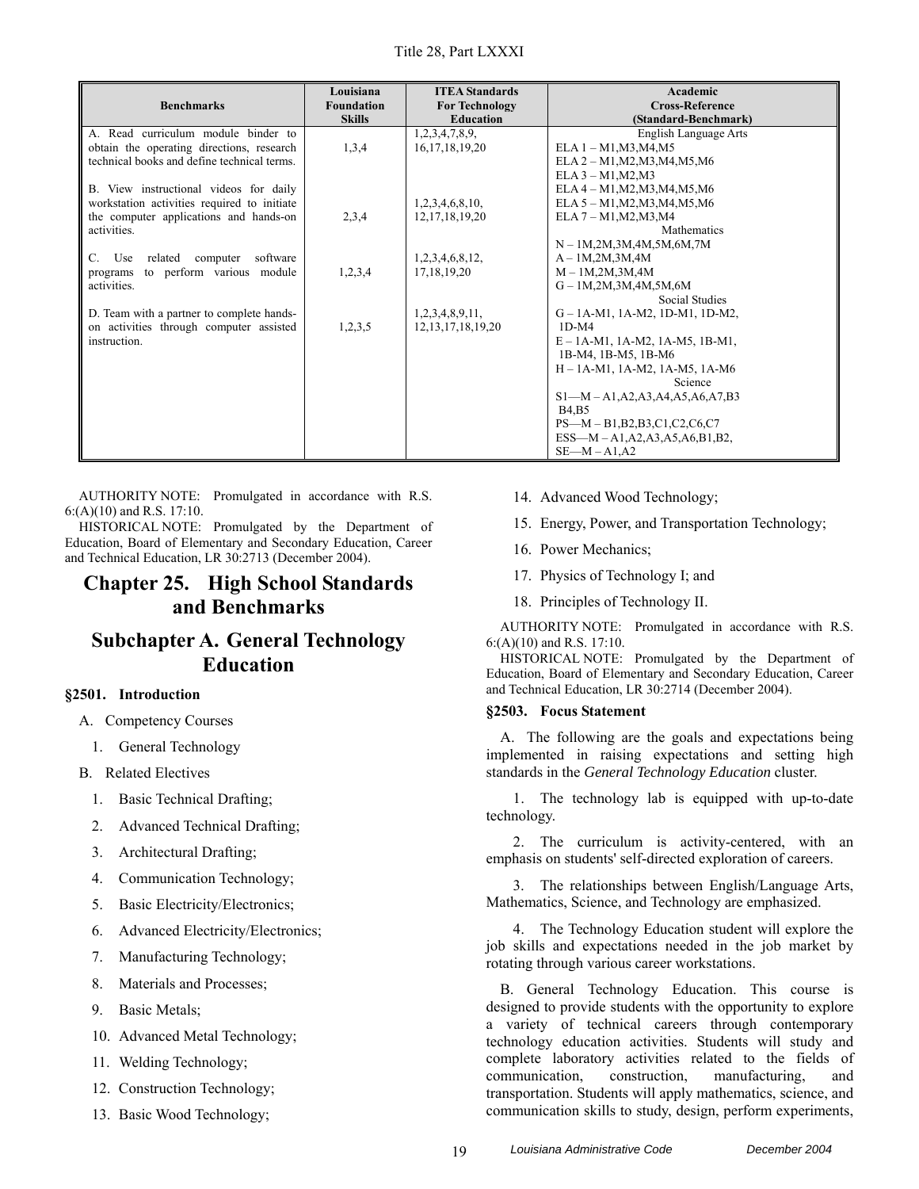| Benchmarks | Louisiana Foundation Skills | ITEA Standards For Technology Education | Academic Cross-Reference (Standard-Benchmark) |
|---|---|---|---|
| A. Read curriculum module binder to obtain the operating directions, research technical books and define technical terms. | 1,3,4 | 1,2,3,4,7,8,9, 16,17,18,19,20 | English Language Arts<br>ELA 1 – M1,M3,M4,M5<br>ELA 2 – M1,M2,M3,M4,M5,M6<br>ELA 3 – M1,M2,M3<br>ELA 4 – M1,M2,M3,M4,M5,M6<br>ELA 5 – M1,M2,M3,M4,M5,M6<br>ELA 7 – M1,M2,M3,M4<br>Mathematics<br>N – 1M,2M,3M,4M,5M,6M,7M<br>A – 1M,2M,3M,4M<br>M – 1M,2M,3M,4M<br>G – 1M,2M,3M,4M,5M,6M<br>Social Studies<br>G – 1A-M1, 1A-M2, 1D-M1, 1D-M2, 1D-M4<br>E – 1A-M1, 1A-M2, 1A-M5, 1B-M1, 1B-M4, 1B-M5, 1B-M6<br>H – 1A-M1, 1A-M2, 1A-M5, 1A-M6<br>Science<br>S1—M – A1,A2,A3,A4,A5,A6,A7,B3 B4,B5<br>PS—M – B1,B2,B3,C1,C2,C6,C7<br>ESS—M – A1,A2,A3,A5,A6,B1,B2,<br>SE—M – A1,A2 |
| B. View instructional videos for daily workstation activities required to initiate the computer applications and hands-on activities. | 2,3,4 | 1,2,3,4,6,8,10, 12,17,18,19,20 | |
| C. Use related computer software programs to perform various module activities. | 1,2,3,4 | 1,2,3,4,6,8,12, 17,18,19,20 | |
| D. Team with a partner to complete hands-on activities through computer assisted instruction. | 1,2,3,5 | 1,2,3,4,8,9,11, 12,13,17,18,19,20 | |

AUTHORITY NOTE: Promulgated in accordance with R.S. 6:(A)(10) and R.S. 17:10.

HISTORICAL NOTE: Promulgated by the Department of Education, Board of Elementary and Secondary Education, Career and Technical Education, LR 30:2713 (December 2004).

# Chapter 25. High School Standards and Benchmarks

## Subchapter A. General Technology Education

### §2501. Introduction

A. Competency Courses

1. General Technology

B. Related Electives

1. Basic Technical Drafting;
2. Advanced Technical Drafting;
3. Architectural Drafting;
4. Communication Technology;
5. Basic Electricity/Electronics;
6. Advanced Electricity/Electronics;
7. Manufacturing Technology;
8. Materials and Processes;
9. Basic Metals;
10. Advanced Metal Technology;
11. Welding Technology;
12. Construction Technology;
13. Basic Wood Technology;
14. Advanced Wood Technology;
15. Energy, Power, and Transportation Technology;
16. Power Mechanics;
17. Physics of Technology I; and
18. Principles of Technology II.

AUTHORITY NOTE: Promulgated in accordance with R.S. 6:(A)(10) and R.S. 17:10.

HISTORICAL NOTE: Promulgated by the Department of Education, Board of Elementary and Secondary Education, Career and Technical Education, LR 30:2714 (December 2004).

### §2503. Focus Statement

A. The following are the goals and expectations being implemented in raising expectations and setting high standards in the *General Technology Education* cluster.

1. The technology lab is equipped with up-to-date technology.

2. The curriculum is activity-centered, with an emphasis on students' self-directed exploration of careers.

3. The relationships between English/Language Arts, Mathematics, Science, and Technology are emphasized.

4. The Technology Education student will explore the job skills and expectations needed in the job market by rotating through various career workstations.

B. General Technology Education. This course is designed to provide students with the opportunity to explore a variety of technical careers through contemporary technology education activities. Students will study and complete laboratory activities related to the fields of communication, construction, manufacturing, and transportation. Students will apply mathematics, science, and communication skills to study, design, perform experiments,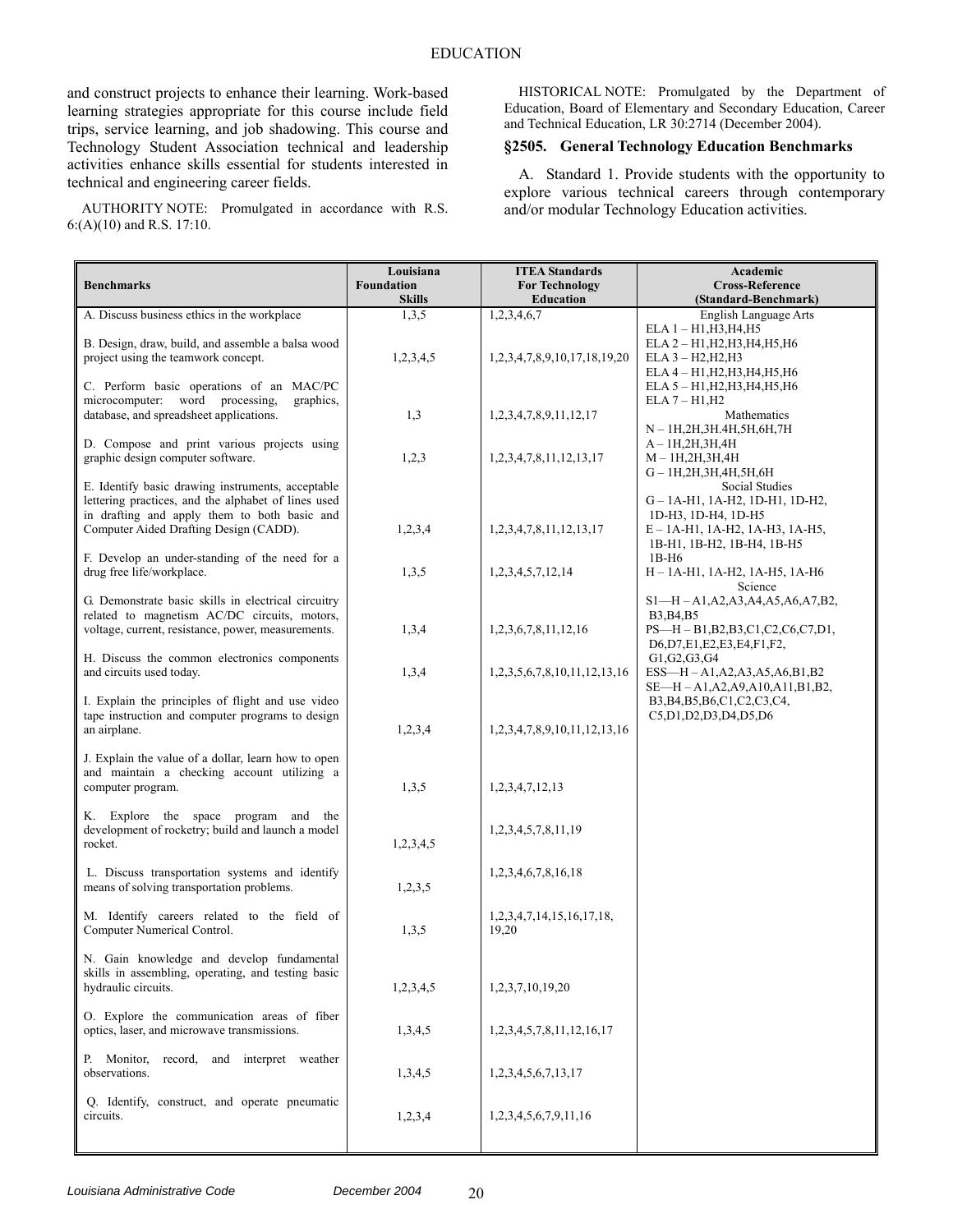and construct projects to enhance their learning. Work-based learning strategies appropriate for this course include field trips, service learning, and job shadowing. This course and Technology Student Association technical and leadership activities enhance skills essential for students interested in technical and engineering career fields.

AUTHORITY NOTE: Promulgated in accordance with R.S. 6:(A)(10) and R.S. 17:10.

HISTORICAL NOTE: Promulgated by the Department of Education, Board of Elementary and Secondary Education, Career and Technical Education, LR 30:2714 (December 2004).

### §2505. General Technology Education Benchmarks

A. Standard 1. Provide students with the opportunity to explore various technical careers through contemporary and/or modular Technology Education activities.

| Benchmarks | Louisiana Foundation Skills | ITEA Standards For Technology Education | Academic Cross-Reference (Standard-Benchmark) |
|---|---|---|---|
| A. Discuss business ethics in the workplace | 1,3,5 | 1,2,3,4,6,7 | English Language Arts<br>ELA 1 – H1,H3,H4,H5<br>ELA 2 – H1,H2,H3,H4,H5,H6<br>ELA 3 – H2,H2,H3<br>ELA 4 – H1,H2,H3,H4,H5,H6<br>ELA 5 – H1,H2,H3,H4,H5,H6<br>ELA 7 – H1,H2<br>Mathematics<br>N – 1H,2H,3H.4H,5H,6H,7H<br>A – 1H,2H,3H,4H<br>M – 1H,2H,3H,4H<br>G – 1H,2H,3H,4H,5H,6H<br>Social Studies<br>G – 1A-H1, 1A-H2, 1D-H1, 1D-H2, 1D-H3, 1D-H4, 1D-H5<br>E – 1A-H1, 1A-H2, 1A-H3, 1A-H5, 1B-H1, 1B-H2, 1B-H4, 1B-H5 1B-H6<br>H – 1A-H1, 1A-H2, 1A-H5, 1A-H6<br>Science<br>S1—H – A1,A2,A3,A4,A5,A6,A7,B2, B3,B4,B5<br>PS—H – B1,B2,B3,C1,C2,C6,C7,D1, D6,D7,E1,E2,E3,E4,F1,F2, G1,G2,G3,G4<br>ESS—H – A1,A2,A3,A5,A6,B1,B2<br>SE—H – A1,A2,A9,A10,A11,B1,B2, B3,B4,B5,B6,C1,C2,C3,C4, C5,D1,D2,D3,D4,D5,D6 |
| B. Design, draw, build, and assemble a balsa wood project using the teamwork concept. | 1,2,3,4,5 | 1,2,3,4,7,8,9,10,17,18,19,20 | |
| C. Perform basic operations of an MAC/PC microcomputer: word processing, graphics, database, and spreadsheet applications. | 1,3 | 1,2,3,4,7,8,9,11,12,17 | |
| D. Compose and print various projects using graphic design computer software. | 1,2,3 | 1,2,3,4,7,8,11,12,13,17 | |
| E. Identify basic drawing instruments, acceptable lettering practices, and the alphabet of lines used in drafting and apply them to both basic and Computer Aided Drafting Design (CADD). | 1,2,3,4 | 1,2,3,4,7,8,11,12,13,17 | |
| F. Develop an under-standing of the need for a drug free life/workplace. | 1,3,5 | 1,2,3,4,5,7,12,14 | |
| G. Demonstrate basic skills in electrical circuitry related to magnetism AC/DC circuits, motors, voltage, current, resistance, power, measurements. | 1,3,4 | 1,2,3,6,7,8,11,12,16 | |
| H. Discuss the common electronics components and circuits used today. | 1,3,4 | 1,2,3,5,6,7,8,10,11,12,13,16 | |
| I. Explain the principles of flight and use video tape instruction and computer programs to design an airplane. | 1,2,3,4 | 1,2,3,4,7,8,9,10,11,12,13,16 | |
| J. Explain the value of a dollar, learn how to open and maintain a checking account utilizing a computer program. | 1,3,5 | 1,2,3,4,7,12,13 | |
| K. Explore the space program and the development of rocketry; build and launch a model rocket. | 1,2,3,4,5 | 1,2,3,4,5,7,8,11,19 | |
| L. Discuss transportation systems and identify means of solving transportation problems. | 1,2,3,5 | 1,2,3,4,6,7,8,16,18 | |
| M. Identify careers related to the field of Computer Numerical Control. | 1,3,5 | 1,2,3,4,7,14,15,16,17,18, 19,20 | |
| N. Gain knowledge and develop fundamental skills in assembling, operating, and testing basic hydraulic circuits. | 1,2,3,4,5 | 1,2,3,7,10,19,20 | |
| O. Explore the communication areas of fiber optics, laser, and microwave transmissions. | 1,3,4,5 | 1,2,3,4,5,7,8,11,12,16,17 | |
| P. Monitor, record, and interpret weather observations. | 1,3,4,5 | 1,2,3,4,5,6,7,13,17 | |
| Q. Identify, construct, and operate pneumatic circuits. | 1,2,3,4 | 1,2,3,4,5,6,7,9,11,16 | |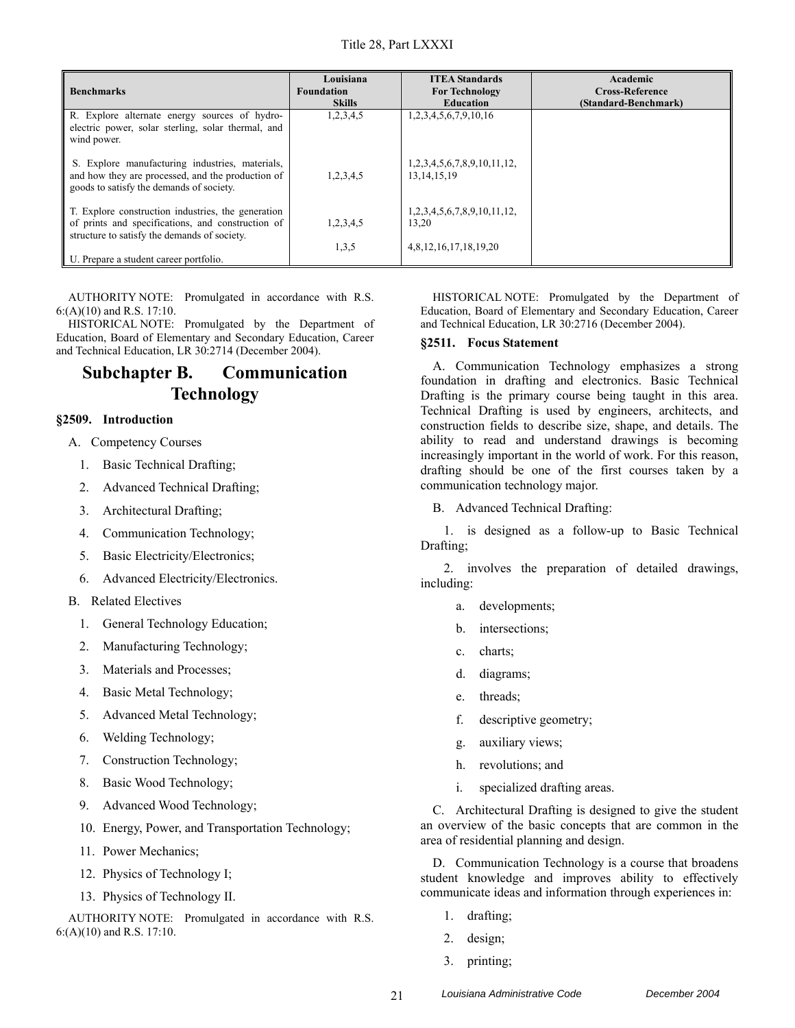| Benchmarks | Louisiana Foundation Skills | ITEA Standards For Technology Education | Academic Cross-Reference (Standard-Benchmark) |
|---|---|---|---|
| R. Explore alternate energy sources of hydro-electric power, solar sterling, solar thermal, and wind power. | 1,2,3,4,5 | 1,2,3,4,5,6,7,9,10,16 | |
| S. Explore manufacturing industries, materials, and how they are processed, and the production of goods to satisfy the demands of society. | 1,2,3,4,5 | 1,2,3,4,5,6,7,8,9,10,11,12, 13,14,15,19 | |
| T. Explore construction industries, the generation of prints and specifications, and construction of structure to satisfy the demands of society. | 1,2,3,4,5 | 1,2,3,4,5,6,7,8,9,10,11,12, 13,20 | |
| U. Prepare a student career portfolio. | 1,3,5 | 4,8,12,16,17,18,19,20 | |

AUTHORITY NOTE: Promulgated in accordance with R.S. 6:(A)(10) and R.S. 17:10.

HISTORICAL NOTE: Promulgated by the Department of Education, Board of Elementary and Secondary Education, Career and Technical Education, LR 30:2714 (December 2004).

## Subchapter B. Communication Technology

### §2509. Introduction

A. Competency Courses

1. Basic Technical Drafting;
2. Advanced Technical Drafting;
3. Architectural Drafting;
4. Communication Technology;
5. Basic Electricity/Electronics;
6. Advanced Electricity/Electronics.

B. Related Electives

1. General Technology Education;
2. Manufacturing Technology;
3. Materials and Processes;
4. Basic Metal Technology;
5. Advanced Metal Technology;
6. Welding Technology;
7. Construction Technology;
8. Basic Wood Technology;
9. Advanced Wood Technology;
10. Energy, Power, and Transportation Technology;
11. Power Mechanics;
12. Physics of Technology I;
13. Physics of Technology II.

AUTHORITY NOTE: Promulgated in accordance with R.S. 6:(A)(10) and R.S. 17:10.

HISTORICAL NOTE: Promulgated by the Department of Education, Board of Elementary and Secondary Education, Career and Technical Education, LR 30:2716 (December 2004).

### §2511. Focus Statement

A. Communication Technology emphasizes a strong foundation in drafting and electronics. Basic Technical Drafting is the primary course being taught in this area. Technical Drafting is used by engineers, architects, and construction fields to describe size, shape, and details. The ability to read and understand drawings is becoming increasingly important in the world of work. For this reason, drafting should be one of the first courses taken by a communication technology major.

B. Advanced Technical Drafting:

1. is designed as a follow-up to Basic Technical Drafting;

2. involves the preparation of detailed drawings, including:

   a. developments;
   b. intersections;
   c. charts;
   d. diagrams;
   e. threads;
   f. descriptive geometry;
   g. auxiliary views;
   h. revolutions; and
   i. specialized drafting areas.

C. Architectural Drafting is designed to give the student an overview of the basic concepts that are common in the area of residential planning and design.

D. Communication Technology is a course that broadens student knowledge and improves ability to effectively communicate ideas and information through experiences in:

1. drafting;
2. design;
3. printing;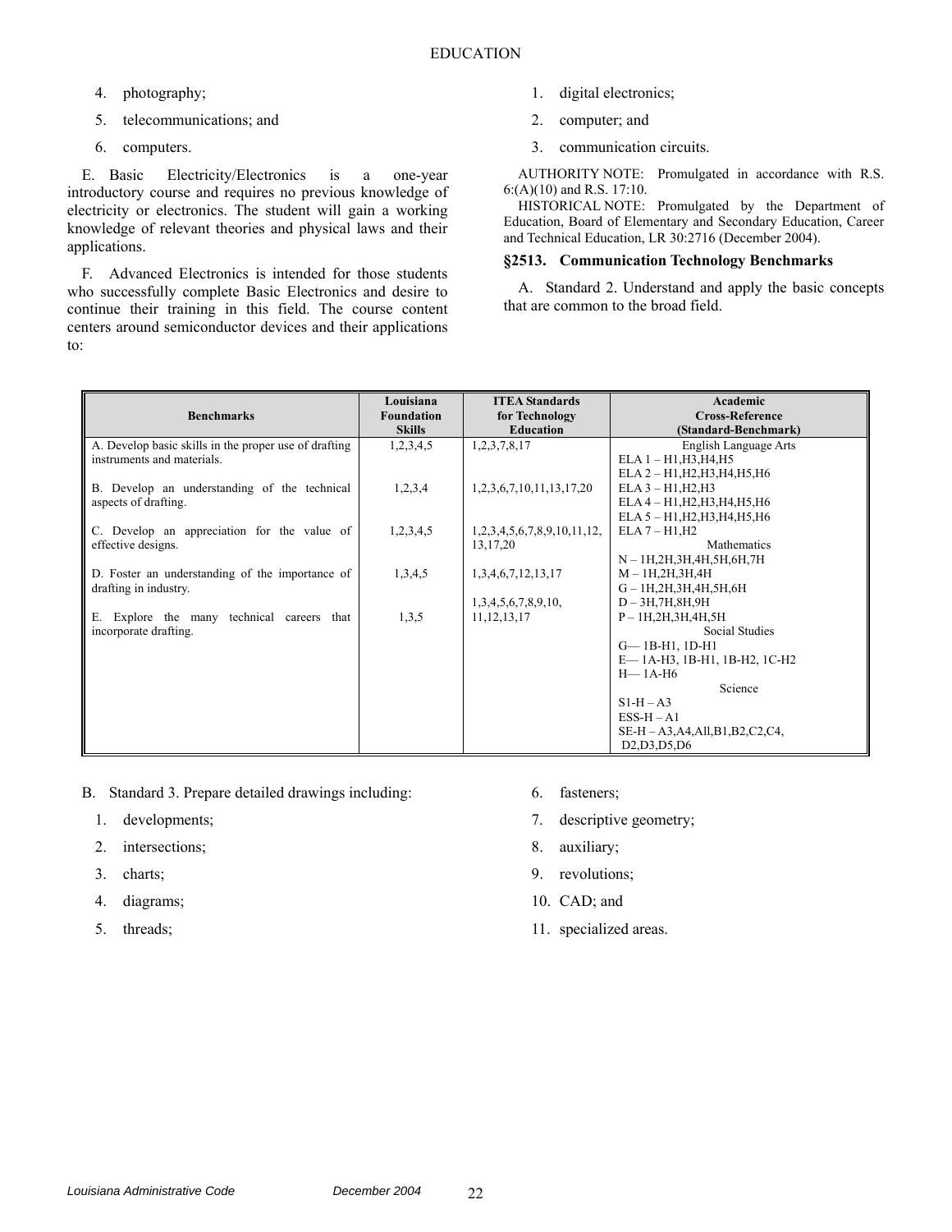4. photography;
5. telecommunications; and
6. computers.

E. Basic Electricity/Electronics is a one-year introductory course and requires no previous knowledge of electricity or electronics. The student will gain a working knowledge of relevant theories and physical laws and their applications.

F. Advanced Electronics is intended for those students who successfully complete Basic Electronics and desire to continue their training in this field. The course content centers around semiconductor devices and their applications to:

1. digital electronics;
2. computer; and
3. communication circuits.

AUTHORITY NOTE: Promulgated in accordance with R.S. 6:(A)(10) and R.S. 17:10.

HISTORICAL NOTE: Promulgated by the Department of Education, Board of Elementary and Secondary Education, Career and Technical Education, LR 30:2716 (December 2004).

### §2513. Communication Technology Benchmarks

A. Standard 2. Understand and apply the basic concepts that are common to the broad field.

| Benchmarks | Louisiana Foundation Skills | ITEA Standards for Technology Education | Academic Cross-Reference (Standard-Benchmark) |
|---|---|---|---|
| A. Develop basic skills in the proper use of drafting instruments and materials. | 1,2,3,4,5 | 1,2,3,7,8,17 | English Language Arts<br>ELA 1 – H1,H3,H4,H5<br>ELA 2 – H1,H2,H3,H4,H5,H6 |
| B. Develop an understanding of the technical aspects of drafting. | 1,2,3,4 | 1,2,3,6,7,10,11,13,17,20 | ELA 3 – H1,H2,H3<br>ELA 4 – H1,H2,H3,H4,H5,H6<br>ELA 5 – H1,H2,H3,H4,H5,H6 |
| C. Develop an appreciation for the value of effective designs. | 1,2,3,4,5 | 1,2,3,4,5,6,7,8,9,10,11,12, 13,17,20 | ELA 7 – H1,H2<br>Mathematics<br>N – 1H,2H,3H,4H,5H,6H,7H |
| D. Foster an understanding of the importance of drafting in industry. | 1,3,4,5 | 1,3,4,6,7,12,13,17 | M – 1H,2H,3H,4H<br>G – 1H,2H,3H,4H,5H,6H<br>D – 3H,7H,8H,9H |
| E. Explore the many technical careers that incorporate drafting. | 1,3,5 | 1,3,4,5,6,7,8,9,10, 11,12,13,17 | P – 1H,2H,3H,4H,5H<br>Social Studies<br>G— 1B-H1, 1D-H1<br>E— 1A-H3, 1B-H1, 1B-H2, 1C-H2<br>H— 1A-H6<br>Science<br>S1-H – A3<br>ESS-H – A1<br>SE-H – A3,A4,All,B1,B2,C2,C4, D2,D3,D5,D6 |

B. Standard 3. Prepare detailed drawings including:

1. developments;
2. intersections;
3. charts;
4. diagrams;
5. threads;
6. fasteners;
7. descriptive geometry;
8. auxiliary;
9. revolutions;
10. CAD; and
11. specialized areas.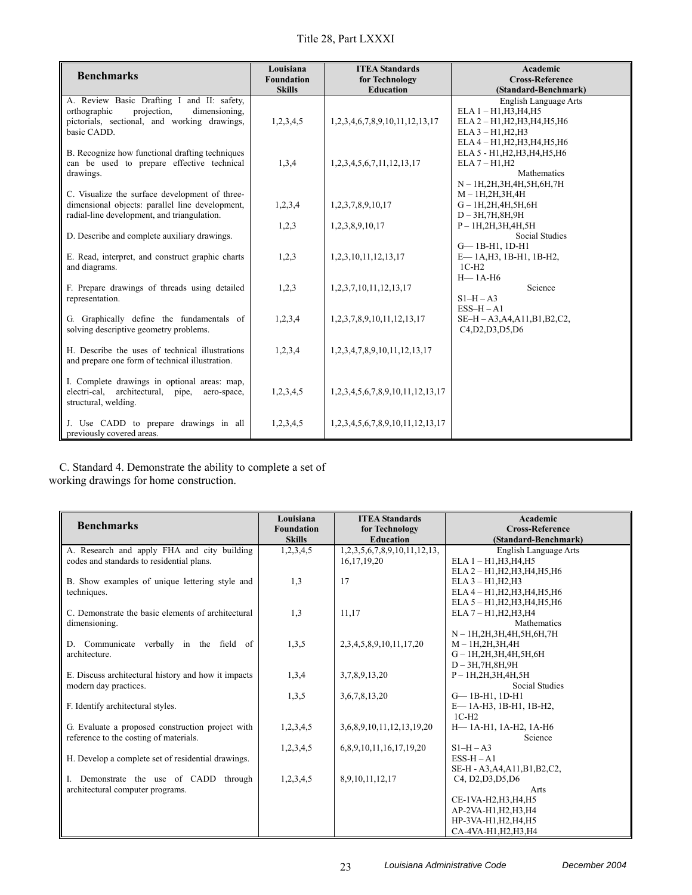| Benchmarks | Louisiana Foundation Skills | ITEA Standards for Technology Education | Academic Cross-Reference (Standard-Benchmark) |
| --- | --- | --- | --- |
| A. Review Basic Drafting I and II: safety, orthographic projection, dimensioning, pictorials, sectional, and working drawings, basic CADD. | 1,2,3,4,5 | 1,2,3,4,6,7,8,9,10,11,12,13,17 | English Language Arts<br>ELA 1 – H1,H3,H4,H5<br>ELA 2 – H1,H2,H3,H4,H5,H6<br>ELA 3 – H1,H2,H3<br>ELA 4 – H1,H2,H3,H4,H5,H6<br>ELA 5 - H1,H2,H3,H4,H5,H6<br>ELA 7 – H1,H2<br>Mathematics<br>N – 1H,2H,3H,4H,5H,6H,7H<br>M – 1H,2H,3H,4H<br>G – 1H,2H,4H,5H,6H<br>D – 3H,7H,8H,9H<br>P – 1H,2H,3H,4H,5H<br>Social Studies<br>G— 1B-H1, 1D-H1<br>E— 1A,H3, 1B-H1, 1B-H2, 1C-H2<br>H— 1A-H6<br>Science<br>S1–H – A3<br>ESS–H – A1<br>SE–H – A3,A4,A11,B1,B2,C2, C4,D2,D3,D5,D6 |
| B. Recognize how functional drafting techniques can be used to prepare effective technical drawings. | 1,3,4 | 1,2,3,4,5,6,7,11,12,13,17 | |
| C. Visualize the surface development of three-dimensional objects: parallel line development, radial-line development, and triangulation. | 1,2,3,4 | 1,2,3,7,8,9,10,17 | |
| D. Describe and complete auxiliary drawings. | 1,2,3 | 1,2,3,8,9,10,17 | |
| E. Read, interpret, and construct graphic charts and diagrams. | 1,2,3 | 1,2,3,10,11,12,13,17 | |
| F. Prepare drawings of threads using detailed representation. | 1,2,3 | 1,2,3,7,10,11,12,13,17 | |
| G. Graphically define the fundamentals of solving descriptive geometry problems. | 1,2,3,4 | 1,2,3,7,8,9,10,11,12,13,17 | |
| H. Describe the uses of technical illustrations and prepare one form of technical illustration. | 1,2,3,4 | 1,2,3,4,7,8,9,10,11,12,13,17 | |
| I. Complete drawings in optional areas: map, electri-cal, architectural, pipe, aero-space, structural, welding. | 1,2,3,4,5 | 1,2,3,4,5,6,7,8,9,10,11,12,13,17 | |
| J. Use CADD to prepare drawings in all previously covered areas. | 1,2,3,4,5 | 1,2,3,4,5,6,7,8,9,10,11,12,13,17 | |

C. Standard 4. Demonstrate the ability to complete a set of working drawings for home construction.

| Benchmarks | Louisiana Foundation Skills | ITEA Standards for Technology Education | Academic Cross-Reference (Standard-Benchmark) |
| --- | --- | --- | --- |
| A. Research and apply FHA and city building codes and standards to residential plans. | 1,2,3,4,5 | 1,2,3,5,6,7,8,9,10,11,12,13, 16,17,19,20 | English Language Arts<br>ELA 1 – H1,H3,H4,H5<br>ELA 2 – H1,H2,H3,H4,H5,H6<br>ELA 3 – H1,H2,H3<br>ELA 4 – H1,H2,H3,H4,H5,H6<br>ELA 5 – H1,H2,H3,H4,H5,H6<br>ELA 7 – H1,H2,H3,H4<br>Mathematics<br>N – 1H,2H,3H,4H,5H,6H,7H<br>M – 1H,2H,3H,4H<br>G – 1H,2H,3H,4H,5H,6H<br>D – 3H,7H,8H,9H<br>P – 1H,2H,3H,4H,5H<br>Social Studies<br>G— 1B-H1, 1D-H1<br>E— 1A-H3, 1B-H1, 1B-H2, 1C-H2<br>H— 1A-H1, 1A-H2, 1A-H6<br>Science<br>S1–H – A3<br>ESS–H – A1<br>SE-H - A3,A4,A11,B1,B2,C2, C4, D2,D3,D5,D6<br>Arts<br>CE-1VA-H2,H3,H4,H5<br>AP-2VA-H1,H2,H3,H4<br>HP-3VA-H1,H2,H4,H5<br>CA-4VA-H1,H2,H3,H4 |
| B. Show examples of unique lettering style and techniques. | 1,3 | 17 | |
| C. Demonstrate the basic elements of architectural dimensioning. | 1,3 | 11,17 | |
| D. Communicate verbally in the field of architecture. | 1,3,5 | 2,3,4,5,8,9,10,11,17,20 | |
| E. Discuss architectural history and how it impacts modern day practices. | 1,3,4 | 3,7,8,9,13,20 | |
| F. Identify architectural styles. | 1,3,5 | 3,6,7,8,13,20 | |
| G. Evaluate a proposed construction project with reference to the costing of materials. | 1,2,3,4,5 | 3,6,8,9,10,11,12,13,19,20 | |
| H. Develop a complete set of residential drawings. | 1,2,3,4,5 | 6,8,9,10,11,16,17,19,20 | |
| I. Demonstrate the use of CADD through architectural computer programs. | 1,2,3,4,5 | 8,9,10,11,12,17 | |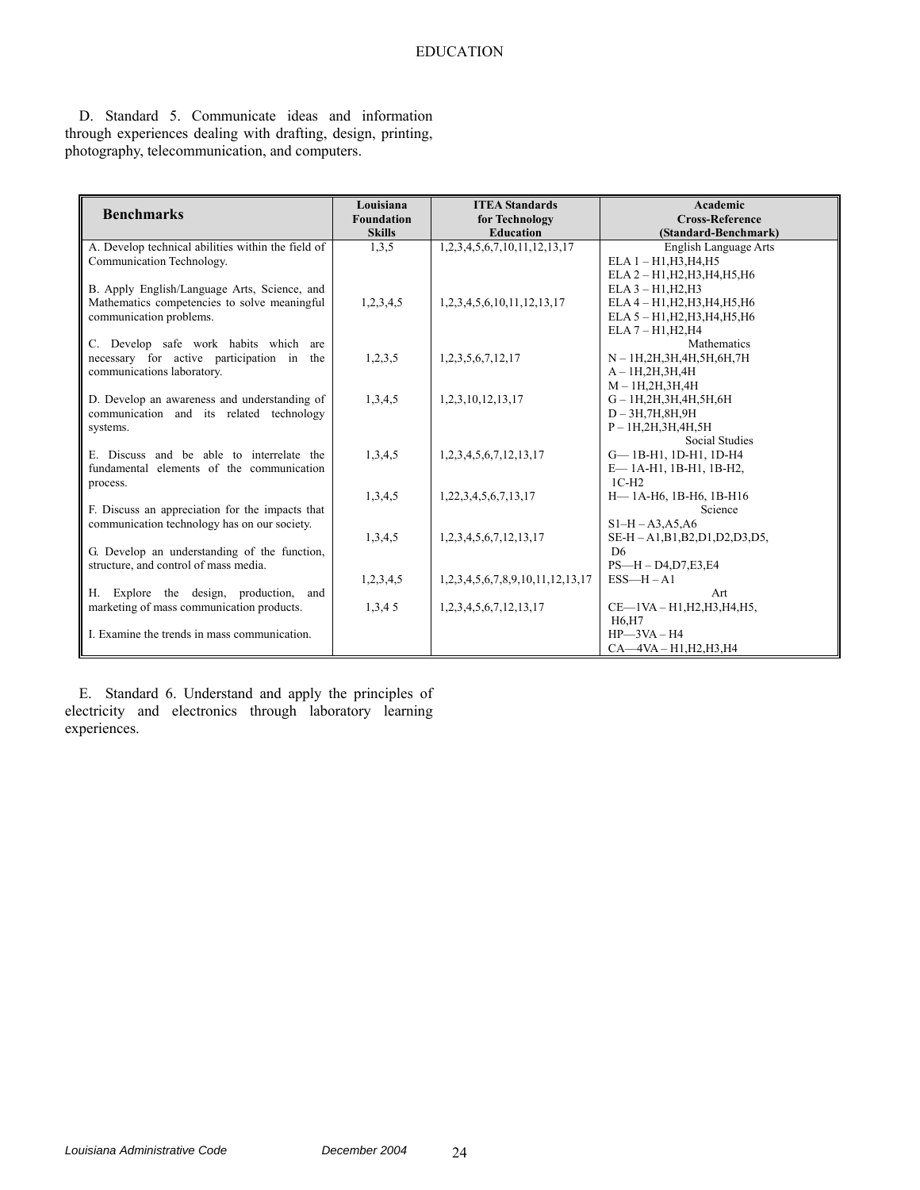D. Standard 5. Communicate ideas and information through experiences dealing with drafting, design, printing, photography, telecommunication, and computers.

| Benchmarks | Louisiana Foundation Skills | ITEA Standards for Technology Education | Academic Cross-Reference (Standard-Benchmark) |
|---|---|---|---|
| A. Develop technical abilities within the field of Communication Technology. | 1,3,5 | 1,2,3,4,5,6,7,10,11,12,13,17 | English Language Arts<br>ELA 1 – H1,H3,H4,H5<br>ELA 2 – H1,H2,H3,H4,H5,H6 |
| B. Apply English/Language Arts, Science, and Mathematics competencies to solve meaningful communication problems. | 1,2,3,4,5 | 1,2,3,4,5,6,10,11,12,13,17 | ELA 3 – H1,H2,H3<br>ELA 4 – H1,H2,H3,H4,H5,H6<br>ELA 5 – H1,H2,H3,H4,H5,H6<br>ELA 7 – H1,H2,H4 |
| C. Develop safe work habits which are necessary for active participation in the communications laboratory. | 1,2,3,5 | 1,2,3,5,6,7,12,17 | Mathematics<br>N – 1H,2H,3H,4H,5H,6H,7H<br>A – 1H,2H,3H,4H<br>M – 1H,2H,3H,4H |
| D. Develop an awareness and understanding of communication and its related technology systems. | 1,3,4,5 | 1,2,3,10,12,13,17 | G – 1H,2H,3H,4H,5H,6H<br>D – 3H,7H,8H,9H<br>P – 1H,2H,3H,4H,5H |
| E. Discuss and be able to interrelate the fundamental elements of the communication process. | 1,3,4,5 | 1,2,3,4,5,6,7,12,13,17 | Social Studies<br>G— 1B-H1, 1D-H1, 1D-H4<br>E— 1A-H1, 1B-H1, 1B-H2, 1C-H2 |
| F. Discuss an appreciation for the impacts that communication technology has on our society. | 1,3,4,5 | 1,22,3,4,5,6,7,13,17 | H— 1A-H6, 1B-H6, 1B-H16<br>Science<br>S1–H – A3,A5,A6 |
| G. Develop an understanding of the function, structure, and control of mass media. | 1,3,4,5 | 1,2,3,4,5,6,7,12,13,17 | SE-H – A1,B1,B2,D1,D2,D3,D5, D6<br>PS—H – D4,D7,E3,E4 |
| H. Explore the design, production, and marketing of mass communication products. | 1,2,3,4,5 | 1,2,3,4,5,6,7,8,9,10,11,12,13,17 | ESS—H – A1<br>Art<br>CE—1VA – H1,H2,H3,H4,H5, H6,H7 |
| I. Examine the trends in mass communication. | 1,3,4 5 | 1,2,3,4,5,6,7,12,13,17 | HP—3VA – H4<br>CA—4VA – H1,H2,H3,H4 |

E. Standard 6. Understand and apply the principles of electricity and electronics through laboratory learning experiences.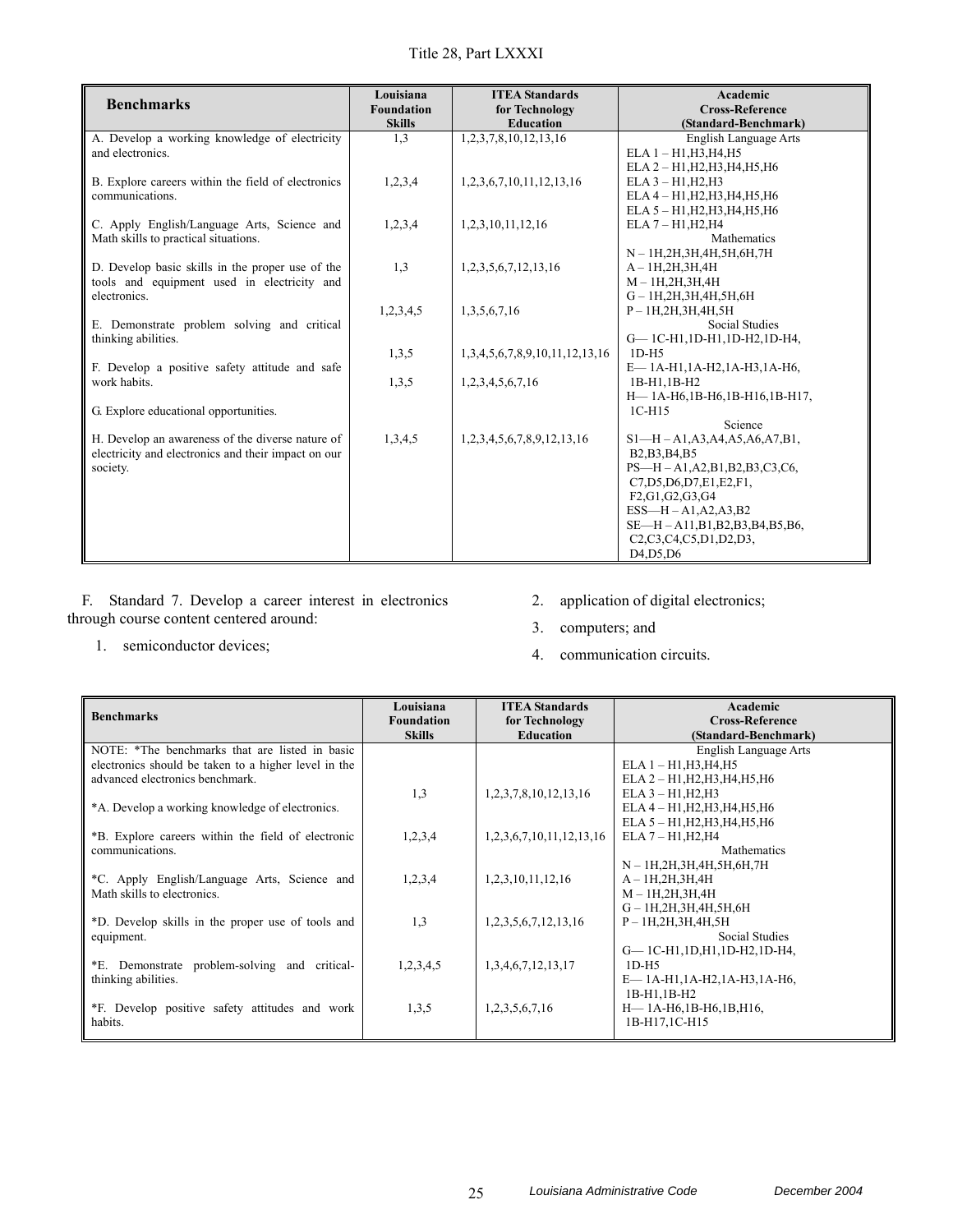| Benchmarks | Louisiana Foundation Skills | ITEA Standards for Technology Education | Academic Cross-Reference (Standard-Benchmark) |
|---|---|---|---|
| A. Develop a working knowledge of electricity and electronics. | 1,3 | 1,2,3,7,8,10,12,13,16 | English Language Arts<br>ELA 1 – H1,H3,H4,H5<br>ELA 2 – H1,H2,H3,H4,H5,H6 |
| B. Explore careers within the field of electronics communications. | 1,2,3,4 | 1,2,3,6,7,10,11,12,13,16 | ELA 3 – H1,H2,H3<br>ELA 4 – H1,H2,H3,H4,H5,H6 |
| C. Apply English/Language Arts, Science and Math skills to practical situations. | 1,2,3,4 | 1,2,3,10,11,12,16 | ELA 5 – H1,H2,H3,H4,H5,H6<br>ELA 7 – H1,H2,H4<br>Mathematics<br>N – 1H,2H,3H,4H,5H,6H,7H |
| D. Develop basic skills in the proper use of the tools and equipment used in electricity and electronics. | 1,3 | 1,2,3,5,6,7,12,13,16 | A – 1H,2H,3H,4H<br>M – 1H,2H,3H,4H<br>G – 1H,2H,3H,4H,5H,6H |
| E. Demonstrate problem solving and critical thinking abilities. | 1,2,3,4,5 | 1,3,5,6,7,16 | P – 1H,2H,3H,4H,5H<br>Social Studies<br>G— 1C-H1,1D-H1,1D-H2,1D-H4, 1D-H5 |
| F. Develop a positive safety attitude and safe work habits. | 1,3,5 | 1,3,4,5,6,7,8,9,10,11,12,13,16 | E— 1A-H1,1A-H2,1A-H3,1A-H6, 1B-H1,1B-H2 |
| G. Explore educational opportunities. | 1,3,5 | 1,2,3,4,5,6,7,16 | H— 1A-H6,1B-H6,1B-H16,1B-H17, 1C-H15<br>Science |
| H. Develop an awareness of the diverse nature of electricity and electronics and their impact on our society. | 1,3,4,5 | 1,2,3,4,5,6,7,8,9,12,13,16 | S1—H – A1,A3,A4,A5,A6,A7,B1, B2,B3,B4,B5<br>PS—H – A1,A2,B1,B2,B3,C3,C6, C7,D5,D6,D7,E1,E2,F1, F2,G1,G2,G3,G4<br>ESS—H – A1,A2,A3,B2<br>SE—H – A11,B1,B2,B3,B4,B5,B6, C2,C3,C4,C5,D1,D2,D3, D4,D5,D6 |

F. Standard 7. Develop a career interest in electronics through course content centered around:

1. semiconductor devices;
2. application of digital electronics;
3. computers; and
4. communication circuits.

| Benchmarks | Louisiana Foundation Skills | ITEA Standards for Technology Education | Academic Cross-Reference (Standard-Benchmark) |
|---|---|---|---|
| NOTE: *The benchmarks that are listed in basic electronics should be taken to a higher level in the advanced electronics benchmark. | | | English Language Arts<br>ELA 1 – H1,H3,H4,H5<br>ELA 2 – H1,H2,H3,H4,H5,H6 |
| *A. Develop a working knowledge of electronics. | 1,3 | 1,2,3,7,8,10,12,13,16 | ELA 3 – H1,H2,H3<br>ELA 4 – H1,H2,H3,H4,H5,H6 |
| *B. Explore careers within the field of electronic communications. | 1,2,3,4 | 1,2,3,6,7,10,11,12,13,16 | ELA 5 – H1,H2,H3,H4,H5,H6<br>ELA 7 – H1,H2,H4<br>Mathematics |
| *C. Apply English/Language Arts, Science and Math skills to electronics. | 1,2,3,4 | 1,2,3,10,11,12,16 | N – 1H,2H,3H,4H,5H,6H,7H<br>A – 1H,2H,3H,4H<br>M – 1H,2H,3H,4H |
| *D. Develop skills in the proper use of tools and equipment. | 1,3 | 1,2,3,5,6,7,12,13,16 | G – 1H,2H,3H,4H,5H,6H<br>P – 1H,2H,3H,4H,5H<br>Social Studies |
| *E. Demonstrate problem-solving and critical-thinking abilities. | 1,2,3,4,5 | 1,3,4,6,7,12,13,17 | G— 1C-H1,1D,H1,1D-H2,1D-H4, 1D-H5<br>E— 1A-H1,1A-H2,1A-H3,1A-H6, 1B-H1,1B-H2 |
| *F. Develop positive safety attitudes and work habits. | 1,3,5 | 1,2,3,5,6,7,16 | H— 1A-H6,1B-H6,1B,H16, 1B-H17,1C-H15 |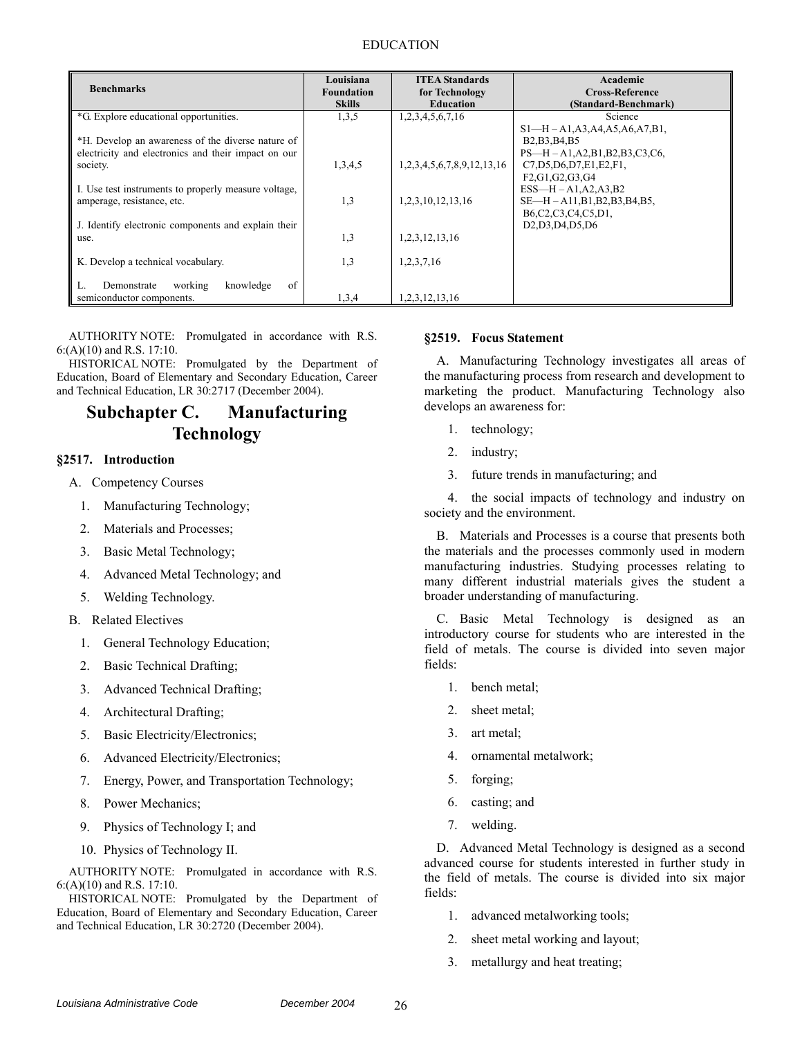| Benchmarks | Louisiana Foundation Skills | ITEA Standards for Technology Education | Academic Cross-Reference (Standard-Benchmark) |
|---|---|---|---|
| *G. Explore educational opportunities. | 1,3,5 | 1,2,3,4,5,6,7,16 | Science<br>S1—H – A1,A3,A4,A5,A6,A7,B1, B2,B3,B4,B5<br>PS—H – A1,A2,B1,B2,B3,C3,C6, C7,D5,D6,D7,E1,E2,F1, F2,G1,G2,G3,G4<br>ESS—H – A1,A2,A3,B2<br>SE—H – A11,B1,B2,B3,B4,B5, B6,C2,C3,C4,C5,D1, D2,D3,D4,D5,D6 |
| *H. Develop an awareness of the diverse nature of electricity and electronics and their impact on our society. | 1,3,4,5 | 1,2,3,4,5,6,7,8,9,12,13,16 | |
| I. Use test instruments to properly measure voltage, amperage, resistance, etc. | 1,3 | 1,2,3,10,12,13,16 | |
| J. Identify electronic components and explain their use. | 1,3 | 1,2,3,12,13,16 | |
| K. Develop a technical vocabulary. | 1,3 | 1,2,3,7,16 | |
| L. Demonstrate working knowledge of semiconductor components. | 1,3,4 | 1,2,3,12,13,16 | |

AUTHORITY NOTE: Promulgated in accordance with R.S. 6:(A)(10) and R.S. 17:10.

HISTORICAL NOTE: Promulgated by the Department of Education, Board of Elementary and Secondary Education, Career and Technical Education, LR 30:2717 (December 2004).

## Subchapter C. Manufacturing Technology

### §2517. Introduction

A. Competency Courses

1. Manufacturing Technology;
2. Materials and Processes;
3. Basic Metal Technology;
4. Advanced Metal Technology; and
5. Welding Technology.

B. Related Electives

1. General Technology Education;
2. Basic Technical Drafting;
3. Advanced Technical Drafting;
4. Architectural Drafting;
5. Basic Electricity/Electronics;
6. Advanced Electricity/Electronics;
7. Energy, Power, and Transportation Technology;
8. Power Mechanics;
9. Physics of Technology I; and
10. Physics of Technology II.

AUTHORITY NOTE: Promulgated in accordance with R.S. 6:(A)(10) and R.S. 17:10.

HISTORICAL NOTE: Promulgated by the Department of Education, Board of Elementary and Secondary Education, Career and Technical Education, LR 30:2720 (December 2004).

### §2519. Focus Statement

A. Manufacturing Technology investigates all areas of the manufacturing process from research and development to marketing the product. Manufacturing Technology also develops an awareness for:

1. technology;
2. industry;
3. future trends in manufacturing; and
4. the social impacts of technology and industry on society and the environment.

B. Materials and Processes is a course that presents both the materials and the processes commonly used in modern manufacturing industries. Studying processes relating to many different industrial materials gives the student a broader understanding of manufacturing.

C. Basic Metal Technology is designed as an introductory course for students who are interested in the field of metals. The course is divided into seven major fields:

1. bench metal;
2. sheet metal;
3. art metal;
4. ornamental metalwork;
5. forging;
6. casting; and
7. welding.

D. Advanced Metal Technology is designed as a second advanced course for students interested in further study in the field of metals. The course is divided into six major fields:

1. advanced metalworking tools;
2. sheet metal working and layout;
3. metallurgy and heat treating;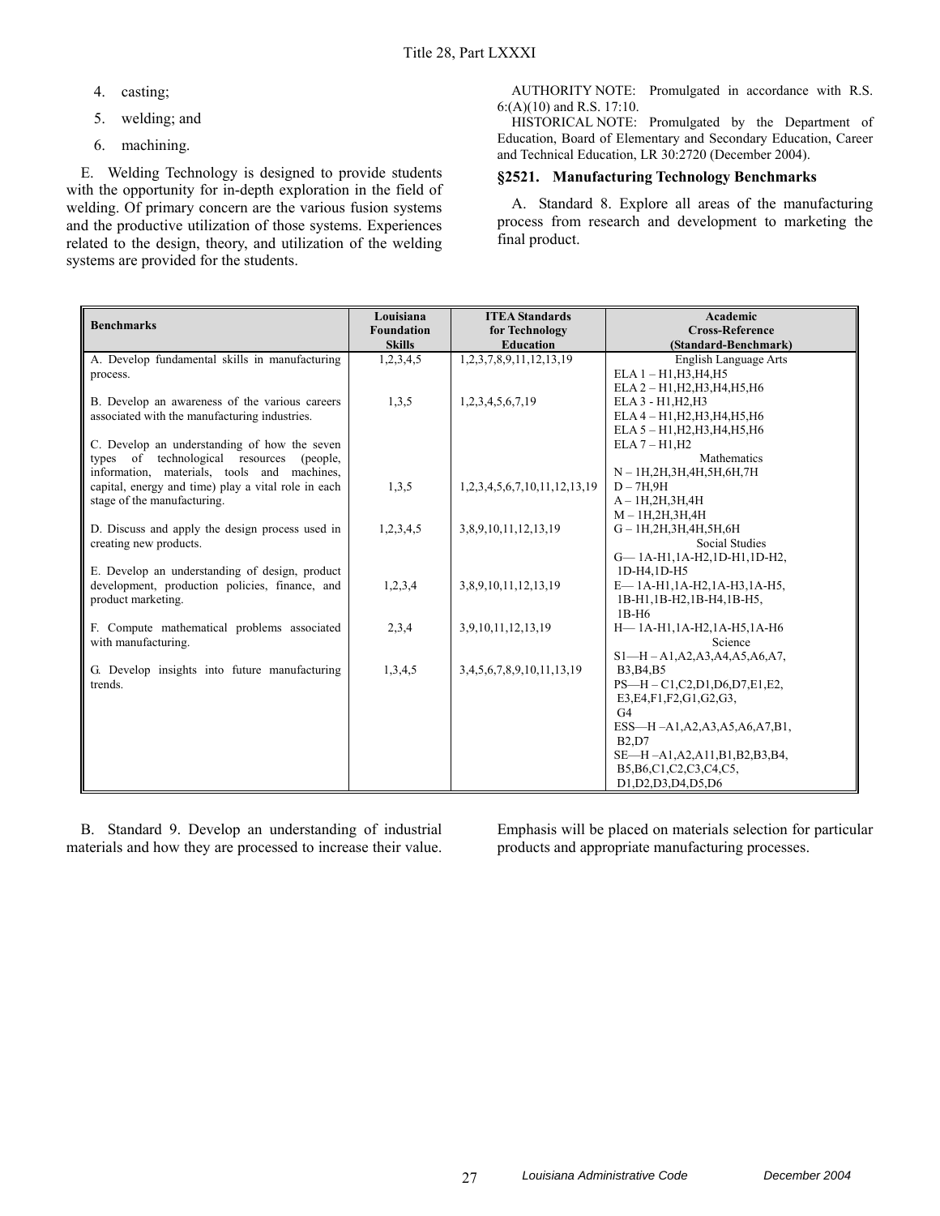4. casting;

5. welding; and

6. machining.

E. Welding Technology is designed to provide students with the opportunity for in-depth exploration in the field of welding. Of primary concern are the various fusion systems and the productive utilization of those systems. Experiences related to the design, theory, and utilization of the welding systems are provided for the students.

AUTHORITY NOTE: Promulgated in accordance with R.S. 6:(A)(10) and R.S. 17:10.

HISTORICAL NOTE: Promulgated by the Department of Education, Board of Elementary and Secondary Education, Career and Technical Education, LR 30:2720 (December 2004).

### §2521. Manufacturing Technology Benchmarks

A. Standard 8. Explore all areas of the manufacturing process from research and development to marketing the final product.

| Benchmarks | Louisiana Foundation Skills | ITEA Standards for Technology Education | Academic Cross-Reference (Standard-Benchmark) |
|---|---|---|---|
| A. Develop fundamental skills in manufacturing process. | 1,2,3,4,5 | 1,2,3,7,8,9,11,12,13,19 | English Language Arts<br>ELA 1 – H1,H3,H4,H5<br>ELA 2 – H1,H2,H3,H4,H5,H6<br>ELA 3 - H1,H2,H3<br>ELA 4 – H1,H2,H3,H4,H5,H6<br>ELA 5 – H1,H2,H3,H4,H5,H6<br>ELA 7 – H1,H2<br>Mathematics<br>N – 1H,2H,3H,4H,5H,6H,7H<br>D – 7H,9H<br>A – 1H,2H,3H,4H<br>M – 1H,2H,3H,4H<br>G – 1H,2H,3H,4H,5H,6H<br>Social Studies<br>G— 1A-H1,1A-H2,1D-H1,1D-H2, 1D-H4,1D-H5<br>E— 1A-H1,1A-H2,1A-H3,1A-H5, 1B-H1,1B-H2,1B-H4,1B-H5, 1B-H6<br>H— 1A-H1,1A-H2,1A-H5,1A-H6<br>Science<br>S1—H – A1,A2,A3,A4,A5,A6,A7, B3,B4,B5<br>PS—H – C1,C2,D1,D6,D7,E1,E2, E3,E4,F1,F2,G1,G2,G3, G4<br>ESS—H –A1,A2,A3,A5,A6,A7,B1, B2,D7<br>SE—H –A1,A2,A11,B1,B2,B3,B4, B5,B6,C1,C2,C3,C4,C5, D1,D2,D3,D4,D5,D6 |
| B. Develop an awareness of the various careers associated with the manufacturing industries. | 1,3,5 | 1,2,3,4,5,6,7,19 | |
| C. Develop an understanding of how the seven types of technological resources (people, information, materials, tools and machines, capital, energy and time) play a vital role in each stage of the manufacturing. | 1,3,5 | 1,2,3,4,5,6,7,10,11,12,13,19 | |
| D. Discuss and apply the design process used in creating new products. | 1,2,3,4,5 | 3,8,9,10,11,12,13,19 | |
| E. Develop an understanding of design, product development, production policies, finance, and product marketing. | 1,2,3,4 | 3,8,9,10,11,12,13,19 | |
| F. Compute mathematical problems associated with manufacturing. | 2,3,4 | 3,9,10,11,12,13,19 | |
| G. Develop insights into future manufacturing trends. | 1,3,4,5 | 3,4,5,6,7,8,9,10,11,13,19 | |

B. Standard 9. Develop an understanding of industrial materials and how they are processed to increase their value. Emphasis will be placed on materials selection for particular products and appropriate manufacturing processes.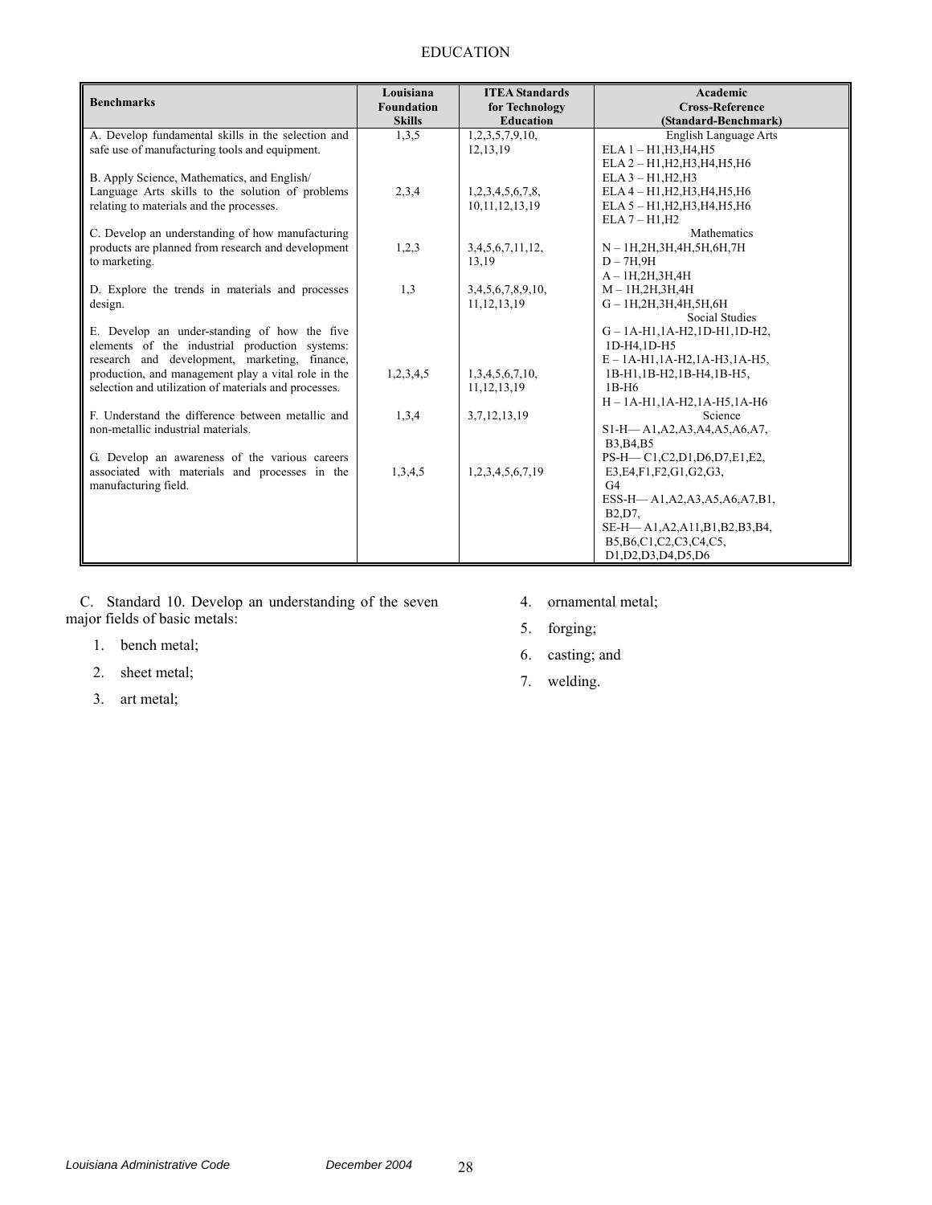| Benchmarks | Louisiana Foundation Skills | ITEA Standards for Technology Education | Academic Cross-Reference (Standard-Benchmark) |
|---|---|---|---|
| A. Develop fundamental skills in the selection and safe use of manufacturing tools and equipment. | 1,3,5 | 1,2,3,5,7,9,10, 12,13,19 | English Language Arts<br>ELA 1 – H1,H3,H4,H5<br>ELA 2 – H1,H2,H3,H4,H5,H6<br>ELA 3 – H1,H2,H3 |
| B. Apply Science, Mathematics, and English/ Language Arts skills to the solution of problems relating to materials and the processes. | 2,3,4 | 1,2,3,4,5,6,7,8, 10,11,12,13,19 | ELA 4 – H1,H2,H3,H4,H5,H6<br>ELA 5 – H1,H2,H3,H4,H5,H6<br>ELA 7 – H1,H2 |
| C. Develop an understanding of how manufacturing products are planned from research and development to marketing. | 1,2,3 | 3,4,5,6,7,11,12, 13,19 | Mathematics<br>N – 1H,2H,3H,4H,5H,6H,7H<br>D – 7H,9H<br>A – 1H,2H,3H,4H |
| D. Explore the trends in materials and processes design. | 1,3 | 3,4,5,6,7,8,9,10, 11,12,13,19 | M – 1H,2H,3H,4H<br>G – 1H,2H,3H,4H,5H,6H |
| E. Develop an under-standing of how the five elements of the industrial production systems: research and development, marketing, finance, production, and management play a vital role in the selection and utilization of materials and processes. | 1,2,3,4,5 | 1,3,4,5,6,7,10, 11,12,13,19 | Social Studies<br>G – 1A-H1,1A-H2,1D-H1,1D-H2, 1D-H4,1D-H5<br>E – 1A-H1,1A-H2,1A-H3,1A-H5, 1B-H1,1B-H2,1B-H4,1B-H5, 1B-H6<br>H – 1A-H1,1A-H2,1A-H5,1A-H6 |
| F. Understand the difference between metallic and non-metallic industrial materials. | 1,3,4 | 3,7,12,13,19 | Science<br>S1-H— A1,A2,A3,A4,A5,A6,A7, B3,B4,B5 |
| G. Develop an awareness of the various careers associated with materials and processes in the manufacturing field. | 1,3,4,5 | 1,2,3,4,5,6,7,19 | PS-H— C1,C2,D1,D6,D7,E1,E2, E3,E4,F1,F2,G1,G2,G3, G4<br>ESS-H— A1,A2,A3,A5,A6,A7,B1, B2,D7,<br>SE-H— A1,A2,A11,B1,B2,B3,B4, B5,B6,C1,C2,C3,C4,C5, D1,D2,D3,D4,D5,D6 |

C. Standard 10. Develop an understanding of the seven major fields of basic metals:

1. bench metal;
2. sheet metal;
3. art metal;
4. ornamental metal;
5. forging;
6. casting; and
7. welding.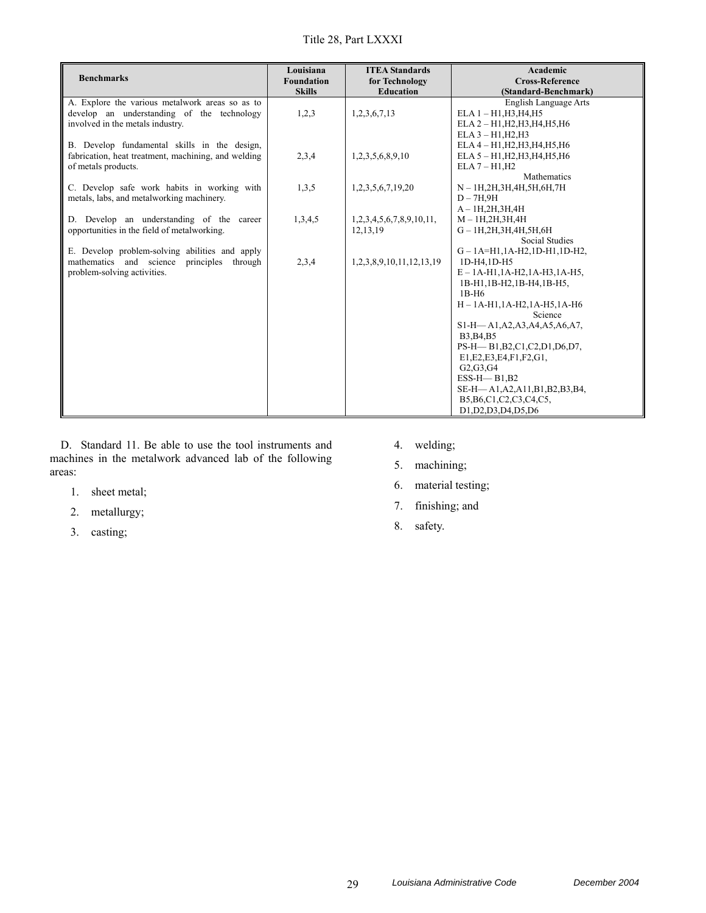| Benchmarks | Louisiana Foundation Skills | ITEA Standards for Technology Education | Academic Cross-Reference (Standard-Benchmark) |
|---|---|---|---|
| A. Explore the various metalwork areas so as to develop an understanding of the technology involved in the metals industry. | 1,2,3 | 1,2,3,6,7,13 | English Language Arts<br>ELA 1 – H1,H3,H4,H5<br>ELA 2 – H1,H2,H3,H4,H5,H6<br>ELA 3 – H1,H2,H3<br>ELA 4 – H1,H2,H3,H4,H5,H6<br>ELA 5 – H1,H2,H3,H4,H5,H6<br>ELA 7 – H1,H2<br>Mathematics<br>N – 1H,2H,3H,4H,5H,6H,7H<br>D – 7H,9H<br>A – 1H,2H,3H,4H<br>M – 1H,2H,3H,4H<br>G – 1H,2H,3H,4H,5H,6H<br>Social Studies<br>G – 1A=H1,1A-H2,1D-H1,1D-H2, 1D-H4,1D-H5<br>E – 1A-H1,1A-H2,1A-H3,1A-H5, 1B-H1,1B-H2,1B-H4,1B-H5, 1B-H6<br>H – 1A-H1,1A-H2,1A-H5,1A-H6<br>Science<br>S1-H— A1,A2,A3,A4,A5,A6,A7, B3,B4,B5<br>PS-H— B1,B2,C1,C2,D1,D6,D7, E1,E2,E3,E4,F1,F2,G1, G2,G3,G4<br>ESS-H— B1,B2<br>SE-H— A1,A2,A11,B1,B2,B3,B4, B5,B6,C1,C2,C3,C4,C5, D1,D2,D3,D4,D5,D6 |
| B. Develop fundamental skills in the design, fabrication, heat treatment, machining, and welding of metals products. | 2,3,4 | 1,2,3,5,6,8,9,10 | |
| C. Develop safe work habits in working with metals, labs, and metalworking machinery. | 1,3,5 | 1,2,3,5,6,7,19,20 | |
| D. Develop an understanding of the career opportunities in the field of metalworking. | 1,3,4,5 | 1,2,3,4,5,6,7,8,9,10,11, 12,13,19 | |
| E. Develop problem-solving abilities and apply mathematics and science principles through problem-solving activities. | 2,3,4 | 1,2,3,8,9,10,11,12,13,19 | |

D. Standard 11. Be able to use the tool instruments and machines in the metalwork advanced lab of the following areas:

1. sheet metal;
2. metallurgy;
3. casting;
4. welding;
5. machining;
6. material testing;
7. finishing; and
8. safety.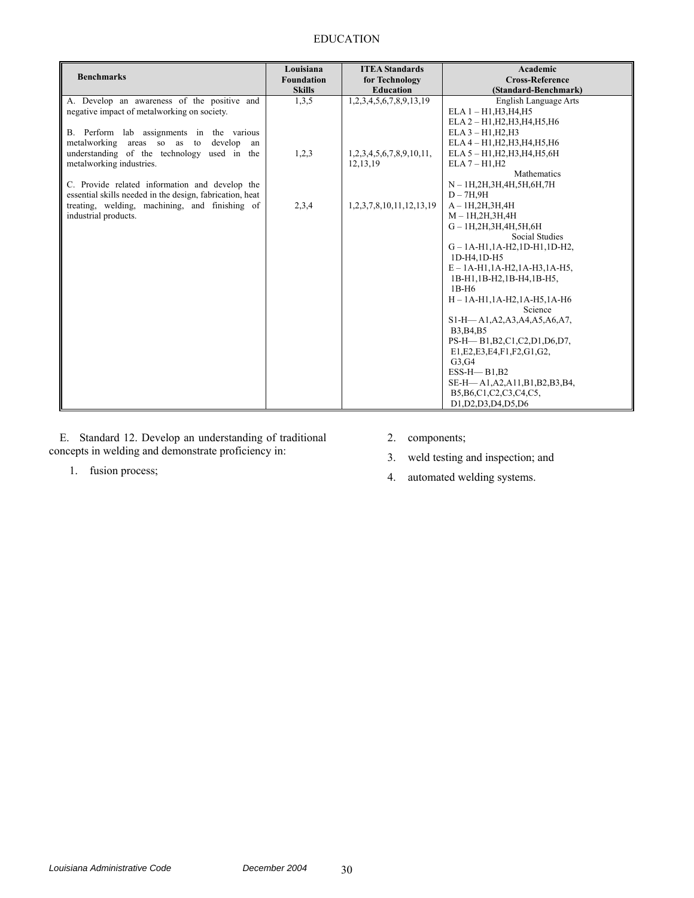| Benchmarks | Louisiana Foundation Skills | ITEA Standards for Technology Education | Academic Cross-Reference (Standard-Benchmark) |
|---|---|---|---|
| A. Develop an awareness of the positive and negative impact of metalworking on society.<br><br>B. Perform lab assignments in the various metalworking areas so as to develop an understanding of the technology used in the metalworking industries.<br><br>C. Provide related information and develop the essential skills needed in the design, fabrication, heat treating, welding, machining, and finishing of industrial products. | 1,3,5<br><br>1,2,3<br><br>2,3,4 | 1,2,3,4,5,6,7,8,9,13,19<br><br>1,2,3,4,5,6,7,8,9,10,11, 12,13,19<br><br>1,2,3,7,8,10,11,12,13,19 | English Language Arts<br>ELA 1 – H1,H3,H4,H5<br>ELA 2 – H1,H2,H3,H4,H5,H6<br>ELA 3 – H1,H2,H3<br>ELA 4 – H1,H2,H3,H4,H5,H6<br>ELA 5 – H1,H2,H3,H4,H5,6H<br>ELA 7 – H1,H2<br>Mathematics<br>N – 1H,2H,3H,4H,5H,6H,7H<br>D – 7H,9H<br>A – 1H,2H,3H,4H<br>M – 1H,2H,3H,4H<br>G – 1H,2H,3H,4H,5H,6H<br>Social Studies<br>G – 1A-H1,1A-H2,1D-H1,1D-H2, 1D-H4,1D-H5<br>E – 1A-H1,1A-H2,1A-H3,1A-H5, 1B-H1,1B-H2,1B-H4,1B-H5, 1B-H6<br>H – 1A-H1,1A-H2,1A-H5,1A-H6<br>Science<br>S1-H— A1,A2,A3,A4,A5,A6,A7, B3,B4,B5<br>PS-H— B1,B2,C1,C2,D1,D6,D7, E1,E2,E3,E4,F1,F2,G1,G2, G3,G4<br>ESS-H— B1,B2<br>SE-H— A1,A2,A11,B1,B2,B3,B4, B5,B6,C1,C2,C3,C4,C5, D1,D2,D3,D4,D5,D6 |

E. Standard 12. Develop an understanding of traditional concepts in welding and demonstrate proficiency in:

1. fusion process;
2. components;
3. weld testing and inspection; and
4. automated welding systems.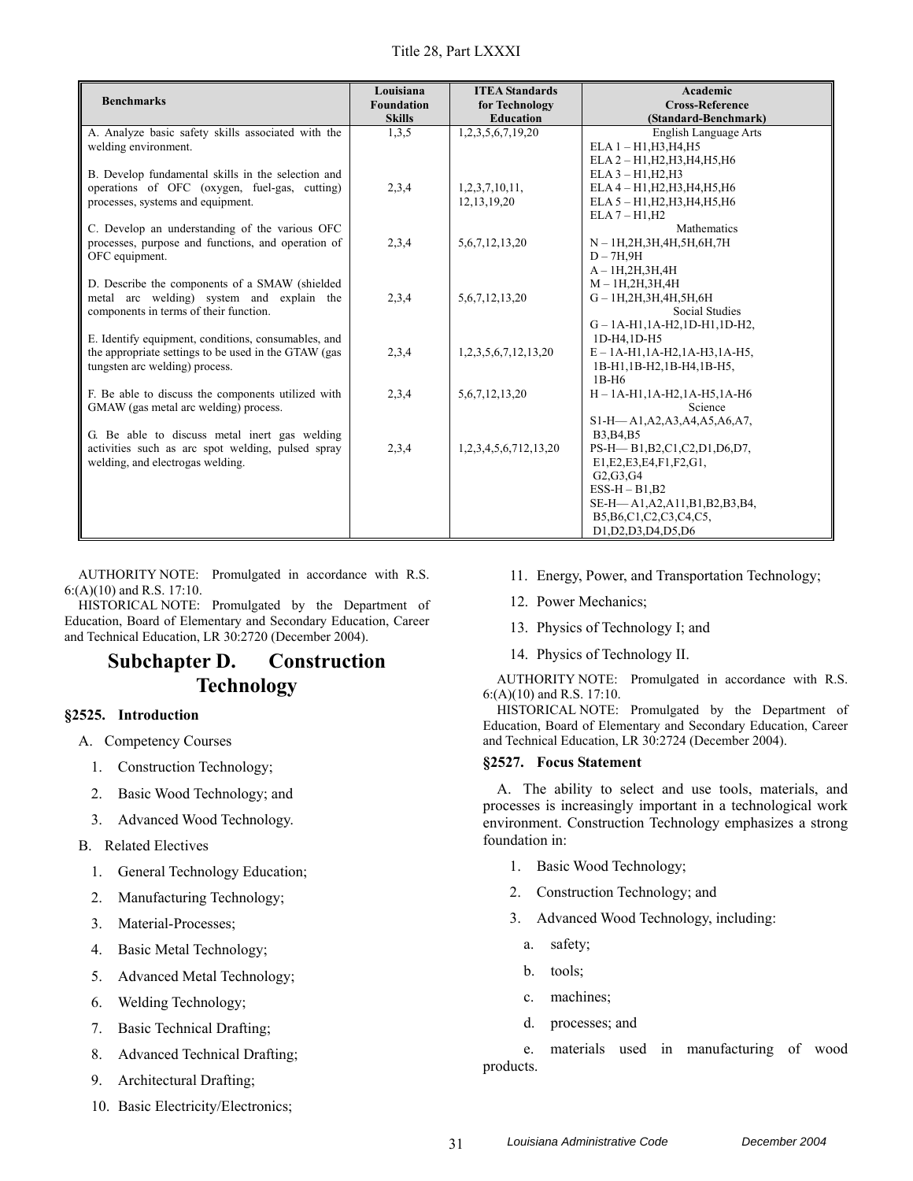| Benchmarks | Louisiana Foundation Skills | ITEA Standards for Technology Education | Academic Cross-Reference (Standard-Benchmark) |
|---|---|---|---|
| A. Analyze basic safety skills associated with the welding environment. | 1,3,5 | 1,2,3,5,6,7,19,20 | English Language Arts<br>ELA 1 – H1,H3,H4,H5<br>ELA 2 – H1,H2,H3,H4,H5,H6<br>ELA 3 – H1,H2,H3<br>ELA 4 – H1,H2,H3,H4,H5,H6<br>ELA 5 – H1,H2,H3,H4,H5,H6<br>ELA 7 – H1,H2<br>Mathematics<br>N – 1H,2H,3H,4H,5H,6H,7H<br>D – 7H,9H<br>A – 1H,2H,3H,4H<br>M – 1H,2H,3H,4H<br>G – 1H,2H,3H,4H,5H,6H<br>Social Studies<br>G – 1A-H1,1A-H2,1D-H1,1D-H2, 1D-H4,1D-H5<br>E – 1A-H1,1A-H2,1A-H3,1A-H5, 1B-H1,1B-H2,1B-H4,1B-H5, 1B-H6<br>H – 1A-H1,1A-H2,1A-H5,1A-H6<br>Science<br>S1-H— A1,A2,A3,A4,A5,A6,A7, B3,B4,B5<br>PS-H— B1,B2,C1,C2,D1,D6,D7, E1,E2,E3,E4,F1,F2,G1, G2,G3,G4<br>ESS-H – B1,B2<br>SE-H— A1,A2,A11,B1,B2,B3,B4, B5,B6,C1,C2,C3,C4,C5, D1,D2,D3,D4,D5,D6 |
| B. Develop fundamental skills in the selection and operations of OFC (oxygen, fuel-gas, cutting) processes, systems and equipment. | 2,3,4 | 1,2,3,7,10,11, 12,13,19,20 | |
| C. Develop an understanding of the various OFC processes, purpose and functions, and operation of OFC equipment. | 2,3,4 | 5,6,7,12,13,20 | |
| D. Describe the components of a SMAW (shielded metal arc welding) system and explain the components in terms of their function. | 2,3,4 | 5,6,7,12,13,20 | |
| E. Identify equipment, conditions, consumables, and the appropriate settings to be used in the GTAW (gas tungsten arc welding) process. | 2,3,4 | 1,2,3,5,6,7,12,13,20 | |
| F. Be able to discuss the components utilized with GMAW (gas metal arc welding) process. | 2,3,4 | 5,6,7,12,13,20 | |
| G. Be able to discuss metal inert gas welding activities such as arc spot welding, pulsed spray welding, and electrogas welding. | 2,3,4 | 1,2,3,4,5,6,712,13,20 | |

AUTHORITY NOTE: Promulgated in accordance with R.S. 6:(A)(10) and R.S. 17:10.

HISTORICAL NOTE: Promulgated by the Department of Education, Board of Elementary and Secondary Education, Career and Technical Education, LR 30:2720 (December 2004).

## Subchapter D. Construction Technology

### §2525. Introduction

A. Competency Courses

1. Construction Technology;
2. Basic Wood Technology; and
3. Advanced Wood Technology.

B. Related Electives

1. General Technology Education;
2. Manufacturing Technology;
3. Material-Processes;
4. Basic Metal Technology;
5. Advanced Metal Technology;
6. Welding Technology;
7. Basic Technical Drafting;
8. Advanced Technical Drafting;
9. Architectural Drafting;
10. Basic Electricity/Electronics;
11. Energy, Power, and Transportation Technology;
12. Power Mechanics;
13. Physics of Technology I; and
14. Physics of Technology II.

AUTHORITY NOTE: Promulgated in accordance with R.S. 6:(A)(10) and R.S. 17:10.

HISTORICAL NOTE: Promulgated by the Department of Education, Board of Elementary and Secondary Education, Career and Technical Education, LR 30:2724 (December 2004).

### §2527. Focus Statement

A. The ability to select and use tools, materials, and processes is increasingly important in a technological work environment. Construction Technology emphasizes a strong foundation in:

1. Basic Wood Technology;
2. Construction Technology; and
3. Advanced Wood Technology, including:
   a. safety;
   b. tools;
   c. machines;
   d. processes; and
   e. materials used in manufacturing of wood products.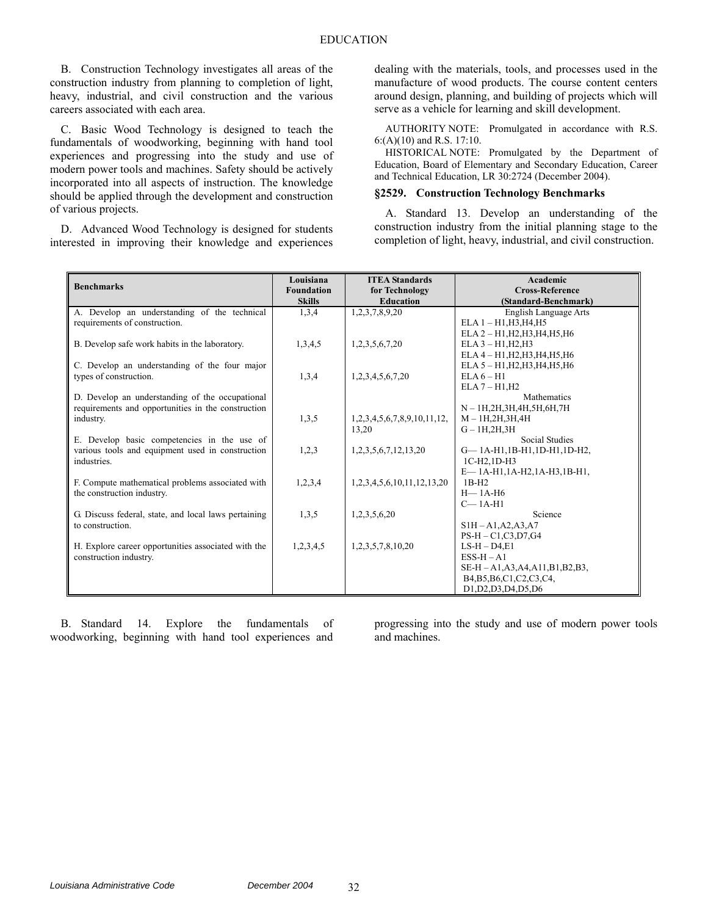B. Construction Technology investigates all areas of the construction industry from planning to completion of light, heavy, industrial, and civil construction and the various careers associated with each area.

C. Basic Wood Technology is designed to teach the fundamentals of woodworking, beginning with hand tool experiences and progressing into the study and use of modern power tools and machines. Safety should be actively incorporated into all aspects of instruction. The knowledge should be applied through the development and construction of various projects.

D. Advanced Wood Technology is designed for students interested in improving their knowledge and experiences dealing with the materials, tools, and processes used in the manufacture of wood products. The course content centers around design, planning, and building of projects which will serve as a vehicle for learning and skill development.

AUTHORITY NOTE: Promulgated in accordance with R.S. 6:(A)(10) and R.S. 17:10.

HISTORICAL NOTE: Promulgated by the Department of Education, Board of Elementary and Secondary Education, Career and Technical Education, LR 30:2724 (December 2004).

### §2529. Construction Technology Benchmarks

A. Standard 13. Develop an understanding of the construction industry from the initial planning stage to the completion of light, heavy, industrial, and civil construction.

| Benchmarks | Louisiana Foundation Skills | ITEA Standards for Technology Education | Academic Cross-Reference (Standard-Benchmark) |
|---|---|---|---|
| A. Develop an understanding of the technical requirements of construction. | 1,3,4 | 1,2,3,7,8,9,20 | English Language Arts<br>ELA 1 – H1,H3,H4,H5<br>ELA 2 – H1,H2,H3,H4,H5,H6 |
| B. Develop safe work habits in the laboratory. | 1,3,4,5 | 1,2,3,5,6,7,20 | ELA 3 – H1,H2,H3<br>ELA 4 – H1,H2,H3,H4,H5,H6 |
| C. Develop an understanding of the four major types of construction. | 1,3,4 | 1,2,3,4,5,6,7,20 | ELA 5 – H1,H2,H3,H4,H5,H6<br>ELA 6 – H1<br>ELA 7 – H1,H2 |
| D. Develop an understanding of the occupational requirements and opportunities in the construction industry. | 1,3,5 | 1,2,3,4,5,6,7,8,9,10,11,12, 13,20 | Mathematics<br>N – 1H,2H,3H,4H,5H,6H,7H<br>M – 1H,2H,3H,4H<br>G – 1H,2H,3H |
| E. Develop basic competencies in the use of various tools and equipment used in construction industries. | 1,2,3 | 1,2,3,5,6,7,12,13,20 | Social Studies<br>G— 1A-H1,1B-H1,1D-H1,1D-H2, 1C-H2,1D-H3 |
| F. Compute mathematical problems associated with the construction industry. | 1,2,3,4 | 1,2,3,4,5,6,10,11,12,13,20 | E— 1A-H1,1A-H2,1A-H3,1B-H1, 1B-H2<br>H— 1A-H6<br>C— 1A-H1 |
| G. Discuss federal, state, and local laws pertaining to construction. | 1,3,5 | 1,2,3,5,6,20 | Science<br>S1H – A1,A2,A3,A7<br>PS-H – C1,C3,D7,G4 |
| H. Explore career opportunities associated with the construction industry. | 1,2,3,4,5 | 1,2,3,5,7,8,10,20 | LS-H – D4,E1<br>ESS-H – A1<br>SE-H – A1,A3,A4,A11,B1,B2,B3, B4,B5,B6,C1,C2,C3,C4, D1,D2,D3,D4,D5,D6 |

B. Standard 14. Explore the fundamentals of woodworking, beginning with hand tool experiences and progressing into the study and use of modern power tools and machines.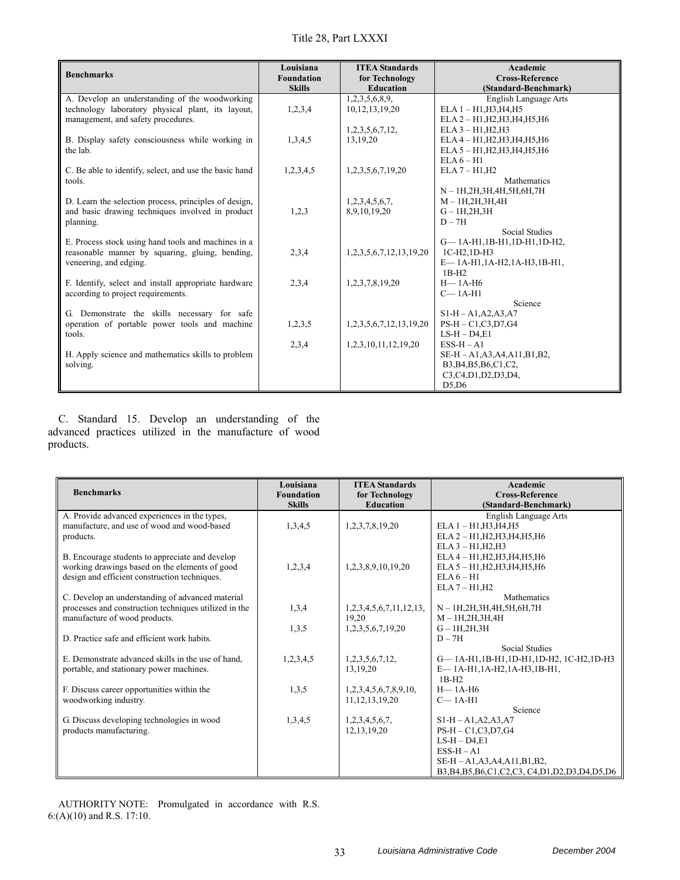| Benchmarks | Louisiana Foundation Skills | ITEA Standards for Technology Education | Academic Cross-Reference (Standard-Benchmark) |
|---|---|---|---|
| A. Develop an understanding of the woodworking technology laboratory physical plant, its layout, management, and safety procedures. | 1,2,3,4 | 1,2,3,5,6,8,9, 10,12,13,19,20 | English Language Arts<br>ELA 1 – H1,H3,H4,H5<br>ELA 2 – H1,H2,H3,H4,H5,H6<br>ELA 3 – H1,H2,H3<br>ELA 4 – H1,H2,H3,H4,H5,H6<br>ELA 5 – H1,H2,H3,H4,H5,H6<br>ELA 6 – H1<br>ELA 7 – H1,H2<br>Mathematics<br>N – 1H,2H,3H,4H,5H,6H,7H<br>M – 1H,2H,3H,4H<br>G – 1H,2H,3H<br>D – 7H<br>Social Studies<br>G— 1A-H1,1B-H1,1D-H1,1D-H2, 1C-H2,1D-H3<br>E— 1A-H1,1A-H2,1A-H3,1B-H1, 1B-H2<br>H— 1A-H6<br>C— 1A-H1<br>Science<br>S1-H – A1,A2,A3,A7<br>PS-H – C1,C3,D7,G4<br>LS-H – D4,E1<br>ESS-H – A1<br>SE-H – A1,A3,A4,A11,B1,B2, B3,B4,B5,B6,C1,C2, C3,C4,D1,D2,D3,D4, D5,D6 |
| B. Display safety consciousness while working in the lab. | 1,3,4,5 | 1,2,3,5,6,7,12, 13,19,20 | |
| C. Be able to identify, select, and use the basic hand tools. | 1,2,3,4,5 | 1,2,3,5,6,7,19,20 | |
| D. Learn the selection process, principles of design, and basic drawing techniques involved in product planning. | 1,2,3 | 1,2,3,4,5,6,7, 8,9,10,19,20 | |
| E. Process stock using hand tools and machines in a reasonable manner by squaring, gluing, bending, veneering, and edging. | 2,3,4 | 1,2,3,5,6,7,12,13,19,20 | |
| F. Identify, select and install appropriate hardware according to project requirements. | 2,3,4 | 1,2,3,7,8,19,20 | |
| G. Demonstrate the skills necessary for safe operation of portable power tools and machine tools. | 1,2,3,5 | 1,2,3,5,6,7,12,13,19,20 | |
| H. Apply science and mathematics skills to problem solving. | 2,3,4 | 1,2,3,10,11,12,19,20 | |

C. Standard 15. Develop an understanding of the advanced practices utilized in the manufacture of wood products.

| Benchmarks | Louisiana Foundation Skills | ITEA Standards for Technology Education | Academic Cross-Reference (Standard-Benchmark) |
|---|---|---|---|
| A. Provide advanced experiences in the types, manufacture, and use of wood and wood-based products. | 1,3,4,5 | 1,2,3,7,8,19,20 | English Language Arts<br>ELA 1 – H1,H3,H4,H5<br>ELA 2 – H1,H2,H3,H4,H5,H6<br>ELA 3 – H1,H2,H3<br>ELA 4 – H1,H2,H3,H4,H5,H6<br>ELA 5 – H1,H2,H3,H4,H5,H6<br>ELA 6 – H1<br>ELA 7 – H1,H2<br>Mathematics<br>N – 1H,2H,3H,4H,5H,6H,7H<br>M – 1H,2H,3H,4H<br>G – 1H,2H,3H<br>D – 7H<br>Social Studies<br>G— 1A-H1,1B-H1,1D-H1,1D-H2, 1C-H2,1D-H3<br>E— 1A-H1,1A-H2,1A-H3,1B-H1, 1B-H2<br>H— 1A-H6<br>C— 1A-H1<br>Science<br>S1-H – A1,A2,A3,A7<br>PS-H – C1,C3,D7,G4<br>LS-H – D4,E1<br>ESS-H – A1<br>SE-H – A1,A3,A4,A11,B1,B2, B3,B4,B5,B6,C1,C2,C3, C4,D1,D2,D3,D4,D5,D6 |
| B. Encourage students to appreciate and develop working drawings based on the elements of good design and efficient construction techniques. | 1,2,3,4 | 1,2,3,8,9,10,19,20 | |
| C. Develop an understanding of advanced material processes and construction techniques utilized in the manufacture of wood products. | 1,3,4 | 1,2,3,4,5,6,7,11,12,13, 19,20 | |
| D. Practice safe and efficient work habits. | 1,3,5 | 1,2,3,5,6,7,19,20 | |
| E. Demonstrate advanced skills in the use of hand, portable, and stationary power machines. | 1,2,3,4,5 | 1,2,3,5,6,7,12, 13,19,20 | |
| F. Discuss career opportunities within the woodworking industry. | 1,3,5 | 1,2,3,4,5,6,7,8,9,10, 11,12,13,19,20 | |
| G. Discuss developing technologies in wood products manufacturing. | 1,3,4,5 | 1,2,3,4,5,6,7, 12,13,19,20 | |

AUTHORITY NOTE: Promulgated in accordance with R.S. 6:(A)(10) and R.S. 17:10.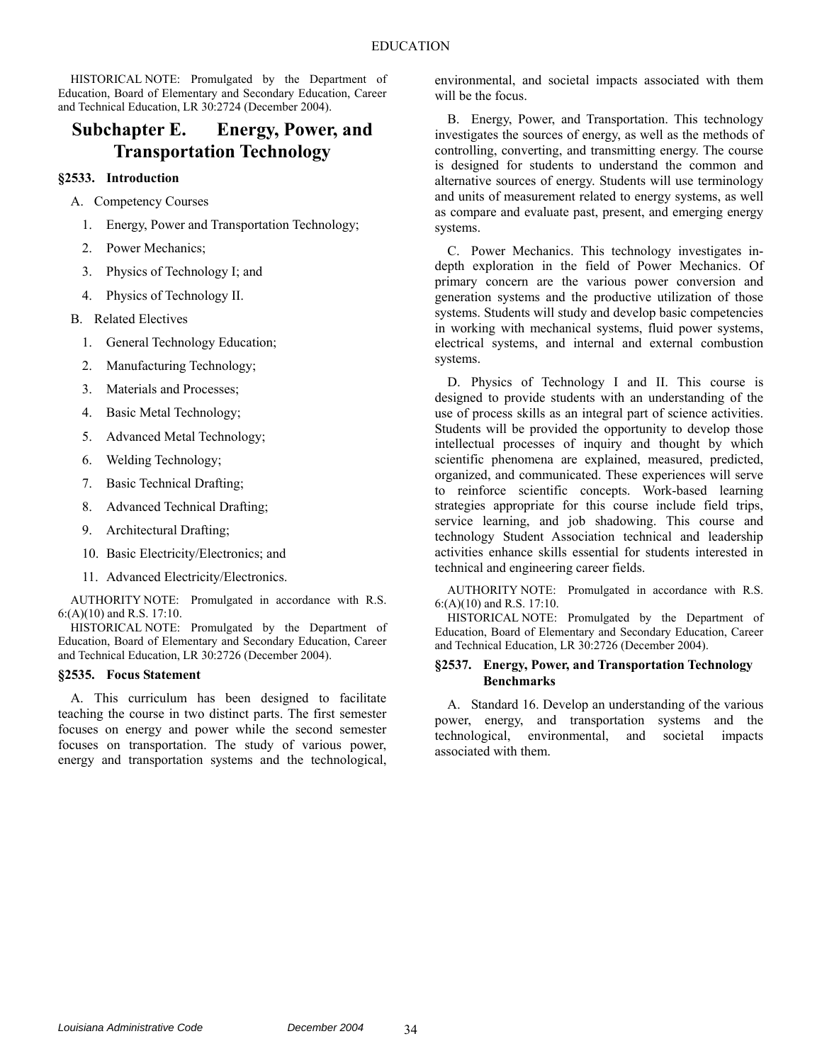HISTORICAL NOTE: Promulgated by the Department of Education, Board of Elementary and Secondary Education, Career and Technical Education, LR 30:2724 (December 2004).

## Subchapter E. Energy, Power, and Transportation Technology

### §2533. Introduction

A. Competency Courses

1. Energy, Power and Transportation Technology;
2. Power Mechanics;
3. Physics of Technology I; and
4. Physics of Technology II.

B. Related Electives

1. General Technology Education;
2. Manufacturing Technology;
3. Materials and Processes;
4. Basic Metal Technology;
5. Advanced Metal Technology;
6. Welding Technology;
7. Basic Technical Drafting;
8. Advanced Technical Drafting;
9. Architectural Drafting;
10. Basic Electricity/Electronics; and
11. Advanced Electricity/Electronics.

AUTHORITY NOTE: Promulgated in accordance with R.S. 6:(A)(10) and R.S. 17:10.

HISTORICAL NOTE: Promulgated by the Department of Education, Board of Elementary and Secondary Education, Career and Technical Education, LR 30:2726 (December 2004).

### §2535. Focus Statement

A. This curriculum has been designed to facilitate teaching the course in two distinct parts. The first semester focuses on energy and power while the second semester focuses on transportation. The study of various power, energy and transportation systems and the technological, environmental, and societal impacts associated with them will be the focus.

B. Energy, Power, and Transportation. This technology investigates the sources of energy, as well as the methods of controlling, converting, and transmitting energy. The course is designed for students to understand the common and alternative sources of energy. Students will use terminology and units of measurement related to energy systems, as well as compare and evaluate past, present, and emerging energy systems.

C. Power Mechanics. This technology investigates in-depth exploration in the field of Power Mechanics. Of primary concern are the various power conversion and generation systems and the productive utilization of those systems. Students will study and develop basic competencies in working with mechanical systems, fluid power systems, electrical systems, and internal and external combustion systems.

D. Physics of Technology I and II. This course is designed to provide students with an understanding of the use of process skills as an integral part of science activities. Students will be provided the opportunity to develop those intellectual processes of inquiry and thought by which scientific phenomena are explained, measured, predicted, organized, and communicated. These experiences will serve to reinforce scientific concepts. Work-based learning strategies appropriate for this course include field trips, service learning, and job shadowing. This course and technology Student Association technical and leadership activities enhance skills essential for students interested in technical and engineering career fields.

AUTHORITY NOTE: Promulgated in accordance with R.S. 6:(A)(10) and R.S. 17:10.

HISTORICAL NOTE: Promulgated by the Department of Education, Board of Elementary and Secondary Education, Career and Technical Education, LR 30:2726 (December 2004).

### §2537. Energy, Power, and Transportation Technology Benchmarks

A. Standard 16. Develop an understanding of the various power, energy, and transportation systems and the technological, environmental, and societal impacts associated with them.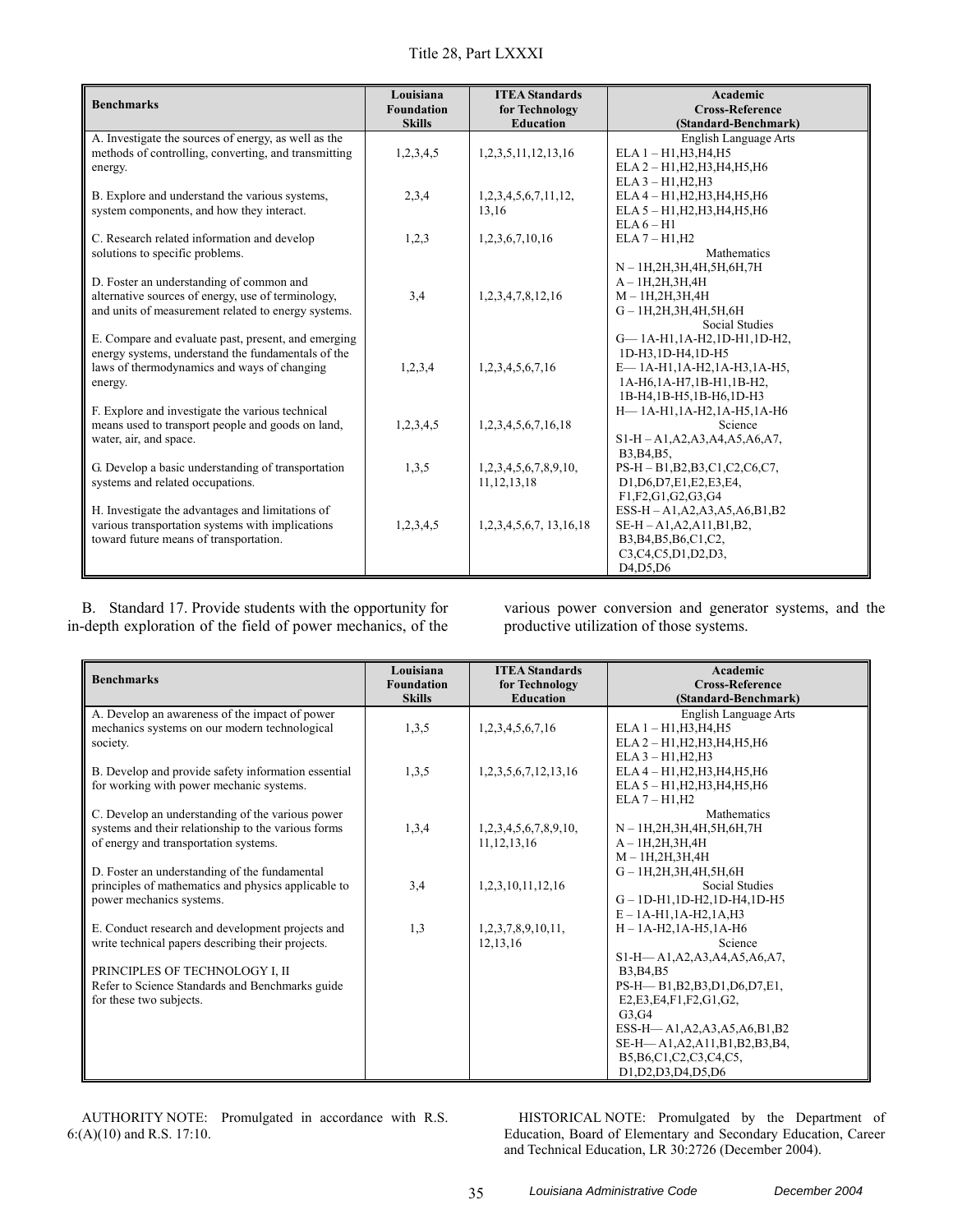| Benchmarks | Louisiana Foundation Skills | ITEA Standards for Technology Education | Academic Cross-Reference (Standard-Benchmark) |
|---|---|---|---|
| A. Investigate the sources of energy, as well as the methods of controlling, converting, and transmitting energy. | 1,2,3,4,5 | 1,2,3,5,11,12,13,16 | English Language Arts<br>ELA 1 – H1,H3,H4,H5<br>ELA 2 – H1,H2,H3,H4,H5,H6<br>ELA 3 – H1,H2,H3<br>ELA 4 – H1,H2,H3,H4,H5,H6<br>ELA 5 – H1,H2,H3,H4,H5,H6<br>ELA 6 – H1<br>ELA 7 – H1,H2<br>Mathematics<br>N – 1H,2H,3H,4H,5H,6H,7H<br>A – 1H,2H,3H,4H<br>M – 1H,2H,3H,4H<br>G – 1H,2H,3H,4H,5H,6H<br>Social Studies<br>G— 1A-H1,1A-H2,1D-H1,1D-H2, 1D-H3,1D-H4,1D-H5<br>E— 1A-H1,1A-H2,1A-H3,1A-H5, 1A-H6,1A-H7,1B-H1,1B-H2, 1B-H4,1B-H5,1B-H6,1D-H3<br>H— 1A-H1,1A-H2,1A-H5,1A-H6<br>Science<br>S1-H – A1,A2,A3,A4,A5,A6,A7, B3,B4,B5,<br>PS-H – B1,B2,B3,C1,C2,C6,C7, D1,D6,D7,E1,E2,E3,E4, F1,F2,G1,G2,G3,G4<br>ESS-H – A1,A2,A3,A5,A6,B1,B2<br>SE-H – A1,A2,A11,B1,B2, B3,B4,B5,B6,C1,C2, C3,C4,C5,D1,D2,D3, D4,D5,D6 |
| B. Explore and understand the various systems, system components, and how they interact. | 2,3,4 | 1,2,3,4,5,6,7,11,12, 13,16 | |
| C. Research related information and develop solutions to specific problems. | 1,2,3 | 1,2,3,6,7,10,16 | |
| D. Foster an understanding of common and alternative sources of energy, use of terminology, and units of measurement related to energy systems. | 3,4 | 1,2,3,4,7,8,12,16 | |
| E. Compare and evaluate past, present, and emerging energy systems, understand the fundamentals of the laws of thermodynamics and ways of changing energy. | 1,2,3,4 | 1,2,3,4,5,6,7,16 | |
| F. Explore and investigate the various technical means used to transport people and goods on land, water, air, and space. | 1,2,3,4,5 | 1,2,3,4,5,6,7,16,18 | |
| G. Develop a basic understanding of transportation systems and related occupations. | 1,3,5 | 1,2,3,4,5,6,7,8,9,10, 11,12,13,18 | |
| H. Investigate the advantages and limitations of various transportation systems with implications toward future means of transportation. | 1,2,3,4,5 | 1,2,3,4,5,6,7, 13,16,18 | |

B. Standard 17. Provide students with the opportunity for in-depth exploration of the field of power mechanics, of the various power conversion and generator systems, and the productive utilization of those systems.

| Benchmarks | Louisiana Foundation Skills | ITEA Standards for Technology Education | Academic Cross-Reference (Standard-Benchmark) |
|---|---|---|---|
| A. Develop an awareness of the impact of power mechanics systems on our modern technological society. | 1,3,5 | 1,2,3,4,5,6,7,16 | English Language Arts<br>ELA 1 – H1,H3,H4,H5<br>ELA 2 – H1,H2,H3,H4,H5,H6<br>ELA 3 – H1,H2,H3<br>ELA 4 – H1,H2,H3,H4,H5,H6<br>ELA 5 – H1,H2,H3,H4,H5,H6<br>ELA 7 – H1,H2<br>Mathematics<br>N – 1H,2H,3H,4H,5H,6H,7H<br>A – 1H,2H,3H,4H<br>M – 1H,2H,3H,4H<br>G – 1H,2H,3H,4H,5H,6H<br>Social Studies<br>G – 1D-H1,1D-H2,1D-H4,1D-H5<br>E – 1A-H1,1A-H2,1A,H3<br>H – 1A-H2,1A-H5,1A-H6<br>Science<br>S1-H— A1,A2,A3,A4,A5,A6,A7, B3,B4,B5<br>PS-H— B1,B2,B3,D1,D6,D7,E1, E2,E3,E4,F1,F2,G1,G2, G3,G4<br>ESS-H— A1,A2,A3,A5,A6,B1,B2<br>SE-H— A1,A2,A11,B1,B2,B3,B4, B5,B6,C1,C2,C3,C4,C5, D1,D2,D3,D4,D5,D6 |
| B. Develop and provide safety information essential for working with power mechanic systems. | 1,3,5 | 1,2,3,5,6,7,12,13,16 | |
| C. Develop an understanding of the various power systems and their relationship to the various forms of energy and transportation systems. | 1,3,4 | 1,2,3,4,5,6,7,8,9,10, 11,12,13,16 | |
| D. Foster an understanding of the fundamental principles of mathematics and physics applicable to power mechanics systems. | 3,4 | 1,2,3,10,11,12,16 | |
| E. Conduct research and development projects and write technical papers describing their projects. | 1,3 | 1,2,3,7,8,9,10,11, 12,13,16 | |
| PRINCIPLES OF TECHNOLOGY I, II<br>Refer to Science Standards and Benchmarks guide for these two subjects. | | | |

AUTHORITY NOTE: Promulgated in accordance with R.S. 6:(A)(10) and R.S. 17:10.

HISTORICAL NOTE: Promulgated by the Department of Education, Board of Elementary and Secondary Education, Career and Technical Education, LR 30:2726 (December 2004).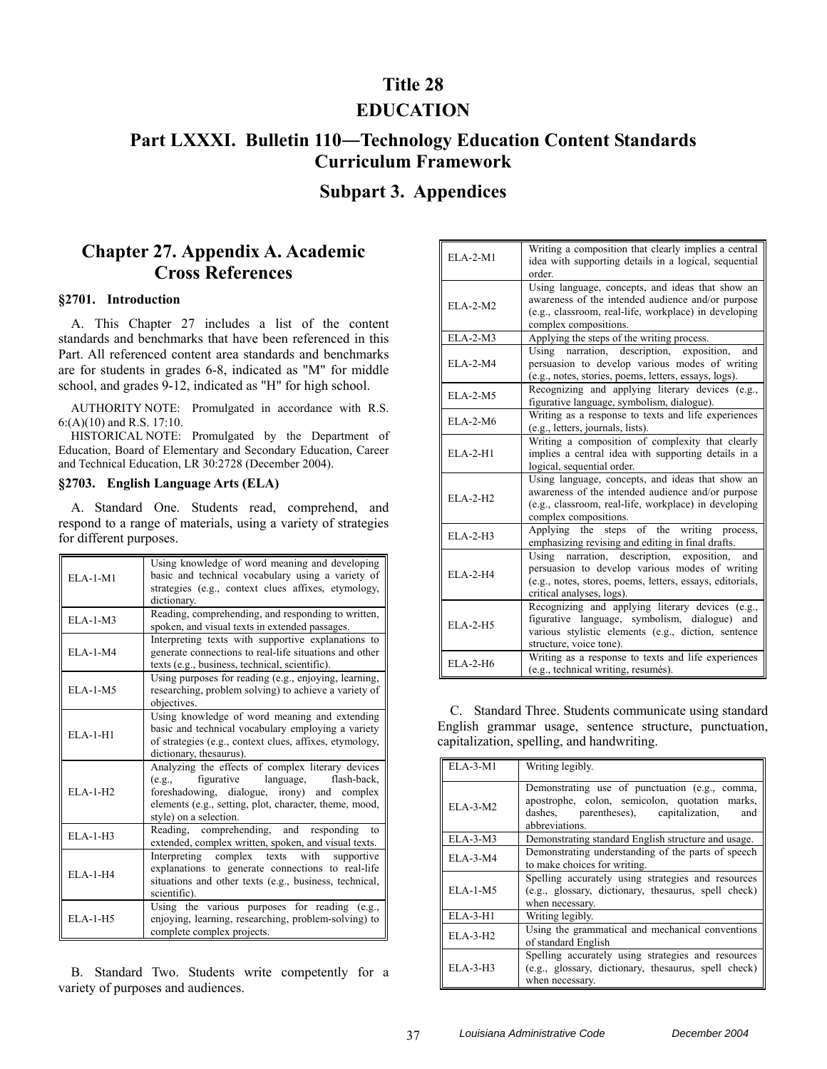# Title 28
# EDUCATION

## Part LXXXI. Bulletin 110―Technology Education Content Standards Curriculum Framework

## Subpart 3. Appendices

## Chapter 27. Appendix A. Academic Cross References

### §2701. Introduction

A. This Chapter 27 includes a list of the content standards and benchmarks that have been referenced in this Part. All referenced content area standards and benchmarks are for students in grades 6-8, indicated as "M" for middle school, and grades 9-12, indicated as "H" for high school.

AUTHORITY NOTE: Promulgated in accordance with R.S. 6:(A)(10) and R.S. 17:10.

HISTORICAL NOTE: Promulgated by the Department of Education, Board of Elementary and Secondary Education, Career and Technical Education, LR 30:2728 (December 2004).

### §2703. English Language Arts (ELA)

A. Standard One. Students read, comprehend, and respond to a range of materials, using a variety of strategies for different purposes.

| | |
|---|---|
| ELA-1-M1 | Using knowledge of word meaning and developing basic and technical vocabulary using a variety of strategies (e.g., context clues affixes, etymology, dictionary. |
| ELA-1-M3 | Reading, comprehending, and responding to written, spoken, and visual texts in extended passages. |
| ELA-1-M4 | Interpreting texts with supportive explanations to generate connections to real-life situations and other texts (e.g., business, technical, scientific). |
| ELA-1-M5 | Using purposes for reading (e.g., enjoying, learning, researching, problem solving) to achieve a variety of objectives. |
| ELA-1-H1 | Using knowledge of word meaning and extending basic and technical vocabulary employing a variety of strategies (e.g., context clues, affixes, etymology, dictionary, thesaurus). |
| ELA-1-H2 | Analyzing the effects of complex literary devices (e.g., figurative language, flash-back, foreshadowing, dialogue, irony) and complex elements (e.g., setting, plot, character, theme, mood, style) on a selection. |
| ELA-1-H3 | Reading, comprehending, and responding to extended, complex written, spoken, and visual texts. |
| ELA-1-H4 | Interpreting complex texts with supportive explanations to generate connections to real-life situations and other texts (e.g., business, technical, scientific). |
| ELA-1-H5 | Using the various purposes for reading (e.g., enjoying, learning, researching, problem-solving) to complete complex projects. |

B. Standard Two. Students write competently for a variety of purposes and audiences.

| | |
|---|---|
| ELA-2-M1 | Writing a composition that clearly implies a central idea with supporting details in a logical, sequential order. |
| ELA-2-M2 | Using language, concepts, and ideas that show an awareness of the intended audience and/or purpose (e.g., classroom, real-life, workplace) in developing complex compositions. |
| ELA-2-M3 | Applying the steps of the writing process. |
| ELA-2-M4 | Using narration, description, exposition, and persuasion to develop various modes of writing (e.g., notes, stories, poems, letters, essays, logs). |
| ELA-2-M5 | Recognizing and applying literary devices (e.g., figurative language, symbolism, dialogue). |
| ELA-2-M6 | Writing as a response to texts and life experiences (e.g., letters, journals, lists). |
| ELA-2-H1 | Writing a composition of complexity that clearly implies a central idea with supporting details in a logical, sequential order. |
| ELA-2-H2 | Using language, concepts, and ideas that show an awareness of the intended audience and/or purpose (e.g., classroom, real-life, workplace) in developing complex compositions. |
| ELA-2-H3 | Applying the steps of the writing process, emphasizing revising and editing in final drafts. |
| ELA-2-H4 | Using narration, description, exposition, and persuasion to develop various modes of writing (e.g., notes, stores, poems, letters, essays, editorials, critical analyses, logs). |
| ELA-2-H5 | Recognizing and applying literary devices (e.g., figurative language, symbolism, dialogue) and various stylistic elements (e.g., diction, sentence structure, voice tone). |
| ELA-2-H6 | Writing as a response to texts and life experiences (e.g., technical writing, resumés). |

C. Standard Three. Students communicate using standard English grammar usage, sentence structure, punctuation, capitalization, spelling, and handwriting.

| | |
|---|---|
| ELA-3-M1 | Writing legibly. |
| ELA-3-M2 | Demonstrating use of punctuation (e.g., comma, apostrophe, colon, semicolon, quotation marks, dashes, parentheses), capitalization, and abbreviations. |
| ELA-3-M3 | Demonstrating standard English structure and usage. |
| ELA-3-M4 | Demonstrating understanding of the parts of speech to make choices for writing. |
| ELA-1-M5 | Spelling accurately using strategies and resources (e.g., glossary, dictionary, thesaurus, spell check) when necessary. |
| ELA-3-H1 | Writing legibly. |
| ELA-3-H2 | Using the grammatical and mechanical conventions of standard English |
| ELA-3-H3 | Spelling accurately using strategies and resources (e.g., glossary, dictionary, thesaurus, spell check) when necessary. |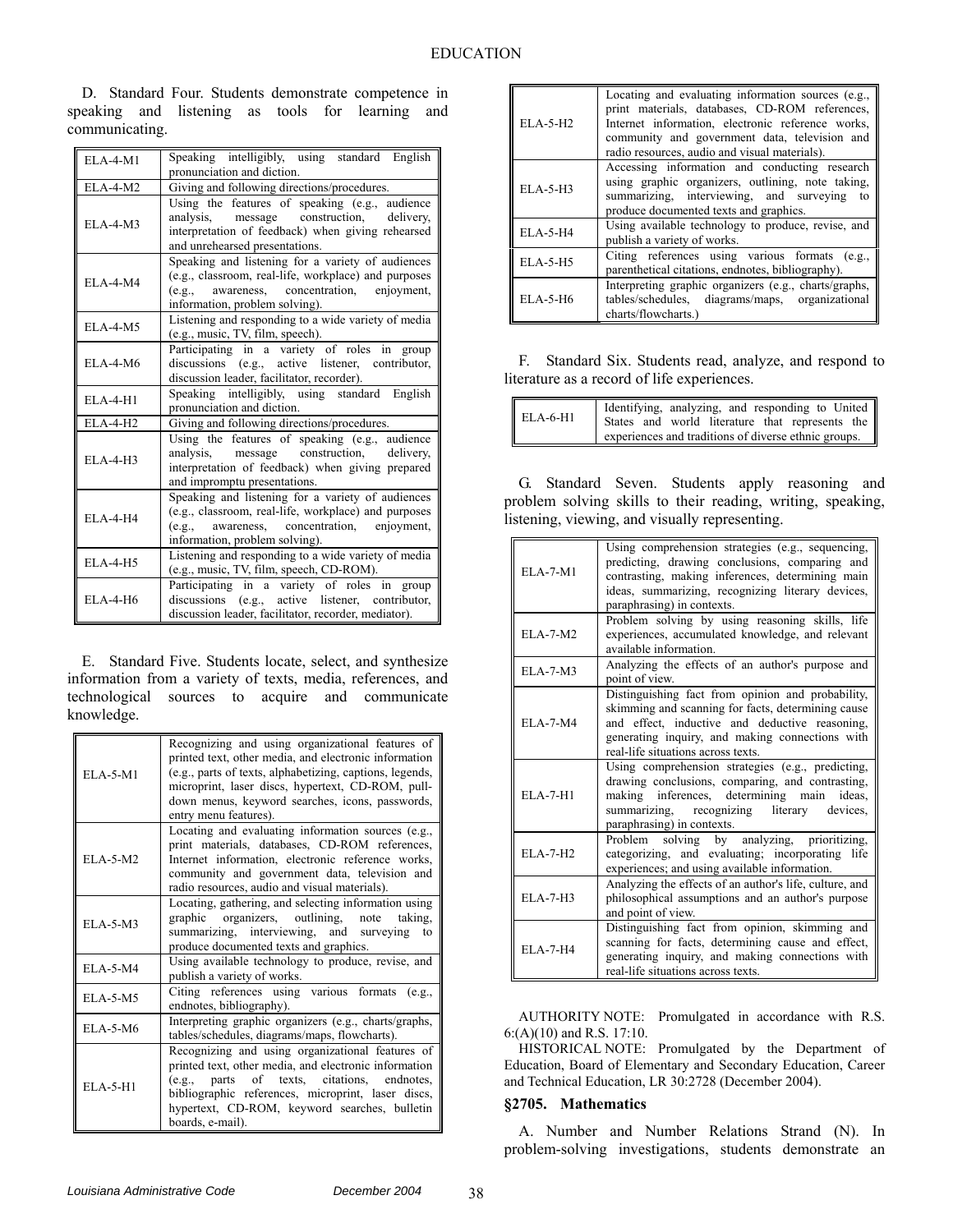D. Standard Four. Students demonstrate competence in speaking and listening as tools for learning and communicating.

| | |
|---|---|
| ELA-4-M1 | Speaking intelligibly, using standard English pronunciation and diction. |
| ELA-4-M2 | Giving and following directions/procedures. |
| ELA-4-M3 | Using the features of speaking (e.g., audience analysis, message construction, delivery, interpretation of feedback) when giving rehearsed and unrehearsed presentations. |
| ELA-4-M4 | Speaking and listening for a variety of audiences (e.g., classroom, real-life, workplace) and purposes (e.g., awareness, concentration, enjoyment, information, problem solving). |
| ELA-4-M5 | Listening and responding to a wide variety of media (e.g., music, TV, film, speech). |
| ELA-4-M6 | Participating in a variety of roles in group discussions (e.g., active listener, contributor, discussion leader, facilitator, recorder). |
| ELA-4-H1 | Speaking intelligibly, using standard English pronunciation and diction. |
| ELA-4-H2 | Giving and following directions/procedures. |
| ELA-4-H3 | Using the features of speaking (e.g., audience analysis, message construction, delivery, interpretation of feedback) when giving prepared and impromptu presentations. |
| ELA-4-H4 | Speaking and listening for a variety of audiences (e.g., classroom, real-life, workplace) and purposes (e.g., awareness, concentration, enjoyment, information, problem solving). |
| ELA-4-H5 | Listening and responding to a wide variety of media (e.g., music, TV, film, speech, CD-ROM). |
| ELA-4-H6 | Participating in a variety of roles in group discussions (e.g., active listener, contributor, discussion leader, facilitator, recorder, mediator). |

E. Standard Five. Students locate, select, and synthesize information from a variety of texts, media, references, and technological sources to acquire and communicate knowledge.

| | |
|---|---|
| ELA-5-M1 | Recognizing and using organizational features of printed text, other media, and electronic information (e.g., parts of texts, alphabetizing, captions, legends, microprint, laser discs, hypertext, CD-ROM, pull-down menus, keyword searches, icons, passwords, entry menu features). |
| ELA-5-M2 | Locating and evaluating information sources (e.g., print materials, databases, CD-ROM references, Internet information, electronic reference works, community and government data, television and radio resources, audio and visual materials). |
| ELA-5-M3 | Locating, gathering, and selecting information using graphic organizers, outlining, note taking, summarizing, interviewing, and surveying to produce documented texts and graphics. |
| ELA-5-M4 | Using available technology to produce, revise, and publish a variety of works. |
| ELA-5-M5 | Citing references using various formats (e.g., endnotes, bibliography). |
| ELA-5-M6 | Interpreting graphic organizers (e.g., charts/graphs, tables/schedules, diagrams/maps, flowcharts). |
| ELA-5-H1 | Recognizing and using organizational features of printed text, other media, and electronic information (e.g., parts of texts, citations, endnotes, bibliographic references, microprint, laser discs, hypertext, CD-ROM, keyword searches, bulletin boards, e-mail). |
| ELA-5-H2 | Locating and evaluating information sources (e.g., print materials, databases, CD-ROM references, Internet information, electronic reference works, community and government data, television and radio resources, audio and visual materials). |
| ELA-5-H3 | Accessing information and conducting research using graphic organizers, outlining, note taking, summarizing, interviewing, and surveying to produce documented texts and graphics. |
| ELA-5-H4 | Using available technology to produce, revise, and publish a variety of works. |
| ELA-5-H5 | Citing references using various formats (e.g., parenthetical citations, endnotes, bibliography). |
| ELA-5-H6 | Interpreting graphic organizers (e.g., charts/graphs, tables/schedules, diagrams/maps, organizational charts/flowcharts.) |

F. Standard Six. Students read, analyze, and respond to literature as a record of life experiences.

| | |
|---|---|
| ELA-6-H1 | Identifying, analyzing, and responding to United States and world literature that represents the experiences and traditions of diverse ethnic groups. |

G. Standard Seven. Students apply reasoning and problem solving skills to their reading, writing, speaking, listening, viewing, and visually representing.

| | |
|---|---|
| ELA-7-M1 | Using comprehension strategies (e.g., sequencing, predicting, drawing conclusions, comparing and contrasting, making inferences, determining main ideas, summarizing, recognizing literary devices, paraphrasing) in contexts. |
| ELA-7-M2 | Problem solving by using reasoning skills, life experiences, accumulated knowledge, and relevant available information. |
| ELA-7-M3 | Analyzing the effects of an author's purpose and point of view. |
| ELA-7-M4 | Distinguishing fact from opinion and probability, skimming and scanning for facts, determining cause and effect, inductive and deductive reasoning, generating inquiry, and making connections with real-life situations across texts. |
| ELA-7-H1 | Using comprehension strategies (e.g., predicting, drawing conclusions, comparing, and contrasting, making inferences, determining main ideas, summarizing, recognizing literary devices, paraphrasing) in contexts. |
| ELA-7-H2 | Problem solving by analyzing, prioritizing, categorizing, and evaluating; incorporating life experiences; and using available information. |
| ELA-7-H3 | Analyzing the effects of an author's life, culture, and philosophical assumptions and an author's purpose and point of view. |
| ELA-7-H4 | Distinguishing fact from opinion, skimming and scanning for facts, determining cause and effect, generating inquiry, and making connections with real-life situations across texts. |

AUTHORITY NOTE: Promulgated in accordance with R.S. 6:(A)(10) and R.S. 17:10.

HISTORICAL NOTE: Promulgated by the Department of Education, Board of Elementary and Secondary Education, Career and Technical Education, LR 30:2728 (December 2004).

### §2705. Mathematics

A. Number and Number Relations Strand (N). In problem-solving investigations, students demonstrate an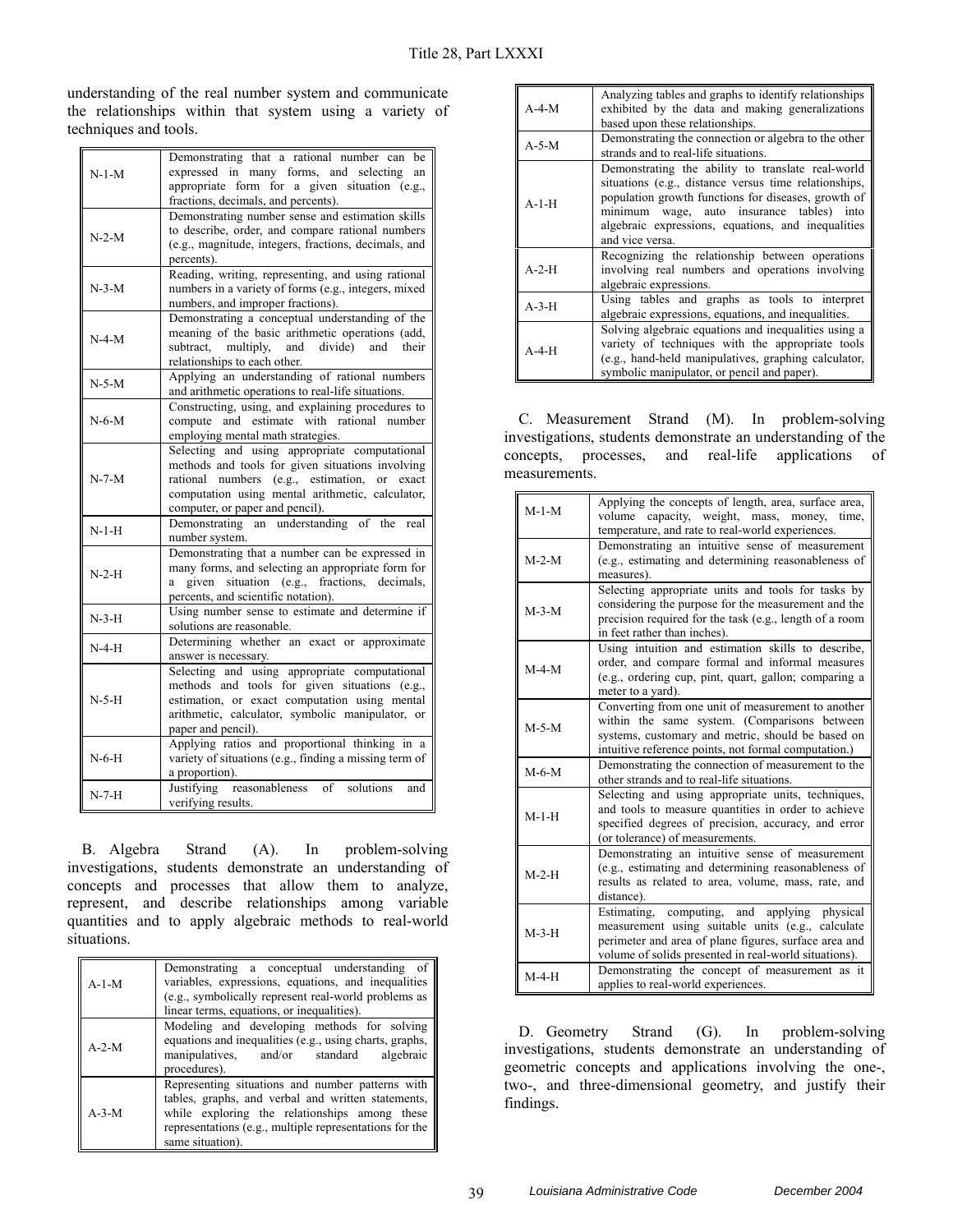understanding of the real number system and communicate the relationships within that system using a variety of techniques and tools.

| | |
|---|---|
| N-1-M | Demonstrating that a rational number can be expressed in many forms, and selecting an appropriate form for a given situation (e.g., fractions, decimals, and percents). |
| N-2-M | Demonstrating number sense and estimation skills to describe, order, and compare rational numbers (e.g., magnitude, integers, fractions, decimals, and percents). |
| N-3-M | Reading, writing, representing, and using rational numbers in a variety of forms (e.g., integers, mixed numbers, and improper fractions). |
| N-4-M | Demonstrating a conceptual understanding of the meaning of the basic arithmetic operations (add, subtract, multiply, and divide) and their relationships to each other. |
| N-5-M | Applying an understanding of rational numbers and arithmetic operations to real-life situations. |
| N-6-M | Constructing, using, and explaining procedures to compute and estimate with rational number employing mental math strategies. |
| N-7-M | Selecting and using appropriate computational methods and tools for given situations involving rational numbers (e.g., estimation, or exact computation using mental arithmetic, calculator, computer, or paper and pencil). |
| N-1-H | Demonstrating an understanding of the real number system. |
| N-2-H | Demonstrating that a number can be expressed in many forms, and selecting an appropriate form for a given situation (e.g., fractions, decimals, percents, and scientific notation). |
| N-3-H | Using number sense to estimate and determine if solutions are reasonable. |
| N-4-H | Determining whether an exact or approximate answer is necessary. |
| N-5-H | Selecting and using appropriate computational methods and tools for given situations (e.g., estimation, or exact computation using mental arithmetic, calculator, symbolic manipulator, or paper and pencil). |
| N-6-H | Applying ratios and proportional thinking in a variety of situations (e.g., finding a missing term of a proportion). |
| N-7-H | Justifying reasonableness of solutions and verifying results. |

B. Algebra Strand (A). In problem-solving investigations, students demonstrate an understanding of concepts and processes that allow them to analyze, represent, and describe relationships among variable quantities and to apply algebraic methods to real-world situations.

| | |
|---|---|
| A-1-M | Demonstrating a conceptual understanding of variables, expressions, equations, and inequalities (e.g., symbolically represent real-world problems as linear terms, equations, or inequalities). |
| A-2-M | Modeling and developing methods for solving equations and inequalities (e.g., using charts, graphs, manipulatives, and/or standard algebraic procedures). |
| A-3-M | Representing situations and number patterns with tables, graphs, and verbal and written statements, while exploring the relationships among these representations (e.g., multiple representations for the same situation). |
| A-4-M | Analyzing tables and graphs to identify relationships exhibited by the data and making generalizations based upon these relationships. |
| A-5-M | Demonstrating the connection or algebra to the other strands and to real-life situations. |
| A-1-H | Demonstrating the ability to translate real-world situations (e.g., distance versus time relationships, population growth functions for diseases, growth of minimum wage, auto insurance tables) into algebraic expressions, equations, and inequalities and vice versa. |
| A-2-H | Recognizing the relationship between operations involving real numbers and operations involving algebraic expressions. |
| A-3-H | Using tables and graphs as tools to interpret algebraic expressions, equations, and inequalities. |
| A-4-H | Solving algebraic equations and inequalities using a variety of techniques with the appropriate tools (e.g., hand-held manipulatives, graphing calculator, symbolic manipulator, or pencil and paper). |

C. Measurement Strand (M). In problem-solving investigations, students demonstrate an understanding of the concepts, processes, and real-life applications of measurements.

| | |
|---|---|
| M-1-M | Applying the concepts of length, area, surface area, volume capacity, weight, mass, money, time, temperature, and rate to real-world experiences. |
| M-2-M | Demonstrating an intuitive sense of measurement (e.g., estimating and determining reasonableness of measures). |
| M-3-M | Selecting appropriate units and tools for tasks by considering the purpose for the measurement and the precision required for the task (e.g., length of a room in feet rather than inches). |
| M-4-M | Using intuition and estimation skills to describe, order, and compare formal and informal measures (e.g., ordering cup, pint, quart, gallon; comparing a meter to a yard). |
| M-5-M | Converting from one unit of measurement to another within the same system. (Comparisons between systems, customary and metric, should be based on intuitive reference points, not formal computation.) |
| M-6-M | Demonstrating the connection of measurement to the other strands and to real-life situations. |
| M-1-H | Selecting and using appropriate units, techniques, and tools to measure quantities in order to achieve specified degrees of precision, accuracy, and error (or tolerance) of measurements. |
| M-2-H | Demonstrating an intuitive sense of measurement (e.g., estimating and determining reasonableness of results as related to area, volume, mass, rate, and distance). |
| M-3-H | Estimating, computing, and applying physical measurement using suitable units (e.g., calculate perimeter and area of plane figures, surface area and volume of solids presented in real-world situations). |
| M-4-H | Demonstrating the concept of measurement as it applies to real-world experiences. |

D. Geometry Strand (G). In problem-solving investigations, students demonstrate an understanding of geometric concepts and applications involving the one-, two-, and three-dimensional geometry, and justify their findings.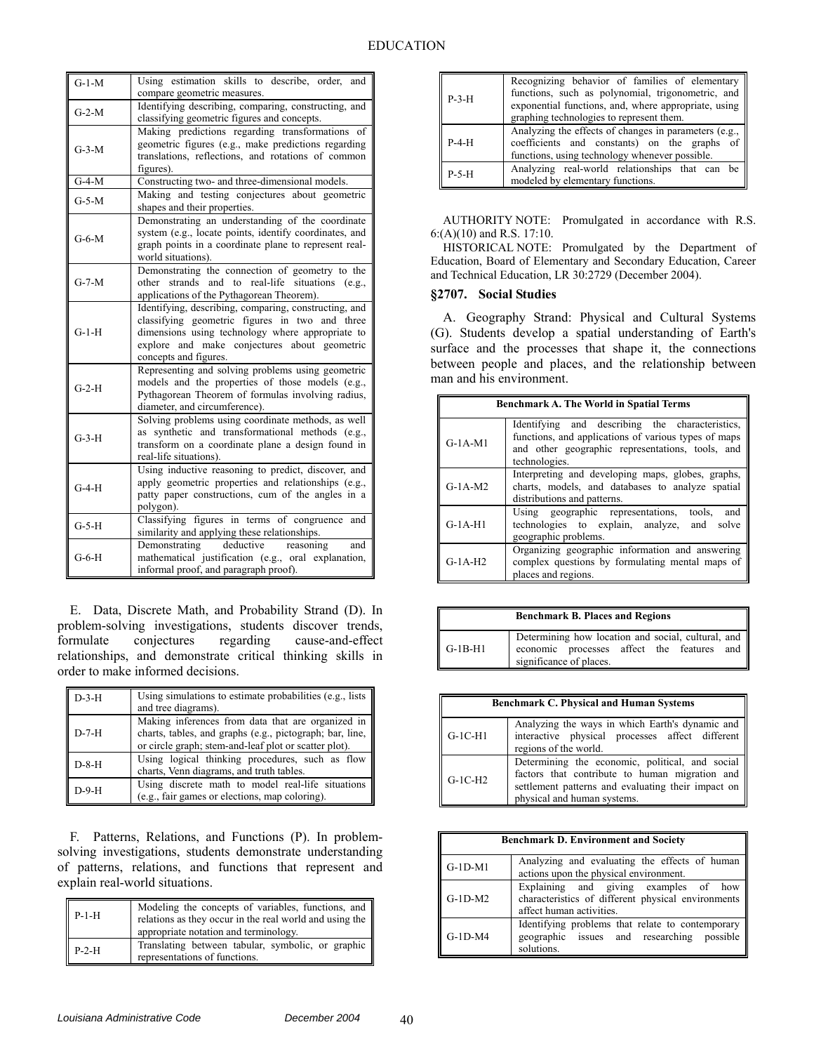| | |
|---|---|
| G-1-M | Using estimation skills to describe, order, and compare geometric measures. |
| G-2-M | Identifying describing, comparing, constructing, and classifying geometric figures and concepts. |
| G-3-M | Making predictions regarding transformations of geometric figures (e.g., make predictions regarding translations, reflections, and rotations of common figures). |
| G-4-M | Constructing two- and three-dimensional models. |
| G-5-M | Making and testing conjectures about geometric shapes and their properties. |
| G-6-M | Demonstrating an understanding of the coordinate system (e.g., locate points, identify coordinates, and graph points in a coordinate plane to represent real-world situations). |
| G-7-M | Demonstrating the connection of geometry to the other strands and to real-life situations (e.g., applications of the Pythagorean Theorem). |
| G-1-H | Identifying, describing, comparing, constructing, and classifying geometric figures in two and three dimensions using technology where appropriate to explore and make conjectures about geometric concepts and figures. |
| G-2-H | Representing and solving problems using geometric models and the properties of those models (e.g., Pythagorean Theorem of formulas involving radius, diameter, and circumference). |
| G-3-H | Solving problems using coordinate methods, as well as synthetic and transformational methods (e.g., transform on a coordinate plane a design found in real-life situations). |
| G-4-H | Using inductive reasoning to predict, discover, and apply geometric properties and relationships (e.g., patty paper constructions, cum of the angles in a polygon). |
| G-5-H | Classifying figures in terms of congruence and similarity and applying these relationships. |
| G-6-H | Demonstrating deductive reasoning and mathematical justification (e.g., oral explanation, informal proof, and paragraph proof). |

E. Data, Discrete Math, and Probability Strand (D). In problem-solving investigations, students discover trends, formulate conjectures regarding cause-and-effect relationships, and demonstrate critical thinking skills in order to make informed decisions.

| | |
|---|---|
| D-3-H | Using simulations to estimate probabilities (e.g., lists and tree diagrams). |
| D-7-H | Making inferences from data that are organized in charts, tables, and graphs (e.g., pictograph; bar, line, or circle graph; stem-and-leaf plot or scatter plot). |
| D-8-H | Using logical thinking procedures, such as flow charts, Venn diagrams, and truth tables. |
| D-9-H | Using discrete math to model real-life situations (e.g., fair games or elections, map coloring). |

F. Patterns, Relations, and Functions (P). In problem-solving investigations, students demonstrate understanding of patterns, relations, and functions that represent and explain real-world situations.

| | |
|---|---|
| P-1-H | Modeling the concepts of variables, functions, and relations as they occur in the real world and using the appropriate notation and terminology. |
| P-2-H | Translating between tabular, symbolic, or graphic representations of functions. |
| P-3-H | Recognizing behavior of families of elementary functions, such as polynomial, trigonometric, and exponential functions, and, where appropriate, using graphing technologies to represent them. |
| P-4-H | Analyzing the effects of changes in parameters (e.g., coefficients and constants) on the graphs of functions, using technology whenever possible. |
| P-5-H | Analyzing real-world relationships that can be modeled by elementary functions. |

AUTHORITY NOTE: Promulgated in accordance with R.S. 6:(A)(10) and R.S. 17:10.

HISTORICAL NOTE: Promulgated by the Department of Education, Board of Elementary and Secondary Education, Career and Technical Education, LR 30:2729 (December 2004).

### §2707. Social Studies

A. Geography Strand: Physical and Cultural Systems (G). Students develop a spatial understanding of Earth's surface and the processes that shape it, the connections between people and places, and the relationship between man and his environment.

| Benchmark A. The World in Spatial Terms | |
|---|---|
| G-1A-M1 | Identifying and describing the characteristics, functions, and applications of various types of maps and other geographic representations, tools, and technologies. |
| G-1A-M2 | Interpreting and developing maps, globes, graphs, charts, models, and databases to analyze spatial distributions and patterns. |
| G-1A-H1 | Using geographic representations, tools, and technologies to explain, analyze, and solve geographic problems. |
| G-1A-H2 | Organizing geographic information and answering complex questions by formulating mental maps of places and regions. |

| Benchmark B. Places and Regions | |
|---|---|
| G-1B-H1 | Determining how location and social, cultural, and economic processes affect the features and significance of places. |

| Benchmark C. Physical and Human Systems | |
|---|---|
| G-1C-H1 | Analyzing the ways in which Earth's dynamic and interactive physical processes affect different regions of the world. |
| G-1C-H2 | Determining the economic, political, and social factors that contribute to human migration and settlement patterns and evaluating their impact on physical and human systems. |

| Benchmark D. Environment and Society | |
|---|---|
| G-1D-M1 | Analyzing and evaluating the effects of human actions upon the physical environment. |
| G-1D-M2 | Explaining and giving examples of how characteristics of different physical environments affect human activities. |
| G-1D-M4 | Identifying problems that relate to contemporary geographic issues and researching possible solutions. |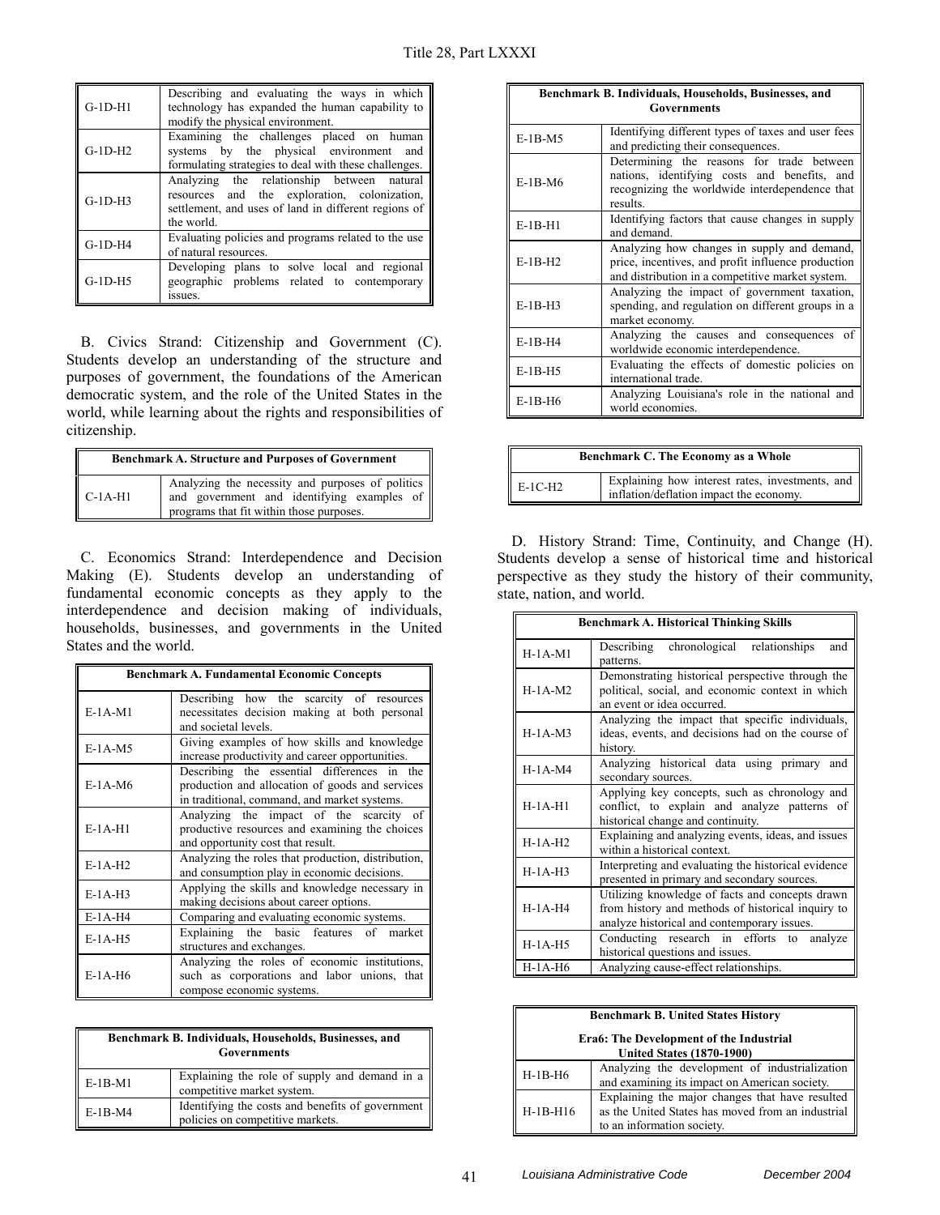| | |
|---|---|
| G-1D-H1 | Describing and evaluating the ways in which technology has expanded the human capability to modify the physical environment. |
| G-1D-H2 | Examining the challenges placed on human systems by the physical environment and formulating strategies to deal with these challenges. |
| G-1D-H3 | Analyzing the relationship between natural resources and the exploration, colonization, settlement, and uses of land in different regions of the world. |
| G-1D-H4 | Evaluating policies and programs related to the use of natural resources. |
| G-1D-H5 | Developing plans to solve local and regional geographic problems related to contemporary issues. |

B. Civics Strand: Citizenship and Government (C). Students develop an understanding of the structure and purposes of government, the foundations of the American democratic system, and the role of the United States in the world, while learning about the rights and responsibilities of citizenship.

| Benchmark A. Structure and Purposes of Government | |
|---|---|
| C-1A-H1 | Analyzing the necessity and purposes of politics and government and identifying examples of programs that fit within those purposes. |

C. Economics Strand: Interdependence and Decision Making (E). Students develop an understanding of fundamental economic concepts as they apply to the interdependence and decision making of individuals, households, businesses, and governments in the United States and the world.

| Benchmark A. Fundamental Economic Concepts | |
|---|---|
| E-1A-M1 | Describing how the scarcity of resources necessitates decision making at both personal and societal levels. |
| E-1A-M5 | Giving examples of how skills and knowledge increase productivity and career opportunities. |
| E-1A-M6 | Describing the essential differences in the production and allocation of goods and services in traditional, command, and market systems. |
| E-1A-H1 | Analyzing the impact of the scarcity of productive resources and examining the choices and opportunity cost that result. |
| E-1A-H2 | Analyzing the roles that production, distribution, and consumption play in economic decisions. |
| E-1A-H3 | Applying the skills and knowledge necessary in making decisions about career options. |
| E-1A-H4 | Comparing and evaluating economic systems. |
| E-1A-H5 | Explaining the basic features of market structures and exchanges. |
| E-1A-H6 | Analyzing the roles of economic institutions, such as corporations and labor unions, that compose economic systems. |

| Benchmark B. Individuals, Households, Businesses, and Governments | |
|---|---|
| E-1B-M1 | Explaining the role of supply and demand in a competitive market system. |
| E-1B-M4 | Identifying the costs and benefits of government policies on competitive markets. |
| E-1B-M5 | Identifying different types of taxes and user fees and predicting their consequences. |
| E-1B-M6 | Determining the reasons for trade between nations, identifying costs and benefits, and recognizing the worldwide interdependence that results. |
| E-1B-H1 | Identifying factors that cause changes in supply and demand. |
| E-1B-H2 | Analyzing how changes in supply and demand, price, incentives, and profit influence production and distribution in a competitive market system. |
| E-1B-H3 | Analyzing the impact of government taxation, spending, and regulation on different groups in a market economy. |
| E-1B-H4 | Analyzing the causes and consequences of worldwide economic interdependence. |
| E-1B-H5 | Evaluating the effects of domestic policies on international trade. |
| E-1B-H6 | Analyzing Louisiana's role in the national and world economies. |

| Benchmark C. The Economy as a Whole | |
|---|---|
| E-1C-H2 | Explaining how interest rates, investments, and inflation/deflation impact the economy. |

D. History Strand: Time, Continuity, and Change (H). Students develop a sense of historical time and historical perspective as they study the history of their community, state, nation, and world.

| Benchmark A. Historical Thinking Skills | |
|---|---|
| H-1A-M1 | Describing chronological relationships and patterns. |
| H-1A-M2 | Demonstrating historical perspective through the political, social, and economic context in which an event or idea occurred. |
| H-1A-M3 | Analyzing the impact that specific individuals, ideas, events, and decisions had on the course of history. |
| H-1A-M4 | Analyzing historical data using primary and secondary sources. |
| H-1A-H1 | Applying key concepts, such as chronology and conflict, to explain and analyze patterns of historical change and continuity. |
| H-1A-H2 | Explaining and analyzing events, ideas, and issues within a historical context. |
| H-1A-H3 | Interpreting and evaluating the historical evidence presented in primary and secondary sources. |
| H-1A-H4 | Utilizing knowledge of facts and concepts drawn from history and methods of historical inquiry to analyze historical and contemporary issues. |
| H-1A-H5 | Conducting research in efforts to analyze historical questions and issues. |
| H-1A-H6 | Analyzing cause-effect relationships. |

| Benchmark B. United States History<br>Era6: The Development of the Industrial United States (1870-1900) | |
|---|---|
| H-1B-H6 | Analyzing the development of industrialization and examining its impact on American society. |
| H-1B-H16 | Explaining the major changes that have resulted as the United States has moved from an industrial to an information society. |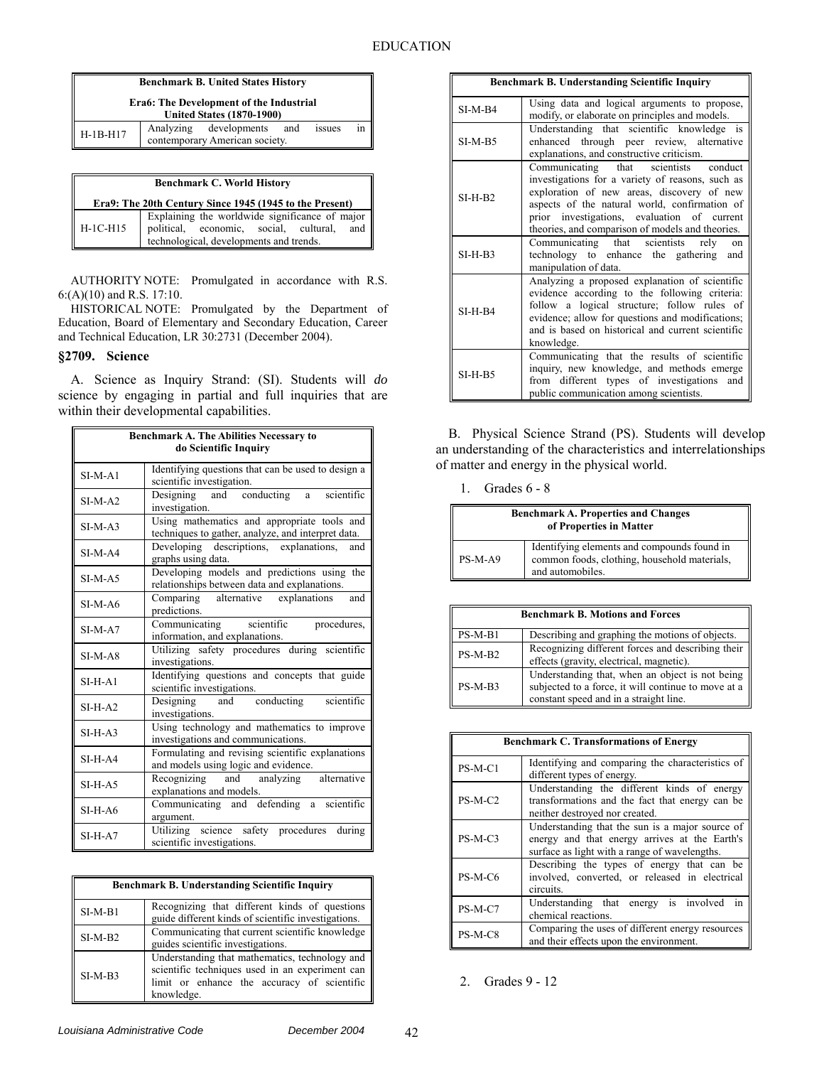| Benchmark B. United States History | |
|---|---|
| Era6: The Development of the Industrial United States (1870-1900) | |
| H-1B-H17 | Analyzing developments and issues in contemporary American society. |

| Benchmark C. World History | |
|---|---|
| Era9: The 20th Century Since 1945 (1945 to the Present) | |
| H-1C-H15 | Explaining the worldwide significance of major political, economic, social, cultural, and technological, developments and trends. |

AUTHORITY NOTE: Promulgated in accordance with R.S. 6:(A)(10) and R.S. 17:10.

HISTORICAL NOTE: Promulgated by the Department of Education, Board of Elementary and Secondary Education, Career and Technical Education, LR 30:2731 (December 2004).

### §2709. Science

A. Science as Inquiry Strand: (SI). Students will *do* science by engaging in partial and full inquiries that are within their developmental capabilities.

| Benchmark A. The Abilities Necessary to do Scientific Inquiry | |
|---|---|
| SI-M-A1 | Identifying questions that can be used to design a scientific investigation. |
| SI-M-A2 | Designing and conducting a scientific investigation. |
| SI-M-A3 | Using mathematics and appropriate tools and techniques to gather, analyze, and interpret data. |
| SI-M-A4 | Developing descriptions, explanations, and graphs using data. |
| SI-M-A5 | Developing models and predictions using the relationships between data and explanations. |
| SI-M-A6 | Comparing alternative explanations and predictions. |
| SI-M-A7 | Communicating scientific procedures, information, and explanations. |
| SI-M-A8 | Utilizing safety procedures during scientific investigations. |
| SI-H-A1 | Identifying questions and concepts that guide scientific investigations. |
| SI-H-A2 | Designing and conducting scientific investigations. |
| SI-H-A3 | Using technology and mathematics to improve investigations and communications. |
| SI-H-A4 | Formulating and revising scientific explanations and models using logic and evidence. |
| SI-H-A5 | Recognizing and analyzing alternative explanations and models. |
| SI-H-A6 | Communicating and defending a scientific argument. |
| SI-H-A7 | Utilizing science safety procedures during scientific investigations. |

| Benchmark B. Understanding Scientific Inquiry | |
|---|---|
| SI-M-B1 | Recognizing that different kinds of questions guide different kinds of scientific investigations. |
| SI-M-B2 | Communicating that current scientific knowledge guides scientific investigations. |
| SI-M-B3 | Understanding that mathematics, technology and scientific techniques used in an experiment can limit or enhance the accuracy of scientific knowledge. |
| SI-M-B4 | Using data and logical arguments to propose, modify, or elaborate on principles and models. |
| SI-M-B5 | Understanding that scientific knowledge is enhanced through peer review, alternative explanations, and constructive criticism. |
| SI-H-B2 | Communicating that scientists conduct investigations for a variety of reasons, such as exploration of new areas, discovery of new aspects of the natural world, confirmation of prior investigations, evaluation of current theories, and comparison of models and theories. |
| SI-H-B3 | Communicating that scientists rely on technology to enhance the gathering and manipulation of data. |
| SI-H-B4 | Analyzing a proposed explanation of scientific evidence according to the following criteria: follow a logical structure; follow rules of evidence; allow for questions and modifications; and is based on historical and current scientific knowledge. |
| SI-H-B5 | Communicating that the results of scientific inquiry, new knowledge, and methods emerge from different types of investigations and public communication among scientists. |

B. Physical Science Strand (PS). Students will develop an understanding of the characteristics and interrelationships of matter and energy in the physical world.

1. Grades 6 - 8

| Benchmark A. Properties and Changes of Properties in Matter | |
|---|---|
| PS-M-A9 | Identifying elements and compounds found in common foods, clothing, household materials, and automobiles. |

| Benchmark B. Motions and Forces | |
|---|---|
| PS-M-B1 | Describing and graphing the motions of objects. |
| PS-M-B2 | Recognizing different forces and describing their effects (gravity, electrical, magnetic). |
| PS-M-B3 | Understanding that, when an object is not being subjected to a force, it will continue to move at a constant speed and in a straight line. |

| Benchmark C. Transformations of Energy | |
|---|---|
| PS-M-C1 | Identifying and comparing the characteristics of different types of energy. |
| PS-M-C2 | Understanding the different kinds of energy transformations and the fact that energy can be neither destroyed nor created. |
| PS-M-C3 | Understanding that the sun is a major source of energy and that energy arrives at the Earth's surface as light with a range of wavelengths. |
| PS-M-C6 | Describing the types of energy that can be involved, converted, or released in electrical circuits. |
| PS-M-C7 | Understanding that energy is involved in chemical reactions. |
| PS-M-C8 | Comparing the uses of different energy resources and their effects upon the environment. |

2. Grades 9 - 12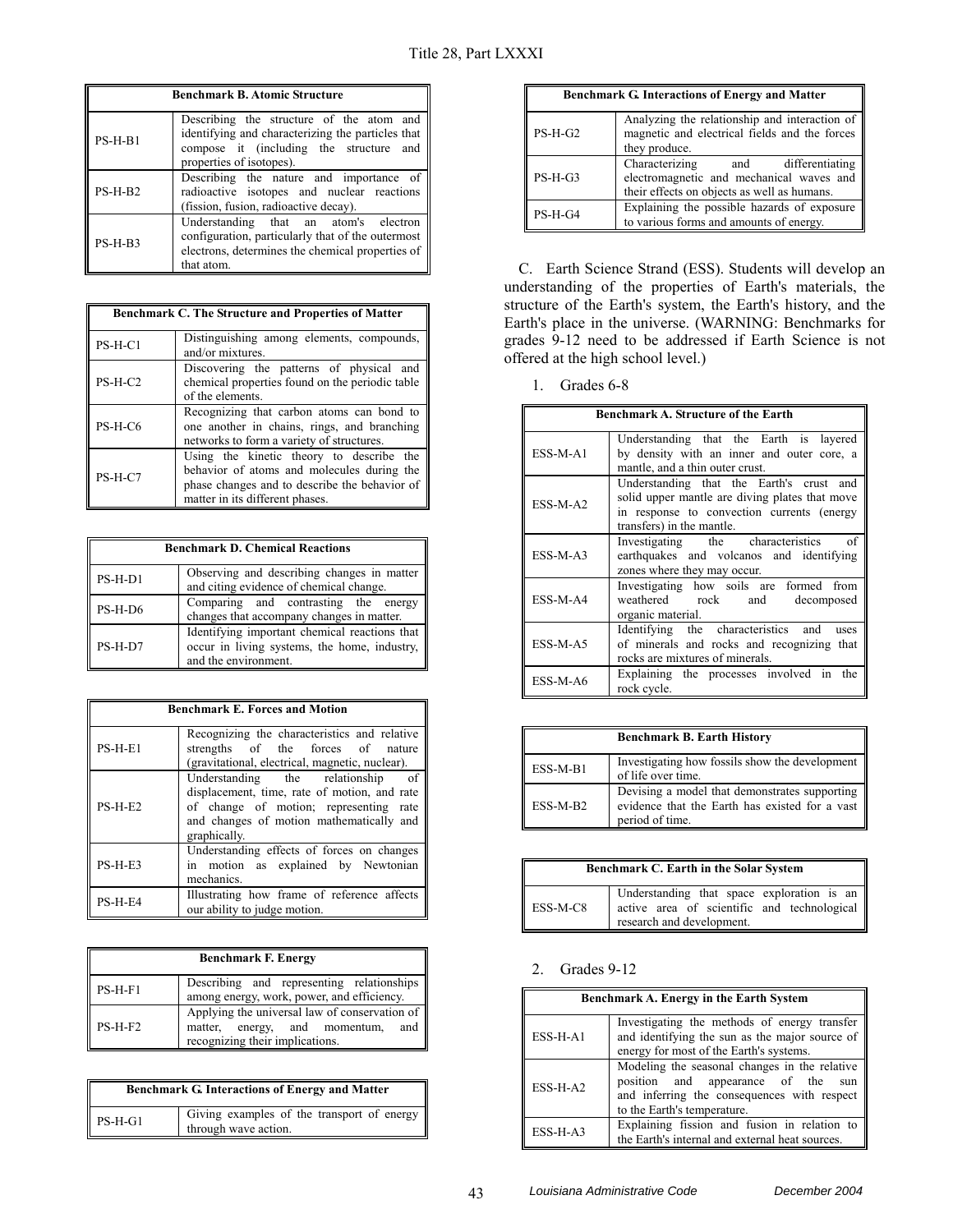| Benchmark B. Atomic Structure | |
|---|---|
| PS-H-B1 | Describing the structure of the atom and identifying and characterizing the particles that compose it (including the structure and properties of isotopes). |
| PS-H-B2 | Describing the nature and importance of radioactive isotopes and nuclear reactions (fission, fusion, radioactive decay). |
| PS-H-B3 | Understanding that an atom's electron configuration, particularly that of the outermost electrons, determines the chemical properties of that atom. |

| Benchmark C. The Structure and Properties of Matter | |
|---|---|
| PS-H-C1 | Distinguishing among elements, compounds, and/or mixtures. |
| PS-H-C2 | Discovering the patterns of physical and chemical properties found on the periodic table of the elements. |
| PS-H-C6 | Recognizing that carbon atoms can bond to one another in chains, rings, and branching networks to form a variety of structures. |
| PS-H-C7 | Using the kinetic theory to describe the behavior of atoms and molecules during the phase changes and to describe the behavior of matter in its different phases. |

| Benchmark D. Chemical Reactions | |
|---|---|
| PS-H-D1 | Observing and describing changes in matter and citing evidence of chemical change. |
| PS-H-D6 | Comparing and contrasting the energy changes that accompany changes in matter. |
| PS-H-D7 | Identifying important chemical reactions that occur in living systems, the home, industry, and the environment. |

| Benchmark E. Forces and Motion | |
|---|---|
| PS-H-E1 | Recognizing the characteristics and relative strengths of the forces of nature (gravitational, electrical, magnetic, nuclear). |
| PS-H-E2 | Understanding the relationship of displacement, time, rate of motion, and rate of change of motion; representing rate and changes of motion mathematically and graphically. |
| PS-H-E3 | Understanding effects of forces on changes in motion as explained by Newtonian mechanics. |
| PS-H-E4 | Illustrating how frame of reference affects our ability to judge motion. |

| Benchmark F. Energy | |
|---|---|
| PS-H-F1 | Describing and representing relationships among energy, work, power, and efficiency. |
| PS-H-F2 | Applying the universal law of conservation of matter, energy, and momentum, and recognizing their implications. |

| Benchmark G. Interactions of Energy and Matter | |
|---|---|
| PS-H-G1 | Giving examples of the transport of energy through wave action. |
| PS-H-G2 | Analyzing the relationship and interaction of magnetic and electrical fields and the forces they produce. |
| PS-H-G3 | Characterizing and differentiating electromagnetic and mechanical waves and their effects on objects as well as humans. |
| PS-H-G4 | Explaining the possible hazards of exposure to various forms and amounts of energy. |

C. Earth Science Strand (ESS). Students will develop an understanding of the properties of Earth's materials, the structure of the Earth's system, the Earth's history, and the Earth's place in the universe. (WARNING: Benchmarks for grades 9-12 need to be addressed if Earth Science is not offered at the high school level.)

1. Grades 6-8

| Benchmark A. Structure of the Earth | |
|---|---|
| ESS-M-A1 | Understanding that the Earth is layered by density with an inner and outer core, a mantle, and a thin outer crust. |
| ESS-M-A2 | Understanding that the Earth's crust and solid upper mantle are diving plates that move in response to convection currents (energy transfers) in the mantle. |
| ESS-M-A3 | Investigating the characteristics of earthquakes and volcanos and identifying zones where they may occur. |
| ESS-M-A4 | Investigating how soils are formed from weathered rock and decomposed organic material. |
| ESS-M-A5 | Identifying the characteristics and uses of minerals and rocks and recognizing that rocks are mixtures of minerals. |
| ESS-M-A6 | Explaining the processes involved in the rock cycle. |

| Benchmark B. Earth History | |
|---|---|
| ESS-M-B1 | Investigating how fossils show the development of life over time. |
| ESS-M-B2 | Devising a model that demonstrates supporting evidence that the Earth has existed for a vast period of time. |

| Benchmark C. Earth in the Solar System | |
|---|---|
| ESS-M-C8 | Understanding that space exploration is an active area of scientific and technological research and development. |

2. Grades 9-12

| Benchmark A. Energy in the Earth System | |
|---|---|
| ESS-H-A1 | Investigating the methods of energy transfer and identifying the sun as the major source of energy for most of the Earth's systems. |
| ESS-H-A2 | Modeling the seasonal changes in the relative position and appearance of the sun and inferring the consequences with respect to the Earth's temperature. |
| ESS-H-A3 | Explaining fission and fusion in relation to the Earth's internal and external heat sources. |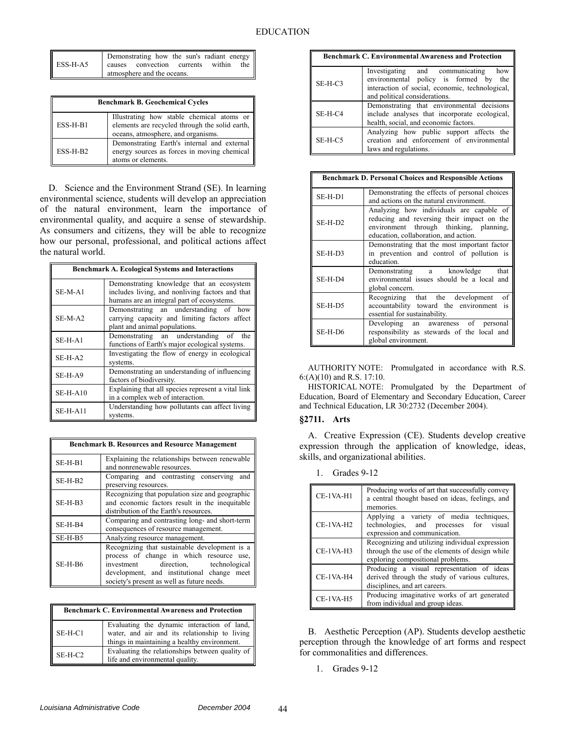| ESS-H-A5 | Demonstrating how the sun's radiant energy causes convection currents within the atmosphere and the oceans. |
|---|---|

| Benchmark B. Geochemical Cycles | |
|---|---|
| ESS-H-B1 | Illustrating how stable chemical atoms or elements are recycled through the solid earth, oceans, atmosphere, and organisms. |
| ESS-H-B2 | Demonstrating Earth's internal and external energy sources as forces in moving chemical atoms or elements. |

D. Science and the Environment Strand (SE). In learning environmental science, students will develop an appreciation of the natural environment, learn the importance of environmental quality, and acquire a sense of stewardship. As consumers and citizens, they will be able to recognize how our personal, professional, and political actions affect the natural world.

| Benchmark A. Ecological Systems and Interactions | |
|---|---|
| SE-M-A1 | Demonstrating knowledge that an ecosystem includes living, and nonliving factors and that humans are an integral part of ecosystems. |
| SE-M-A2 | Demonstrating an understanding of how carrying capacity and limiting factors affect plant and animal populations. |
| SE-H-A1 | Demonstrating an understanding of the functions of Earth's major ecological systems. |
| SE-H-A2 | Investigating the flow of energy in ecological systems. |
| SE-H-A9 | Demonstrating an understanding of influencing factors of biodiversity. |
| SE-H-A10 | Explaining that all species represent a vital link in a complex web of interaction. |
| SE-H-A11 | Understanding how pollutants can affect living systems. |

| Benchmark B. Resources and Resource Management | |
|---|---|
| SE-H-B1 | Explaining the relationships between renewable and nonrenewable resources. |
| SE-H-B2 | Comparing and contrasting conserving and preserving resources. |
| SE-H-B3 | Recognizing that population size and geographic and economic factors result in the inequitable distribution of the Earth's resources. |
| SE-H-B4 | Comparing and contrasting long- and short-term consequences of resource management. |
| SE-H-B5 | Analyzing resource management. |
| SE-H-B6 | Recognizing that sustainable development is a process of change in which resource use, investment direction, technological development, and institutional change meet society's present as well as future needs. |

| Benchmark C. Environmental Awareness and Protection | |
|---|---|
| SE-H-C1 | Evaluating the dynamic interaction of land, water, and air and its relationship to living things in maintaining a healthy environment. |
| SE-H-C2 | Evaluating the relationships between quality of life and environmental quality. |
| SE-H-C3 | Investigating and communicating how environmental policy is formed by the interaction of social, economic, technological, and political considerations. |
| SE-H-C4 | Demonstrating that environmental decisions include analyses that incorporate ecological, health, social, and economic factors. |
| SE-H-C5 | Analyzing how public support affects the creation and enforcement of environmental laws and regulations. |

| Benchmark D. Personal Choices and Responsible Actions | |
|---|---|
| SE-H-D1 | Demonstrating the effects of personal choices and actions on the natural environment. |
| SE-H-D2 | Analyzing how individuals are capable of reducing and reversing their impact on the environment through thinking, planning, education, collaboration, and action. |
| SE-H-D3 | Demonstrating that the most important factor in prevention and control of pollution is education. |
| SE-H-D4 | Demonstrating a knowledge that environmental issues should be a local and global concern. |
| SE-H-D5 | Recognizing that the development of accountability toward the environment is essential for sustainability. |
| SE-H-D6 | Developing an awareness of personal responsibility as stewards of the local and global environment. |

AUTHORITY NOTE: Promulgated in accordance with R.S. 6:(A)(10) and R.S. 17:10.

HISTORICAL NOTE: Promulgated by the Department of Education, Board of Elementary and Secondary Education, Career and Technical Education, LR 30:2732 (December 2004).

## §2711. Arts

A. Creative Expression (CE). Students develop creative expression through the application of knowledge, ideas, skills, and organizational abilities.

1. Grades 9-12

| CE-1VA-H1 | Producing works of art that successfully convey a central thought based on ideas, feelings, and memories. |
|---|---|
| CE-1VA-H2 | Applying a variety of media techniques, technologies, and processes for visual expression and communication. |
| CE-1VA-H3 | Recognizing and utilizing individual expression through the use of the elements of design while exploring compositional problems. |
| CE-1VA-H4 | Producing a visual representation of ideas derived through the study of various cultures, disciplines, and art careers. |
| CE-1VA-H5 | Producing imaginative works of art generated from individual and group ideas. |

B. Aesthetic Perception (AP). Students develop aesthetic perception through the knowledge of art forms and respect for commonalities and differences.

1. Grades 9-12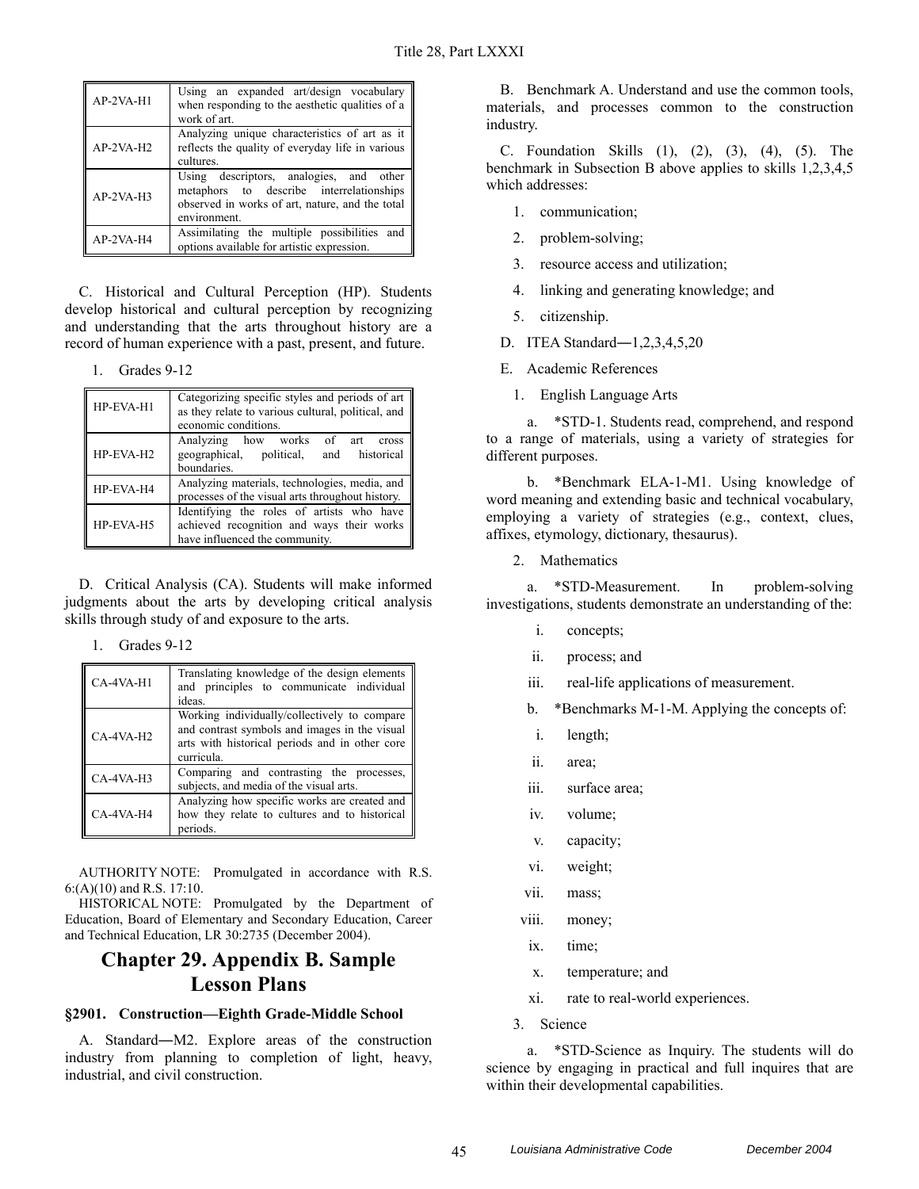| AP-2VA-H1 | Using an expanded art/design vocabulary when responding to the aesthetic qualities of a work of art. |
|---|---|
| AP-2VA-H2 | Analyzing unique characteristics of art as it reflects the quality of everyday life in various cultures. |
| AP-2VA-H3 | Using descriptors, analogies, and other metaphors to describe interrelationships observed in works of art, nature, and the total environment. |
| AP-2VA-H4 | Assimilating the multiple possibilities and options available for artistic expression. |

C. Historical and Cultural Perception (HP). Students develop historical and cultural perception by recognizing and understanding that the arts throughout history are a record of human experience with a past, present, and future.

1. Grades 9-12

| HP-EVA-H1 | Categorizing specific styles and periods of art as they relate to various cultural, political, and economic conditions. |
|---|---|
| HP-EVA-H2 | Analyzing how works of art cross geographical, political, and historical boundaries. |
| HP-EVA-H4 | Analyzing materials, technologies, media, and processes of the visual arts throughout history. |
| HP-EVA-H5 | Identifying the roles of artists who have achieved recognition and ways their works have influenced the community. |

D. Critical Analysis (CA). Students will make informed judgments about the arts by developing critical analysis skills through study of and exposure to the arts.

1. Grades 9-12

| CA-4VA-H1 | Translating knowledge of the design elements and principles to communicate individual ideas. |
|---|---|
| CA-4VA-H2 | Working individually/collectively to compare and contrast symbols and images in the visual arts with historical periods and in other core curricula. |
| CA-4VA-H3 | Comparing and contrasting the processes, subjects, and media of the visual arts. |
| CA-4VA-H4 | Analyzing how specific works are created and how they relate to cultures and to historical periods. |

AUTHORITY NOTE: Promulgated in accordance with R.S. 6:(A)(10) and R.S. 17:10.

HISTORICAL NOTE: Promulgated by the Department of Education, Board of Elementary and Secondary Education, Career and Technical Education, LR 30:2735 (December 2004).

## Chapter 29. Appendix B. Sample Lesson Plans

### §2901. Construction—Eighth Grade-Middle School

A. Standard―M2. Explore areas of the construction industry from planning to completion of light, heavy, industrial, and civil construction.

B. Benchmark A. Understand and use the common tools, materials, and processes common to the construction industry.

C. Foundation Skills (1), (2), (3), (4), (5). The benchmark in Subsection B above applies to skills 1,2,3,4,5 which addresses:

1. communication;
2. problem-solving;
3. resource access and utilization;
4. linking and generating knowledge; and
5. citizenship.

D. ITEA Standard―1,2,3,4,5,20

E. Academic References

1. English Language Arts

a. *STD-1. Students read, comprehend, and respond to a range of materials, using a variety of strategies for different purposes.

b. *Benchmark ELA-1-M1. Using knowledge of word meaning and extending basic and technical vocabulary, employing a variety of strategies (e.g., context, clues, affixes, etymology, dictionary, thesaurus).

2. Mathematics

a. *STD-Measurement. In problem-solving investigations, students demonstrate an understanding of the:

i. concepts;

ii. process; and

iii. real-life applications of measurement.

b. *Benchmarks M-1-M. Applying the concepts of:

i. length;

ii. area;

iii. surface area;

iv. volume;

v. capacity;

vi. weight;

vii. mass;

viii. money;

ix. time;

x. temperature; and

xi. rate to real-world experiences.

3. Science

a. *STD-Science as Inquiry. The students will do science by engaging in practical and full inquires that are within their developmental capabilities.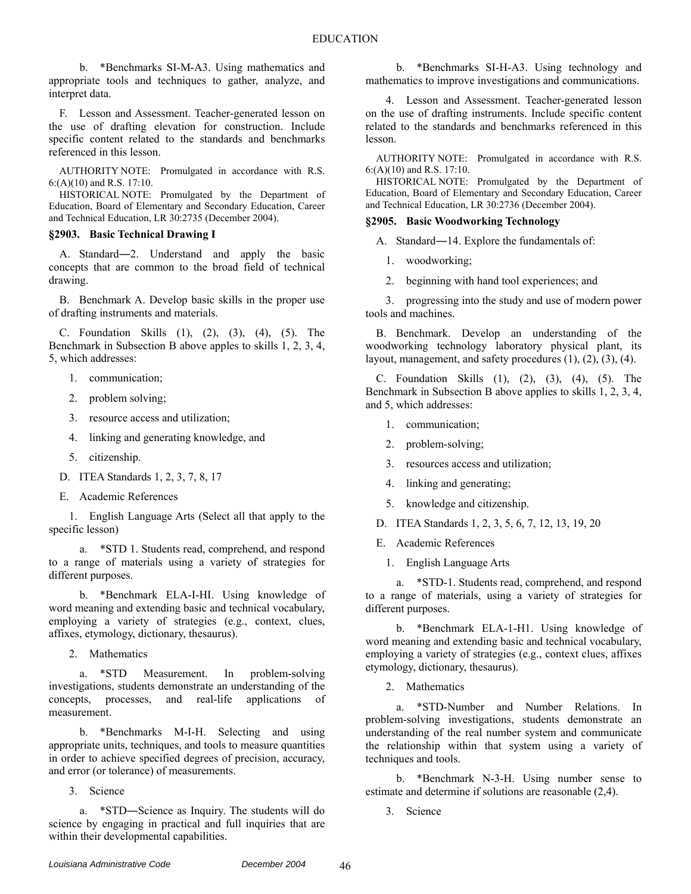b. *Benchmarks SI-M-A3. Using mathematics and appropriate tools and techniques to gather, analyze, and interpret data.

F. Lesson and Assessment. Teacher-generated lesson on the use of drafting elevation for construction. Include specific content related to the standards and benchmarks referenced in this lesson.

AUTHORITY NOTE: Promulgated in accordance with R.S. 6:(A)(10) and R.S. 17:10.

HISTORICAL NOTE: Promulgated by the Department of Education, Board of Elementary and Secondary Education, Career and Technical Education, LR 30:2735 (December 2004).

### §2903. Basic Technical Drawing I

A. Standard―2. Understand and apply the basic concepts that are common to the broad field of technical drawing.

B. Benchmark A. Develop basic skills in the proper use of drafting instruments and materials.

C. Foundation Skills (1), (2), (3), (4), (5). The Benchmark in Subsection B above apples to skills 1, 2, 3, 4, 5, which addresses:

1. communication;
2. problem solving;
3. resource access and utilization;
4. linking and generating knowledge, and
5. citizenship.

D. ITEA Standards 1, 2, 3, 7, 8, 17

E. Academic References

1. English Language Arts (Select all that apply to the specific lesson)

a. *STD 1. Students read, comprehend, and respond to a range of materials using a variety of strategies for different purposes.

b. *Benchmark ELA-I-HI. Using knowledge of word meaning and extending basic and technical vocabulary, employing a variety of strategies (e.g., context, clues, affixes, etymology, dictionary, thesaurus).

2. Mathematics

a. *STD Measurement. In problem-solving investigations, students demonstrate an understanding of the concepts, processes, and real-life applications of measurement.

b. *Benchmarks M-I-H. Selecting and using appropriate units, techniques, and tools to measure quantities in order to achieve specified degrees of precision, accuracy, and error (or tolerance) of measurements.

3. Science

a. *STD―Science as Inquiry. The students will do science by engaging in practical and full inquiries that are within their developmental capabilities.

b. *Benchmarks SI-H-A3. Using technology and mathematics to improve investigations and communications.

4. Lesson and Assessment. Teacher-generated lesson on the use of drafting instruments. Include specific content related to the standards and benchmarks referenced in this lesson.

AUTHORITY NOTE: Promulgated in accordance with R.S. 6:(A)(10) and R.S. 17:10.

HISTORICAL NOTE: Promulgated by the Department of Education, Board of Elementary and Secondary Education, Career and Technical Education, LR 30:2736 (December 2004).

### §2905. Basic Woodworking Technology

A. Standard―14. Explore the fundamentals of:

1. woodworking;
2. beginning with hand tool experiences; and
3. progressing into the study and use of modern power tools and machines.

B. Benchmark. Develop an understanding of the woodworking technology laboratory physical plant, its layout, management, and safety procedures (1), (2), (3), (4).

C. Foundation Skills (1), (2), (3), (4), (5). The Benchmark in Subsection B above applies to skills 1, 2, 3, 4, and 5, which addresses:

1. communication;
2. problem-solving;
3. resources access and utilization;
4. linking and generating;
5. knowledge and citizenship.

D. ITEA Standards 1, 2, 3, 5, 6, 7, 12, 13, 19, 20

E. Academic References

1. English Language Arts

a. *STD-1. Students read, comprehend, and respond to a range of materials, using a variety of strategies for different purposes.

b. *Benchmark ELA-1-H1. Using knowledge of word meaning and extending basic and technical vocabulary, employing a variety of strategies (e.g., context clues, affixes etymology, dictionary, thesaurus).

2. Mathematics

a. *STD-Number and Number Relations. In problem-solving investigations, students demonstrate an understanding of the real number system and communicate the relationship within that system using a variety of techniques and tools.

b. *Benchmark N-3-H. Using number sense to estimate and determine if solutions are reasonable (2,4).

3. Science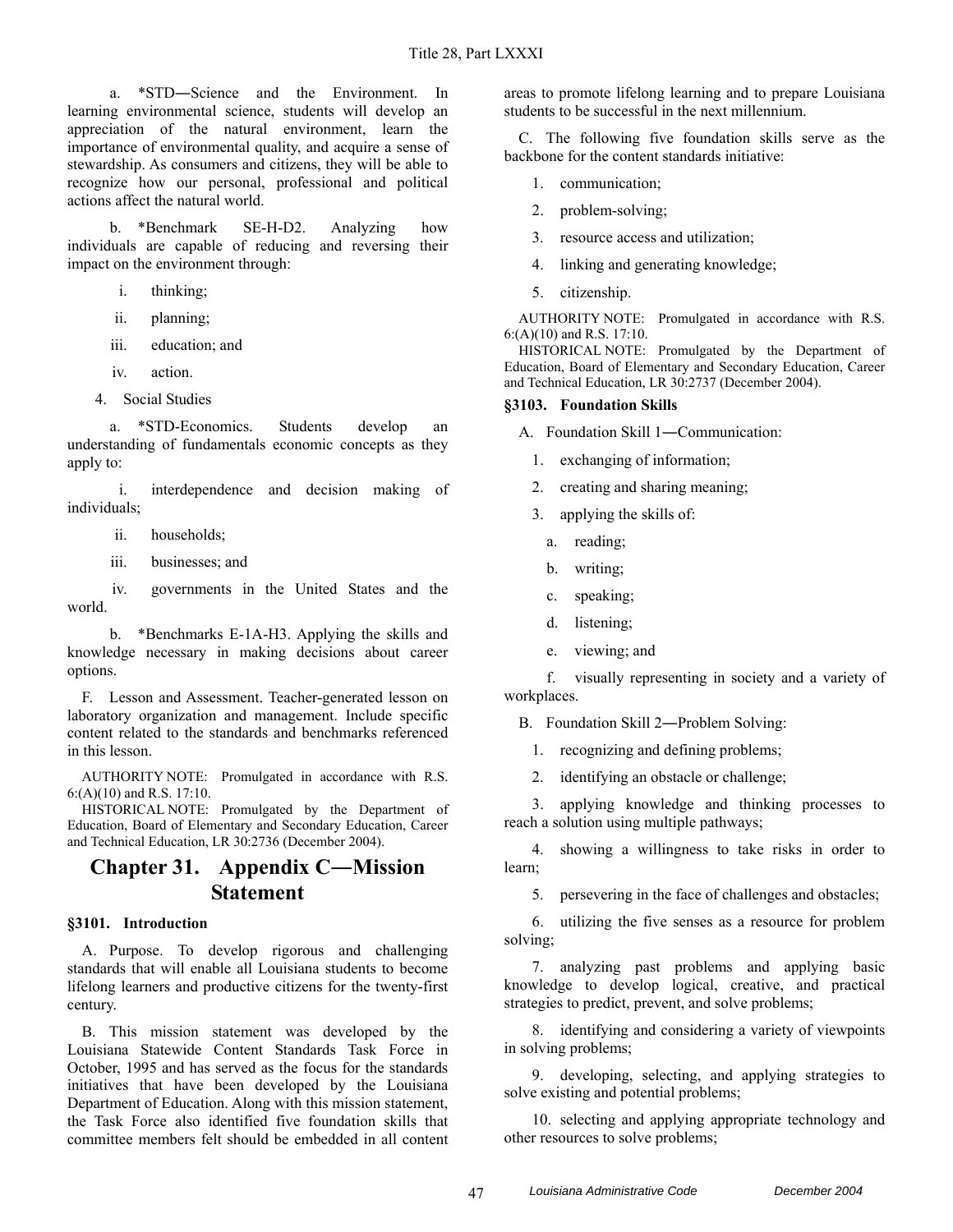a. *STD―Science and the Environment. In learning environmental science, students will develop an appreciation of the natural environment, learn the importance of environmental quality, and acquire a sense of stewardship. As consumers and citizens, they will be able to recognize how our personal, professional and political actions affect the natural world.

b. *Benchmark SE-H-D2. Analyzing how individuals are capable of reducing and reversing their impact on the environment through:

i. thinking;

ii. planning;

iii. education; and

iv. action.

4. Social Studies

a. *STD-Economics. Students develop an understanding of fundamentals economic concepts as they apply to:

i. interdependence and decision making of individuals;

ii. households;

iii. businesses; and

iv. governments in the United States and the world.

b. *Benchmarks E-1A-H3. Applying the skills and knowledge necessary in making decisions about career options.

F. Lesson and Assessment. Teacher-generated lesson on laboratory organization and management. Include specific content related to the standards and benchmarks referenced in this lesson.

AUTHORITY NOTE: Promulgated in accordance with R.S. 6:(A)(10) and R.S. 17:10.

HISTORICAL NOTE: Promulgated by the Department of Education, Board of Elementary and Secondary Education, Career and Technical Education, LR 30:2736 (December 2004).

# Chapter 31. Appendix C―Mission Statement

### §3101. Introduction

A. Purpose. To develop rigorous and challenging standards that will enable all Louisiana students to become lifelong learners and productive citizens for the twenty-first century.

B. This mission statement was developed by the Louisiana Statewide Content Standards Task Force in October, 1995 and has served as the focus for the standards initiatives that have been developed by the Louisiana Department of Education. Along with this mission statement, the Task Force also identified five foundation skills that committee members felt should be embedded in all content areas to promote lifelong learning and to prepare Louisiana students to be successful in the next millennium.

C. The following five foundation skills serve as the backbone for the content standards initiative:

1. communication;

2. problem-solving;

3. resource access and utilization;

4. linking and generating knowledge;

5. citizenship.

AUTHORITY NOTE: Promulgated in accordance with R.S. 6:(A)(10) and R.S. 17:10.

HISTORICAL NOTE: Promulgated by the Department of Education, Board of Elementary and Secondary Education, Career and Technical Education, LR 30:2737 (December 2004).

### §3103. Foundation Skills

A. Foundation Skill 1―Communication:

1. exchanging of information;

2. creating and sharing meaning;

3. applying the skills of:

a. reading;

b. writing;

c. speaking;

d. listening;

e. viewing; and

f. visually representing in society and a variety of workplaces.

B. Foundation Skill 2―Problem Solving:

1. recognizing and defining problems;

2. identifying an obstacle or challenge;

3. applying knowledge and thinking processes to reach a solution using multiple pathways;

4. showing a willingness to take risks in order to learn;

5. persevering in the face of challenges and obstacles;

6. utilizing the five senses as a resource for problem solving;

7. analyzing past problems and applying basic knowledge to develop logical, creative, and practical strategies to predict, prevent, and solve problems;

8. identifying and considering a variety of viewpoints in solving problems;

9. developing, selecting, and applying strategies to solve existing and potential problems;

10. selecting and applying appropriate technology and other resources to solve problems;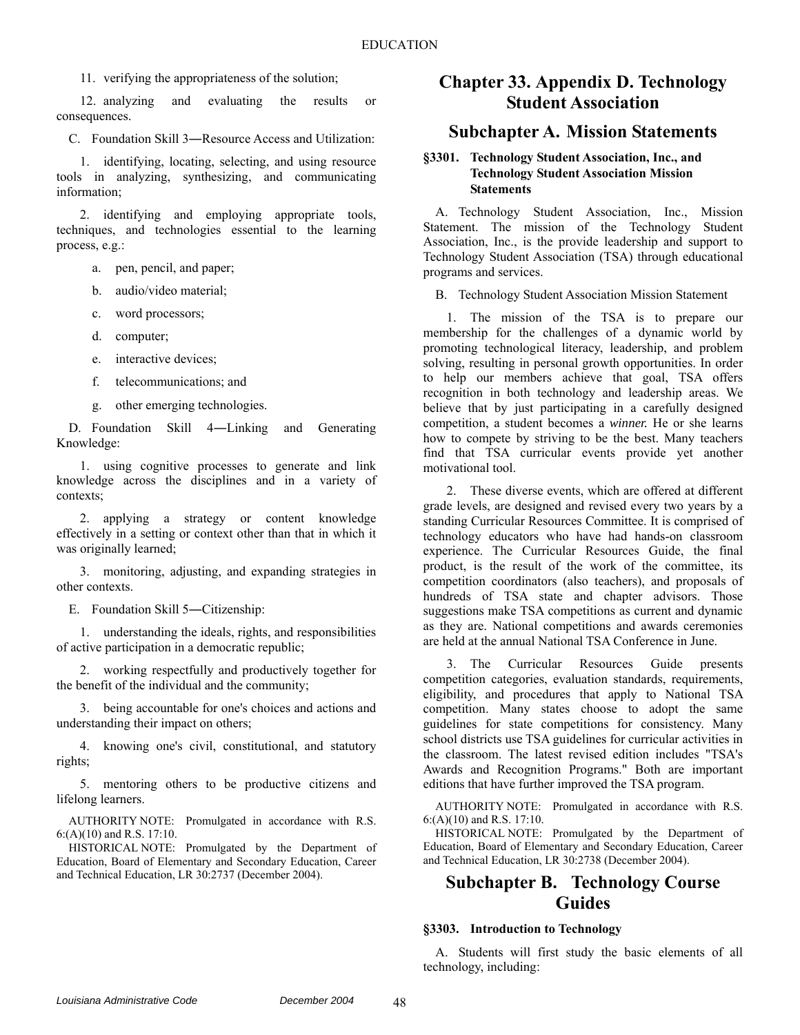11. verifying the appropriateness of the solution;

12. analyzing and evaluating the results or consequences.

C. Foundation Skill 3―Resource Access and Utilization:

1. identifying, locating, selecting, and using resource tools in analyzing, synthesizing, and communicating information;

2. identifying and employing appropriate tools, techniques, and technologies essential to the learning process, e.g.:

a. pen, pencil, and paper;

b. audio/video material;

c. word processors;

d. computer;

e. interactive devices;

f. telecommunications; and

g. other emerging technologies.

D. Foundation Skill 4―Linking and Generating Knowledge:

1. using cognitive processes to generate and link knowledge across the disciplines and in a variety of contexts;

2. applying a strategy or content knowledge effectively in a setting or context other than that in which it was originally learned;

3. monitoring, adjusting, and expanding strategies in other contexts.

E. Foundation Skill 5―Citizenship:

1. understanding the ideals, rights, and responsibilities of active participation in a democratic republic;

2. working respectfully and productively together for the benefit of the individual and the community;

3. being accountable for one's choices and actions and understanding their impact on others;

4. knowing one's civil, constitutional, and statutory rights;

5. mentoring others to be productive citizens and lifelong learners.

AUTHORITY NOTE: Promulgated in accordance with R.S. 6:(A)(10) and R.S. 17:10.

HISTORICAL NOTE: Promulgated by the Department of Education, Board of Elementary and Secondary Education, Career and Technical Education, LR 30:2737 (December 2004).

# Chapter 33. Appendix D. Technology Student Association

## Subchapter A. Mission Statements

### §3301. Technology Student Association, Inc., and Technology Student Association Mission Statements

A. Technology Student Association, Inc., Mission Statement. The mission of the Technology Student Association, Inc., is the provide leadership and support to Technology Student Association (TSA) through educational programs and services.

B. Technology Student Association Mission Statement

1. The mission of the TSA is to prepare our membership for the challenges of a dynamic world by promoting technological literacy, leadership, and problem solving, resulting in personal growth opportunities. In order to help our members achieve that goal, TSA offers recognition in both technology and leadership areas. We believe that by just participating in a carefully designed competition, a student becomes a *winner.* He or she learns how to compete by striving to be the best. Many teachers find that TSA curricular events provide yet another motivational tool.

2. These diverse events, which are offered at different grade levels, are designed and revised every two years by a standing Curricular Resources Committee. It is comprised of technology educators who have had hands-on classroom experience. The Curricular Resources Guide, the final product, is the result of the work of the committee, its competition coordinators (also teachers), and proposals of hundreds of TSA state and chapter advisors. Those suggestions make TSA competitions as current and dynamic as they are. National competitions and awards ceremonies are held at the annual National TSA Conference in June.

3. The Curricular Resources Guide presents competition categories, evaluation standards, requirements, eligibility, and procedures that apply to National TSA competition. Many states choose to adopt the same guidelines for state competitions for consistency. Many school districts use TSA guidelines for curricular activities in the classroom. The latest revised edition includes "TSA's Awards and Recognition Programs." Both are important editions that have further improved the TSA program.

AUTHORITY NOTE: Promulgated in accordance with R.S. 6:(A)(10) and R.S. 17:10.

HISTORICAL NOTE: Promulgated by the Department of Education, Board of Elementary and Secondary Education, Career and Technical Education, LR 30:2738 (December 2004).

## Subchapter B. Technology Course Guides

### §3303. Introduction to Technology

A. Students will first study the basic elements of all technology, including: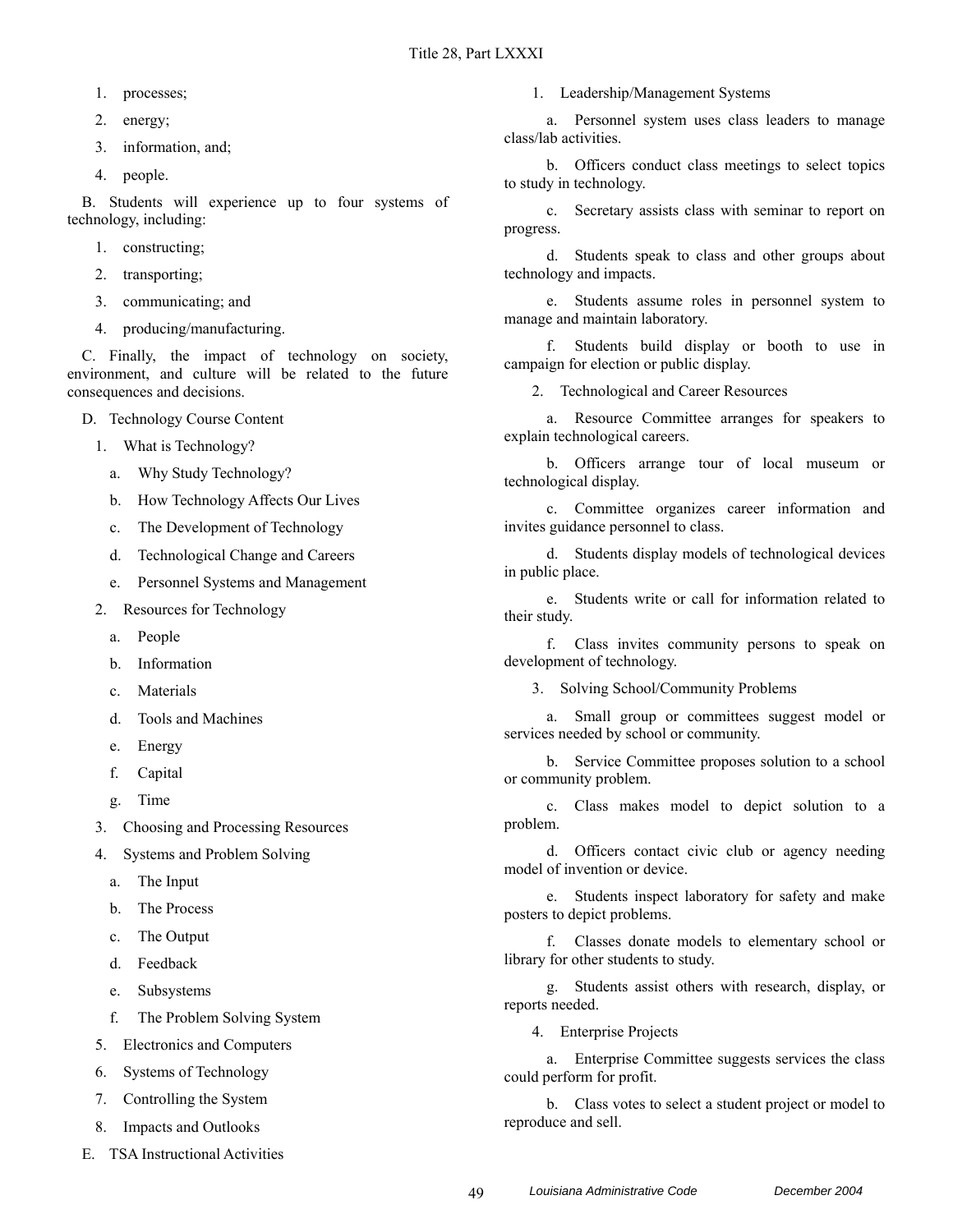1. processes;
2. energy;
3. information, and;
4. people.

B. Students will experience up to four systems of technology, including:

1. constructing;
2. transporting;
3. communicating; and
4. producing/manufacturing.

C. Finally, the impact of technology on society, environment, and culture will be related to the future consequences and decisions.

D. Technology Course Content

1. What is Technology?
   a. Why Study Technology?
   b. How Technology Affects Our Lives
   c. The Development of Technology
   d. Technological Change and Careers
   e. Personnel Systems and Management
2. Resources for Technology
   a. People
   b. Information
   c. Materials
   d. Tools and Machines
   e. Energy
   f. Capital
   g. Time
3. Choosing and Processing Resources
4. Systems and Problem Solving
   a. The Input
   b. The Process
   c. The Output
   d. Feedback
   e. Subsystems
   f. The Problem Solving System
5. Electronics and Computers
6. Systems of Technology
7. Controlling the System
8. Impacts and Outlooks

E. TSA Instructional Activities

1. Leadership/Management Systems
   a. Personnel system uses class leaders to manage class/lab activities.
   b. Officers conduct class meetings to select topics to study in technology.
   c. Secretary assists class with seminar to report on progress.
   d. Students speak to class and other groups about technology and impacts.
   e. Students assume roles in personnel system to manage and maintain laboratory.
   f. Students build display or booth to use in campaign for election or public display.
2. Technological and Career Resources
   a. Resource Committee arranges for speakers to explain technological careers.
   b. Officers arrange tour of local museum or technological display.
   c. Committee organizes career information and invites guidance personnel to class.
   d. Students display models of technological devices in public place.
   e. Students write or call for information related to their study.
   f. Class invites community persons to speak on development of technology.
3. Solving School/Community Problems
   a. Small group or committees suggest model or services needed by school or community.
   b. Service Committee proposes solution to a school or community problem.
   c. Class makes model to depict solution to a problem.
   d. Officers contact civic club or agency needing model of invention or device.
   e. Students inspect laboratory for safety and make posters to depict problems.
   f. Classes donate models to elementary school or library for other students to study.
   g. Students assist others with research, display, or reports needed.
4. Enterprise Projects
   a. Enterprise Committee suggests services the class could perform for profit.
   b. Class votes to select a student project or model to reproduce and sell.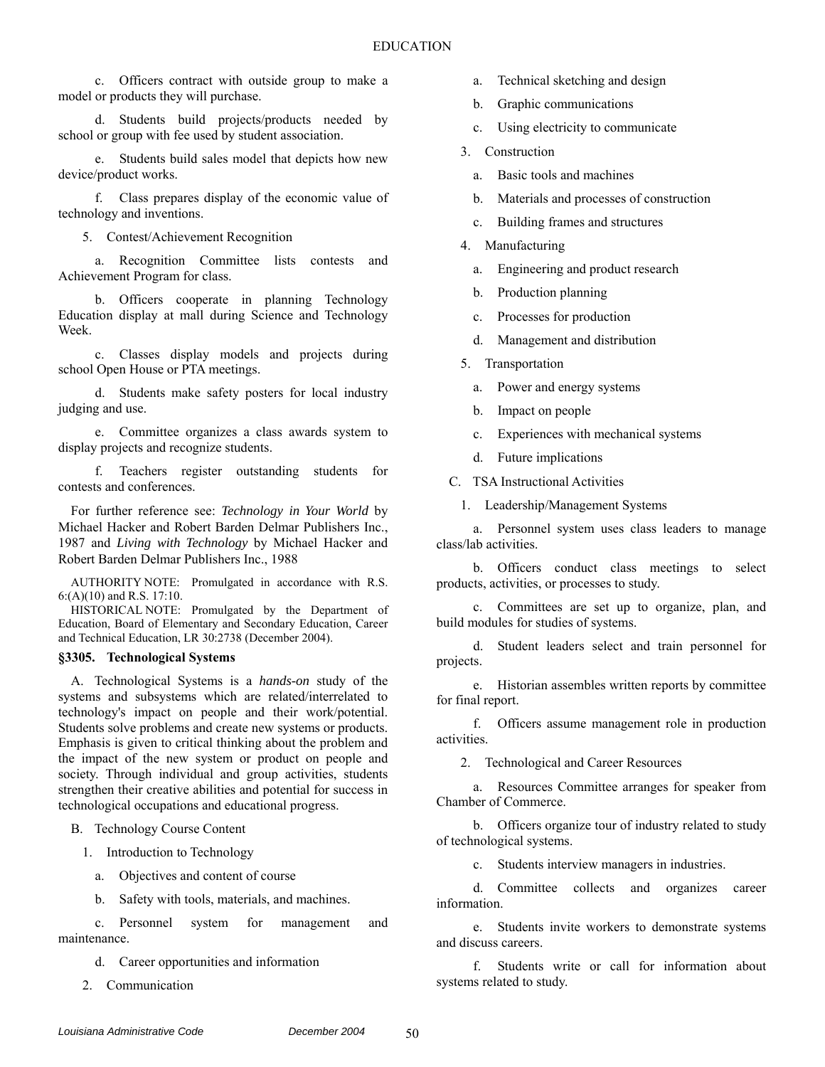c. Officers contract with outside group to make a model or products they will purchase.

d. Students build projects/products needed by school or group with fee used by student association.

e. Students build sales model that depicts how new device/product works.

f. Class prepares display of the economic value of technology and inventions.

5. Contest/Achievement Recognition

a. Recognition Committee lists contests and Achievement Program for class.

b. Officers cooperate in planning Technology Education display at mall during Science and Technology Week.

c. Classes display models and projects during school Open House or PTA meetings.

d. Students make safety posters for local industry judging and use.

e. Committee organizes a class awards system to display projects and recognize students.

f. Teachers register outstanding students for contests and conferences.

For further reference see: *Technology in Your World* by Michael Hacker and Robert Barden Delmar Publishers Inc., 1987 and *Living with Technology* by Michael Hacker and Robert Barden Delmar Publishers Inc., 1988

AUTHORITY NOTE: Promulgated in accordance with R.S. 6:(A)(10) and R.S. 17:10.

HISTORICAL NOTE: Promulgated by the Department of Education, Board of Elementary and Secondary Education, Career and Technical Education, LR 30:2738 (December 2004).

### §3305. Technological Systems

A. Technological Systems is a *hands-on* study of the systems and subsystems which are related/interrelated to technology's impact on people and their work/potential. Students solve problems and create new systems or products. Emphasis is given to critical thinking about the problem and the impact of the new system or product on people and society. Through individual and group activities, students strengthen their creative abilities and potential for success in technological occupations and educational progress.

B. Technology Course Content

1. Introduction to Technology

a. Objectives and content of course

b. Safety with tools, materials, and machines.

c. Personnel system for management and maintenance.

d. Career opportunities and information

2. Communication

a. Technical sketching and design

b. Graphic communications

c. Using electricity to communicate

3. Construction

a. Basic tools and machines

b. Materials and processes of construction

c. Building frames and structures

4. Manufacturing

a. Engineering and product research

b. Production planning

c. Processes for production

d. Management and distribution

5. Transportation

a. Power and energy systems

b. Impact on people

c. Experiences with mechanical systems

d. Future implications

C. TSA Instructional Activities

1. Leadership/Management Systems

a. Personnel system uses class leaders to manage class/lab activities.

b. Officers conduct class meetings to select products, activities, or processes to study.

c. Committees are set up to organize, plan, and build modules for studies of systems.

d. Student leaders select and train personnel for projects.

e. Historian assembles written reports by committee for final report.

f. Officers assume management role in production activities.

2. Technological and Career Resources

a. Resources Committee arranges for speaker from Chamber of Commerce.

b. Officers organize tour of industry related to study of technological systems.

c. Students interview managers in industries.

d. Committee collects and organizes career information.

e. Students invite workers to demonstrate systems and discuss careers.

f. Students write or call for information about systems related to study.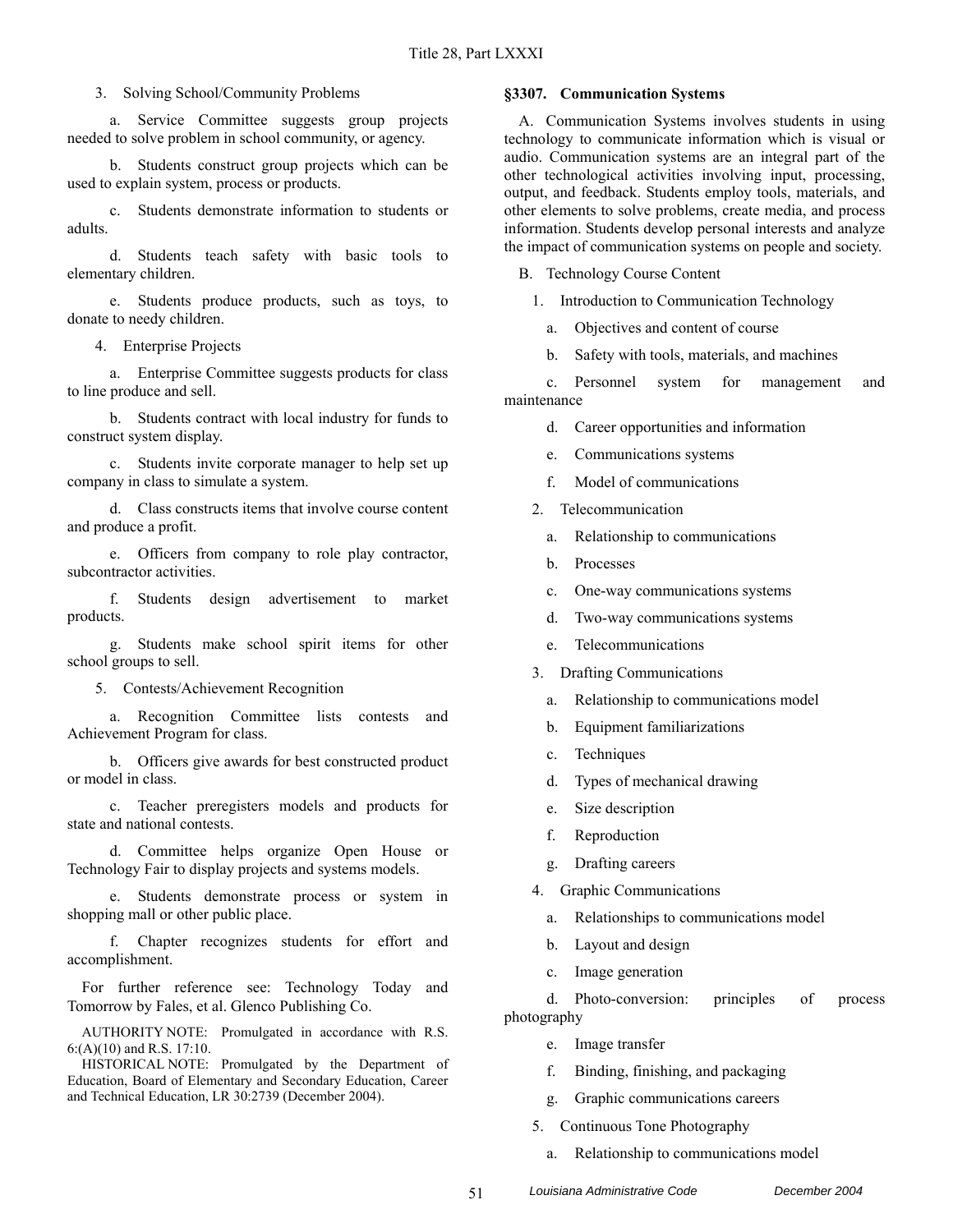3. Solving School/Community Problems

a. Service Committee suggests group projects needed to solve problem in school community, or agency.

b. Students construct group projects which can be used to explain system, process or products.

c. Students demonstrate information to students or adults.

d. Students teach safety with basic tools to elementary children.

e. Students produce products, such as toys, to donate to needy children.

4. Enterprise Projects

a. Enterprise Committee suggests products for class to line produce and sell.

b. Students contract with local industry for funds to construct system display.

c. Students invite corporate manager to help set up company in class to simulate a system.

d. Class constructs items that involve course content and produce a profit.

e. Officers from company to role play contractor, subcontractor activities.

f. Students design advertisement to market products.

g. Students make school spirit items for other school groups to sell.

5. Contests/Achievement Recognition

a. Recognition Committee lists contests and Achievement Program for class.

b. Officers give awards for best constructed product or model in class.

c. Teacher preregisters models and products for state and national contests.

d. Committee helps organize Open House or Technology Fair to display projects and systems models.

e. Students demonstrate process or system in shopping mall or other public place.

f. Chapter recognizes students for effort and accomplishment.

For further reference see: Technology Today and Tomorrow by Fales, et al. Glenco Publishing Co.

AUTHORITY NOTE: Promulgated in accordance with R.S. 6:(A)(10) and R.S. 17:10.

HISTORICAL NOTE: Promulgated by the Department of Education, Board of Elementary and Secondary Education, Career and Technical Education, LR 30:2739 (December 2004).

### §3307. Communication Systems

A. Communication Systems involves students in using technology to communicate information which is visual or audio. Communication systems are an integral part of the other technological activities involving input, processing, output, and feedback. Students employ tools, materials, and other elements to solve problems, create media, and process information. Students develop personal interests and analyze the impact of communication systems on people and society.

B. Technology Course Content

1. Introduction to Communication Technology

a. Objectives and content of course

b. Safety with tools, materials, and machines

c. Personnel system for management and maintenance

d. Career opportunities and information

e. Communications systems

f. Model of communications

2. Telecommunication

a. Relationship to communications

b. Processes

c. One-way communications systems

d. Two-way communications systems

e. Telecommunications

3. Drafting Communications

a. Relationship to communications model

b. Equipment familiarizations

c. Techniques

d. Types of mechanical drawing

e. Size description

f. Reproduction

g. Drafting careers

4. Graphic Communications

a. Relationships to communications model

b. Layout and design

c. Image generation

d. Photo-conversion: principles of process photography

e. Image transfer

f. Binding, finishing, and packaging

g. Graphic communications careers

5. Continuous Tone Photography

a. Relationship to communications model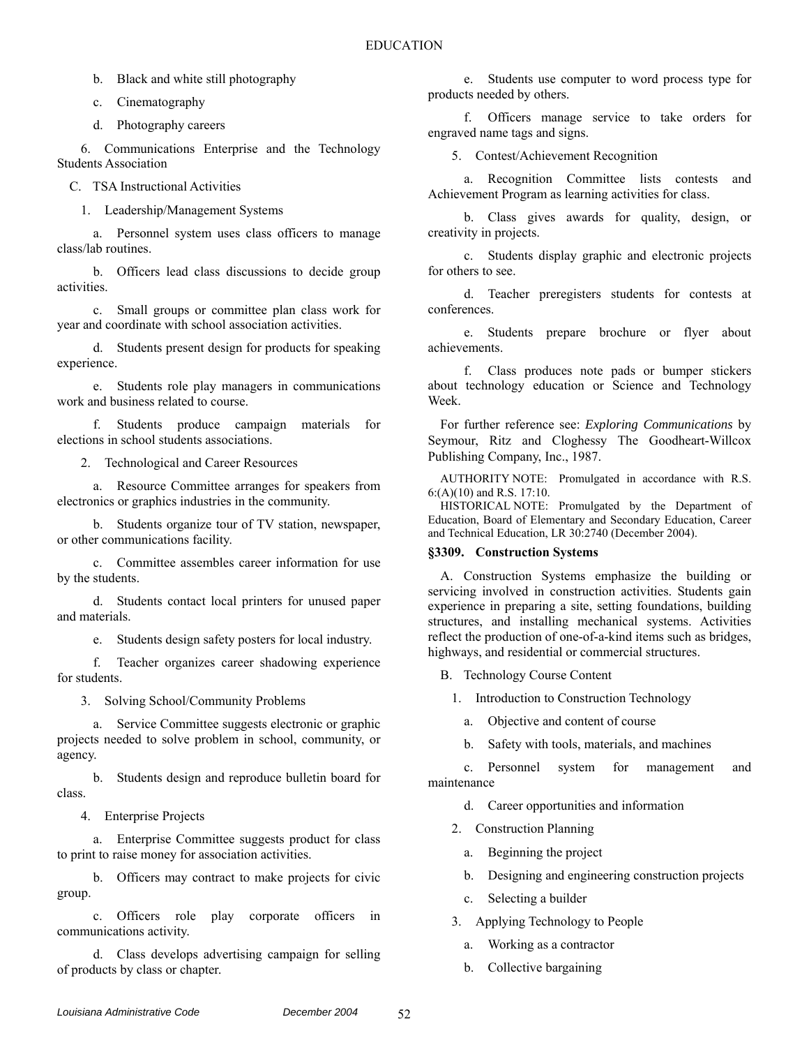b. Black and white still photography

c. Cinematography

d. Photography careers

6. Communications Enterprise and the Technology Students Association

C. TSA Instructional Activities

1. Leadership/Management Systems

a. Personnel system uses class officers to manage class/lab routines.

b. Officers lead class discussions to decide group activities.

c. Small groups or committee plan class work for year and coordinate with school association activities.

d. Students present design for products for speaking experience.

e. Students role play managers in communications work and business related to course.

f. Students produce campaign materials for elections in school students associations.

2. Technological and Career Resources

a. Resource Committee arranges for speakers from electronics or graphics industries in the community.

b. Students organize tour of TV station, newspaper, or other communications facility.

c. Committee assembles career information for use by the students.

d. Students contact local printers for unused paper and materials.

e. Students design safety posters for local industry.

f. Teacher organizes career shadowing experience for students.

3. Solving School/Community Problems

a. Service Committee suggests electronic or graphic projects needed to solve problem in school, community, or agency.

b. Students design and reproduce bulletin board for class.

4. Enterprise Projects

a. Enterprise Committee suggests product for class to print to raise money for association activities.

b. Officers may contract to make projects for civic group.

c. Officers role play corporate officers in communications activity.

d. Class develops advertising campaign for selling of products by class or chapter.

e. Students use computer to word process type for products needed by others.

f. Officers manage service to take orders for engraved name tags and signs.

5. Contest/Achievement Recognition

a. Recognition Committee lists contests and Achievement Program as learning activities for class.

b. Class gives awards for quality, design, or creativity in projects.

c. Students display graphic and electronic projects for others to see.

d. Teacher preregisters students for contests at conferences.

e. Students prepare brochure or flyer about achievements.

f. Class produces note pads or bumper stickers about technology education or Science and Technology Week.

For further reference see: *Exploring Communications* by Seymour, Ritz and Cloghessy The Goodheart-Willcox Publishing Company, Inc., 1987.

AUTHORITY NOTE: Promulgated in accordance with R.S. 6:(A)(10) and R.S. 17:10.

HISTORICAL NOTE: Promulgated by the Department of Education, Board of Elementary and Secondary Education, Career and Technical Education, LR 30:2740 (December 2004).

### §3309. Construction Systems

A. Construction Systems emphasize the building or servicing involved in construction activities. Students gain experience in preparing a site, setting foundations, building structures, and installing mechanical systems. Activities reflect the production of one-of-a-kind items such as bridges, highways, and residential or commercial structures.

B. Technology Course Content

1. Introduction to Construction Technology

a. Objective and content of course

b. Safety with tools, materials, and machines

c. Personnel system for management and maintenance

d. Career opportunities and information

2. Construction Planning

a. Beginning the project

b. Designing and engineering construction projects

c. Selecting a builder

3. Applying Technology to People

a. Working as a contractor

b. Collective bargaining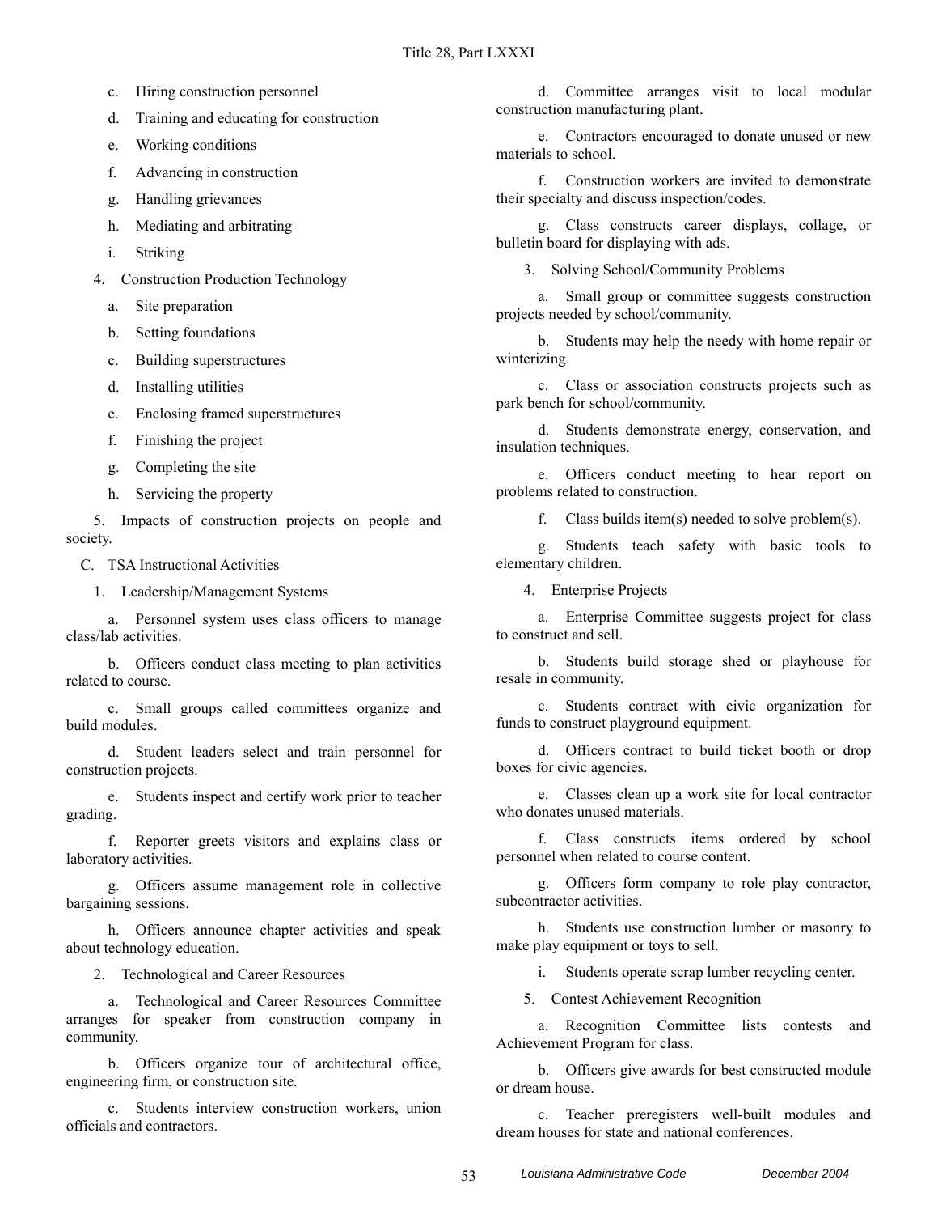c. Hiring construction personnel

d. Training and educating for construction

e. Working conditions

f. Advancing in construction

g. Handling grievances

h. Mediating and arbitrating

i. Striking

4. Construction Production Technology

a. Site preparation

b. Setting foundations

c. Building superstructures

d. Installing utilities

e. Enclosing framed superstructures

f. Finishing the project

g. Completing the site

h. Servicing the property

5. Impacts of construction projects on people and society.

C. TSA Instructional Activities

1. Leadership/Management Systems

a. Personnel system uses class officers to manage class/lab activities.

b. Officers conduct class meeting to plan activities related to course.

c. Small groups called committees organize and build modules.

d. Student leaders select and train personnel for construction projects.

e. Students inspect and certify work prior to teacher grading.

f. Reporter greets visitors and explains class or laboratory activities.

g. Officers assume management role in collective bargaining sessions.

h. Officers announce chapter activities and speak about technology education.

2. Technological and Career Resources

a. Technological and Career Resources Committee arranges for speaker from construction company in community.

b. Officers organize tour of architectural office, engineering firm, or construction site.

c. Students interview construction workers, union officials and contractors.

d. Committee arranges visit to local modular construction manufacturing plant.

e. Contractors encouraged to donate unused or new materials to school.

f. Construction workers are invited to demonstrate their specialty and discuss inspection/codes.

g. Class constructs career displays, collage, or bulletin board for displaying with ads.

3. Solving School/Community Problems

a. Small group or committee suggests construction projects needed by school/community.

b. Students may help the needy with home repair or winterizing.

c. Class or association constructs projects such as park bench for school/community.

d. Students demonstrate energy, conservation, and insulation techniques.

e. Officers conduct meeting to hear report on problems related to construction.

f. Class builds item(s) needed to solve problem(s).

g. Students teach safety with basic tools to elementary children.

4. Enterprise Projects

a. Enterprise Committee suggests project for class to construct and sell.

b. Students build storage shed or playhouse for resale in community.

c. Students contract with civic organization for funds to construct playground equipment.

d. Officers contract to build ticket booth or drop boxes for civic agencies.

e. Classes clean up a work site for local contractor who donates unused materials.

f. Class constructs items ordered by school personnel when related to course content.

g. Officers form company to role play contractor, subcontractor activities.

h. Students use construction lumber or masonry to make play equipment or toys to sell.

i. Students operate scrap lumber recycling center.

5. Contest Achievement Recognition

a. Recognition Committee lists contests and Achievement Program for class.

b. Officers give awards for best constructed module or dream house.

c. Teacher preregisters well-built modules and dream houses for state and national conferences.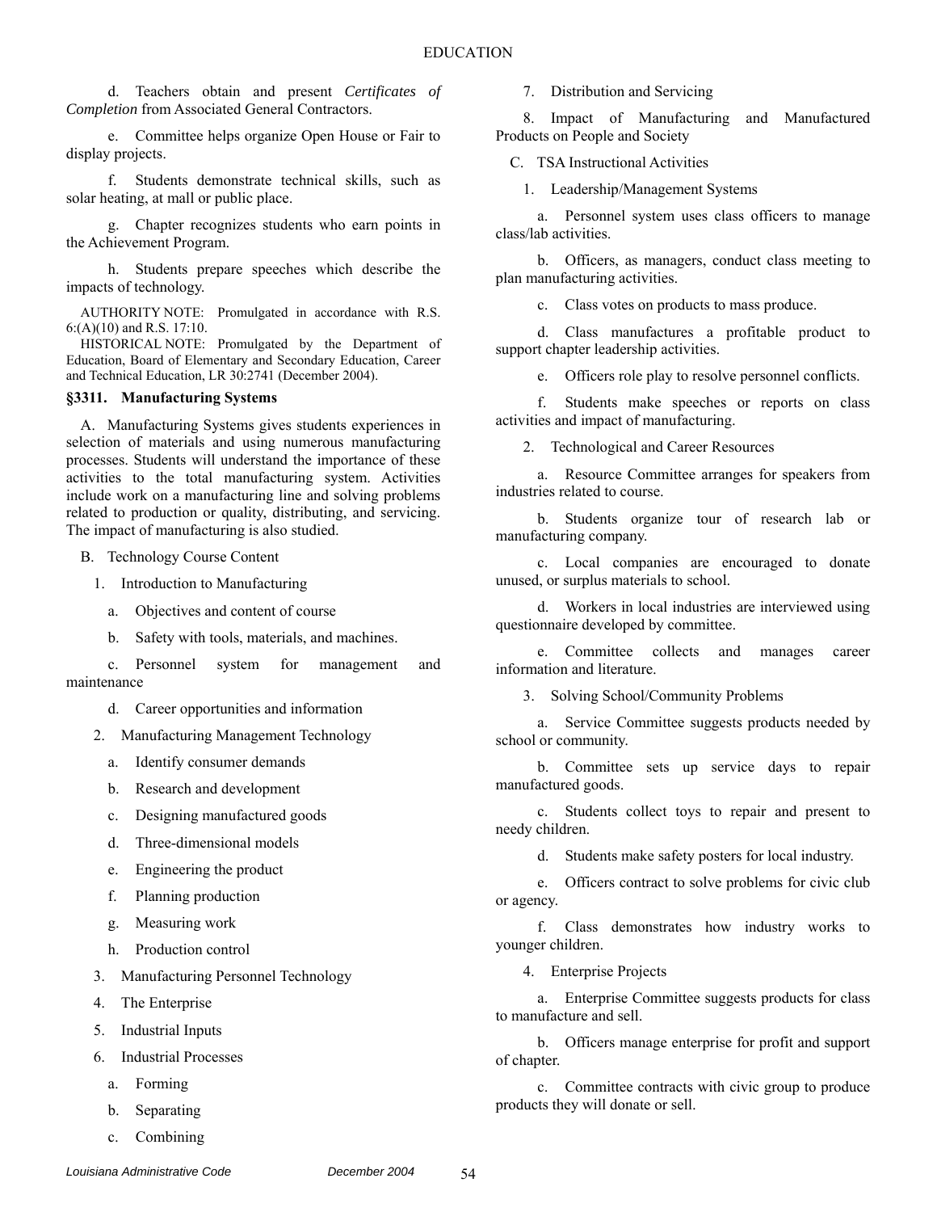d. Teachers obtain and present *Certificates of Completion* from Associated General Contractors.

e. Committee helps organize Open House or Fair to display projects.

f. Students demonstrate technical skills, such as solar heating, at mall or public place.

g. Chapter recognizes students who earn points in the Achievement Program.

h. Students prepare speeches which describe the impacts of technology.

AUTHORITY NOTE: Promulgated in accordance with R.S. 6:(A)(10) and R.S. 17:10.

HISTORICAL NOTE: Promulgated by the Department of Education, Board of Elementary and Secondary Education, Career and Technical Education, LR 30:2741 (December 2004).

### §3311. Manufacturing Systems

A. Manufacturing Systems gives students experiences in selection of materials and using numerous manufacturing processes. Students will understand the importance of these activities to the total manufacturing system. Activities include work on a manufacturing line and solving problems related to production or quality, distributing, and servicing. The impact of manufacturing is also studied.

B. Technology Course Content

1. Introduction to Manufacturing

a. Objectives and content of course

b. Safety with tools, materials, and machines.

c. Personnel system for management and maintenance

d. Career opportunities and information

2. Manufacturing Management Technology

a. Identify consumer demands

b. Research and development

c. Designing manufactured goods

d. Three-dimensional models

e. Engineering the product

f. Planning production

g. Measuring work

h. Production control

3. Manufacturing Personnel Technology

4. The Enterprise

5. Industrial Inputs

6. Industrial Processes

a. Forming

b. Separating

c. Combining

7. Distribution and Servicing

8. Impact of Manufacturing and Manufactured Products on People and Society

C. TSA Instructional Activities

1. Leadership/Management Systems

a. Personnel system uses class officers to manage class/lab activities.

b. Officers, as managers, conduct class meeting to plan manufacturing activities.

c. Class votes on products to mass produce.

d. Class manufactures a profitable product to support chapter leadership activities.

e. Officers role play to resolve personnel conflicts.

f. Students make speeches or reports on class activities and impact of manufacturing.

2. Technological and Career Resources

a. Resource Committee arranges for speakers from industries related to course.

b. Students organize tour of research lab or manufacturing company.

c. Local companies are encouraged to donate unused, or surplus materials to school.

d. Workers in local industries are interviewed using questionnaire developed by committee.

e. Committee collects and manages career information and literature.

3. Solving School/Community Problems

a. Service Committee suggests products needed by school or community.

b. Committee sets up service days to repair manufactured goods.

c. Students collect toys to repair and present to needy children.

d. Students make safety posters for local industry.

e. Officers contract to solve problems for civic club or agency.

f. Class demonstrates how industry works to younger children.

4. Enterprise Projects

a. Enterprise Committee suggests products for class to manufacture and sell.

b. Officers manage enterprise for profit and support of chapter.

c. Committee contracts with civic group to produce products they will donate or sell.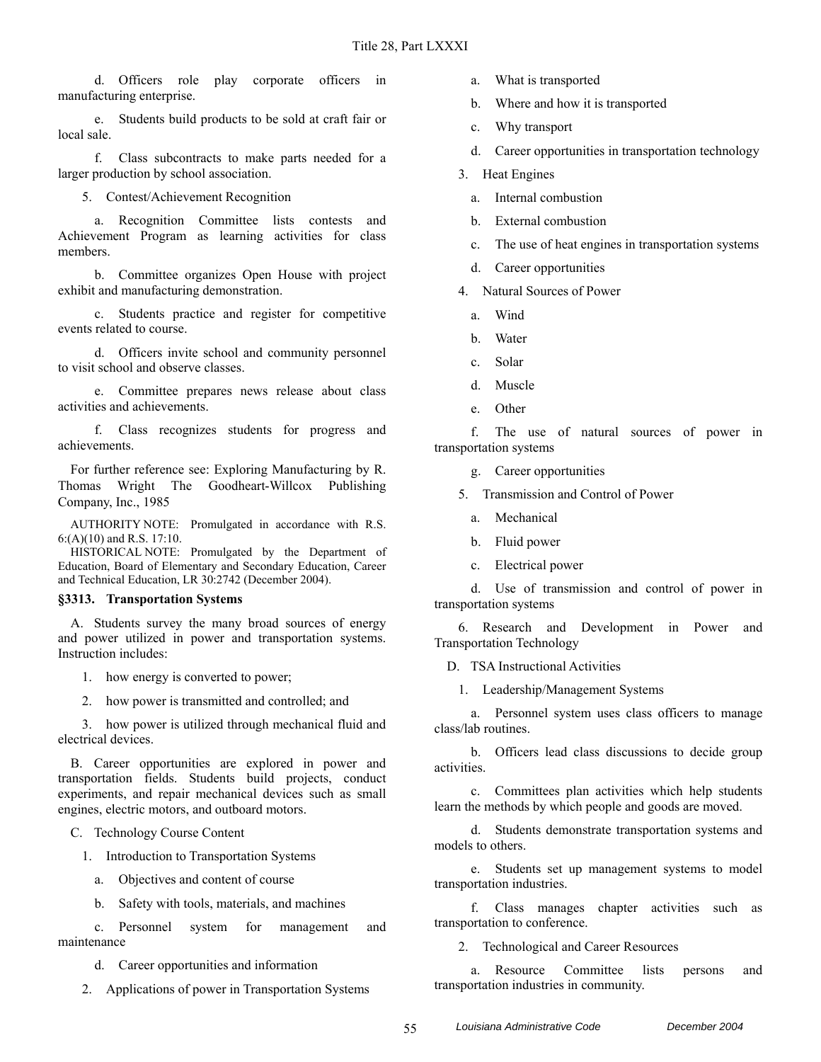d. Officers role play corporate officers in manufacturing enterprise.

e. Students build products to be sold at craft fair or local sale.

f. Class subcontracts to make parts needed for a larger production by school association.

5. Contest/Achievement Recognition

a. Recognition Committee lists contests and Achievement Program as learning activities for class members.

b. Committee organizes Open House with project exhibit and manufacturing demonstration.

c. Students practice and register for competitive events related to course.

d. Officers invite school and community personnel to visit school and observe classes.

e. Committee prepares news release about class activities and achievements.

f. Class recognizes students for progress and achievements.

For further reference see: Exploring Manufacturing by R. Thomas Wright The Goodheart-Willcox Publishing Company, Inc., 1985

AUTHORITY NOTE: Promulgated in accordance with R.S. 6:(A)(10) and R.S. 17:10.

HISTORICAL NOTE: Promulgated by the Department of Education, Board of Elementary and Secondary Education, Career and Technical Education, LR 30:2742 (December 2004).

### §3313. Transportation Systems

A. Students survey the many broad sources of energy and power utilized in power and transportation systems. Instruction includes:

1. how energy is converted to power;

2. how power is transmitted and controlled; and

3. how power is utilized through mechanical fluid and electrical devices.

B. Career opportunities are explored in power and transportation fields. Students build projects, conduct experiments, and repair mechanical devices such as small engines, electric motors, and outboard motors.

C. Technology Course Content

1. Introduction to Transportation Systems

a. Objectives and content of course

b. Safety with tools, materials, and machines

c. Personnel system for management and maintenance

d. Career opportunities and information

2. Applications of power in Transportation Systems

a. What is transported

b. Where and how it is transported

c. Why transport

d. Career opportunities in transportation technology

3. Heat Engines

a. Internal combustion

b. External combustion

c. The use of heat engines in transportation systems

d. Career opportunities

4. Natural Sources of Power

a. Wind

b. Water

c. Solar

d. Muscle

e. Other

f. The use of natural sources of power in transportation systems

g. Career opportunities

5. Transmission and Control of Power

a. Mechanical

b. Fluid power

c. Electrical power

d. Use of transmission and control of power in transportation systems

6. Research and Development in Power and Transportation Technology

D. TSA Instructional Activities

1. Leadership/Management Systems

a. Personnel system uses class officers to manage class/lab routines.

b. Officers lead class discussions to decide group activities.

c. Committees plan activities which help students learn the methods by which people and goods are moved.

d. Students demonstrate transportation systems and models to others.

e. Students set up management systems to model transportation industries.

f. Class manages chapter activities such as transportation to conference.

2. Technological and Career Resources

a. Resource Committee lists persons and transportation industries in community.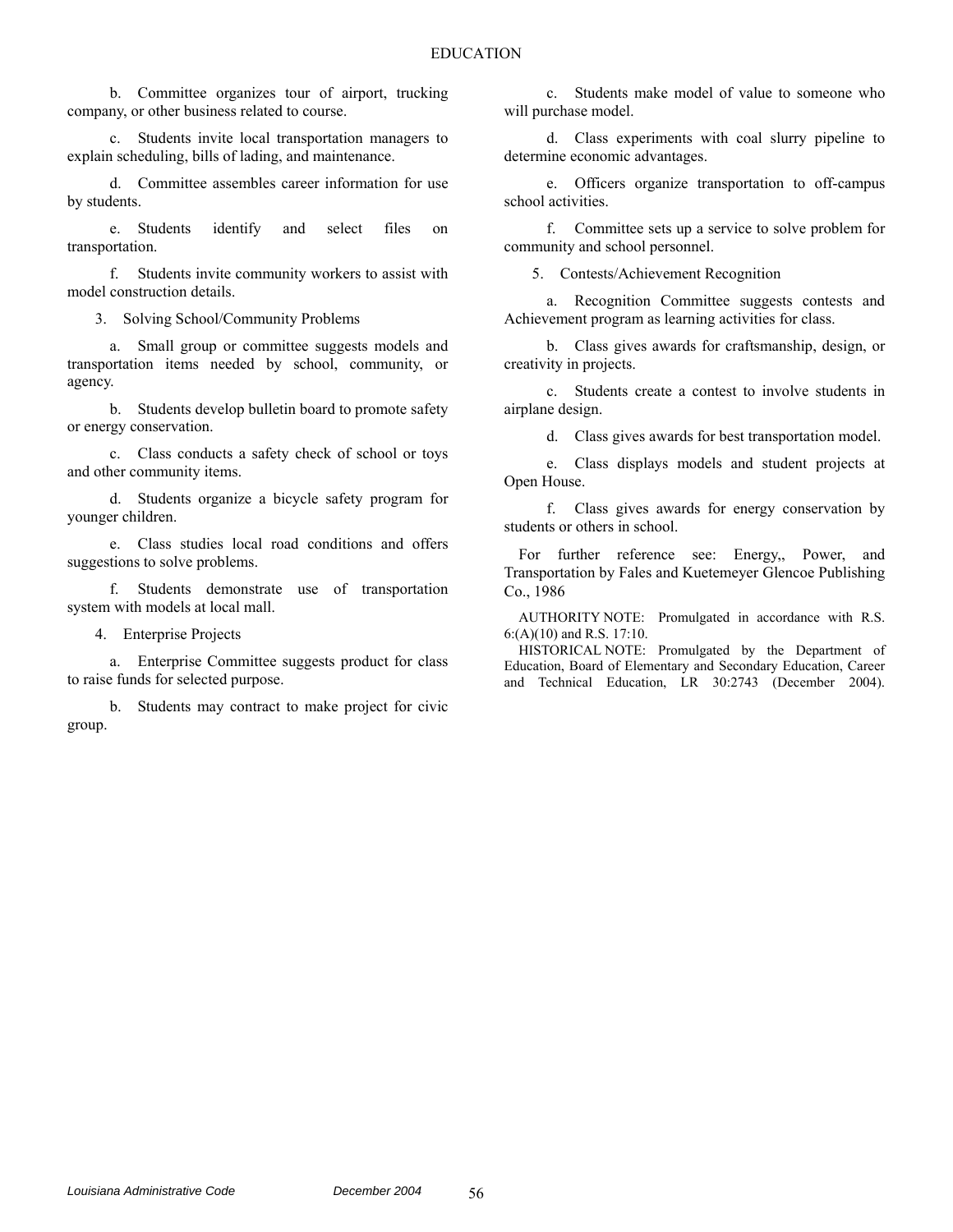b. Committee organizes tour of airport, trucking company, or other business related to course.

c. Students invite local transportation managers to explain scheduling, bills of lading, and maintenance.

d. Committee assembles career information for use by students.

e. Students identify and select files on transportation.

f. Students invite community workers to assist with model construction details.

3. Solving School/Community Problems

a. Small group or committee suggests models and transportation items needed by school, community, or agency.

b. Students develop bulletin board to promote safety or energy conservation.

c. Class conducts a safety check of school or toys and other community items.

d. Students organize a bicycle safety program for younger children.

e. Class studies local road conditions and offers suggestions to solve problems.

f. Students demonstrate use of transportation system with models at local mall.

4. Enterprise Projects

a. Enterprise Committee suggests product for class to raise funds for selected purpose.

b. Students may contract to make project for civic group.

c. Students make model of value to someone who will purchase model.

d. Class experiments with coal slurry pipeline to determine economic advantages.

e. Officers organize transportation to off-campus school activities.

f. Committee sets up a service to solve problem for community and school personnel.

5. Contests/Achievement Recognition

a. Recognition Committee suggests contests and Achievement program as learning activities for class.

b. Class gives awards for craftsmanship, design, or creativity in projects.

c. Students create a contest to involve students in airplane design.

d. Class gives awards for best transportation model.

e. Class displays models and student projects at Open House.

f. Class gives awards for energy conservation by students or others in school.

For further reference see: Energy,, Power, and Transportation by Fales and Kuetemeyer Glencoe Publishing Co., 1986

AUTHORITY NOTE: Promulgated in accordance with R.S. 6:(A)(10) and R.S. 17:10.

HISTORICAL NOTE: Promulgated by the Department of Education, Board of Elementary and Secondary Education, Career and Technical Education, LR 30:2743 (December 2004).